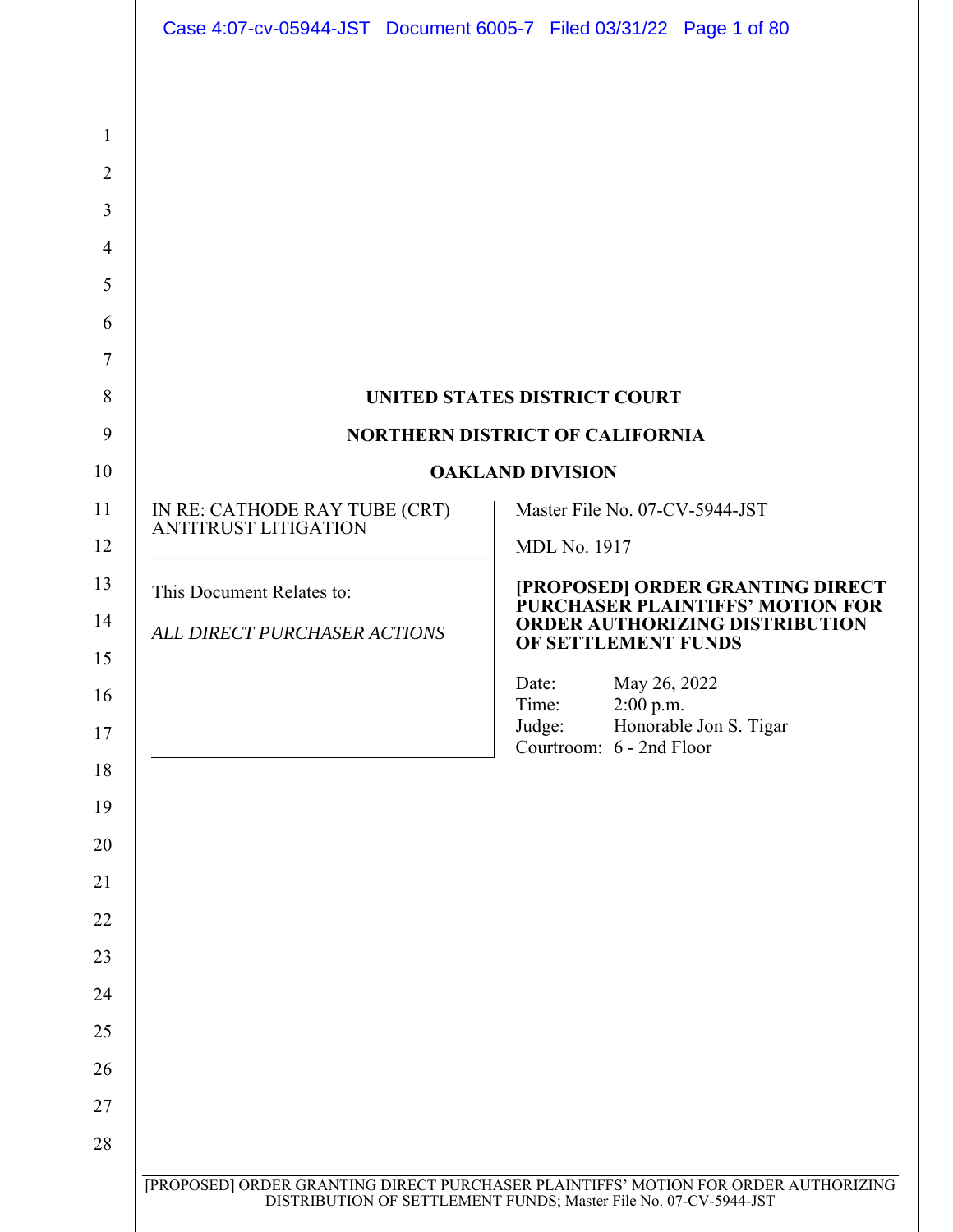**UNITED STATES DISTRICT COURT**

**NORTHERN DISTRICT OF CALIFORNIA**

**OAKLAND DIVISION**

| | |
|---|---|
| IN RE: CATHODE RAY TUBE (CRT) ANTITRUST LITIGATION<br><br>This Document Relates to:<br><br>*ALL DIRECT PURCHASER ACTIONS* | Master File No. 07-CV-5944-JST<br><br>MDL No. 1917<br><br>**[PROPOSED] ORDER GRANTING DIRECT PURCHASER PLAINTIFFS' MOTION FOR ORDER AUTHORIZING DISTRIBUTION OF SETTLEMENT FUNDS**<br><br>Date: May 26, 2022<br>Time: 2:00 p.m.<br>Judge: Honorable Jon S. Tigar<br>Courtroom: 6 - 2nd Floor |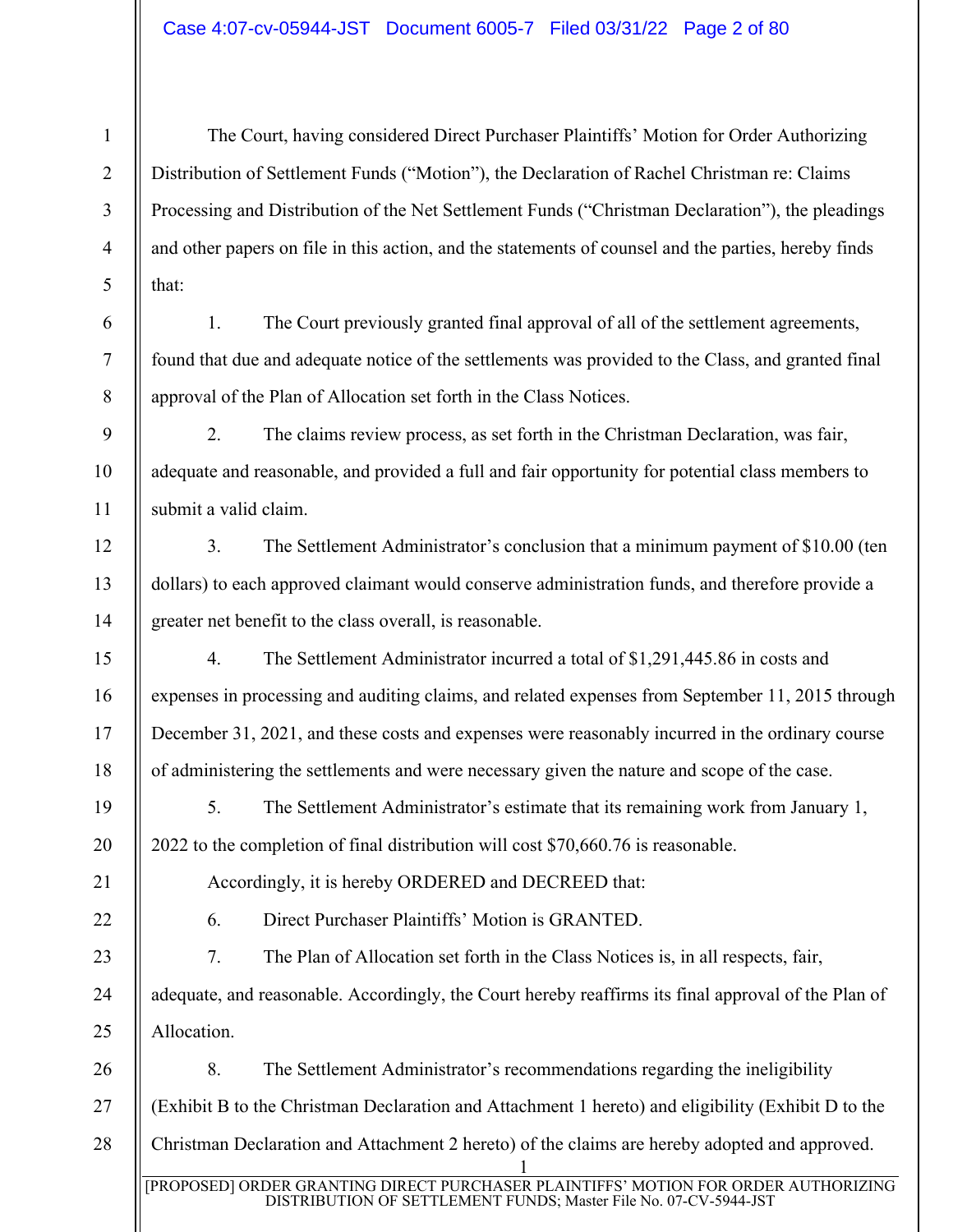The Court, having considered Direct Purchaser Plaintiffs' Motion for Order Authorizing Distribution of Settlement Funds ("Motion"), the Declaration of Rachel Christman re: Claims Processing and Distribution of the Net Settlement Funds ("Christman Declaration"), the pleadings and other papers on file in this action, and the statements of counsel and the parties, hereby finds that:

1. The Court previously granted final approval of all of the settlement agreements, found that due and adequate notice of the settlements was provided to the Class, and granted final approval of the Plan of Allocation set forth in the Class Notices.

2. The claims review process, as set forth in the Christman Declaration, was fair, adequate and reasonable, and provided a full and fair opportunity for potential class members to submit a valid claim.

3. The Settlement Administrator's conclusion that a minimum payment of $10.00 (ten dollars) to each approved claimant would conserve administration funds, and therefore provide a greater net benefit to the class overall, is reasonable.

4. The Settlement Administrator incurred a total of $1,291,445.86 in costs and expenses in processing and auditing claims, and related expenses from September 11, 2015 through December 31, 2021, and these costs and expenses were reasonably incurred in the ordinary course of administering the settlements and were necessary given the nature and scope of the case.

5. The Settlement Administrator's estimate that its remaining work from January 1, 2022 to the completion of final distribution will cost $70,660.76 is reasonable.

Accordingly, it is hereby ORDERED and DECREED that:

6. Direct Purchaser Plaintiffs' Motion is GRANTED.

7. The Plan of Allocation set forth in the Class Notices is, in all respects, fair, adequate, and reasonable. Accordingly, the Court hereby reaffirms its final approval of the Plan of Allocation.

8. The Settlement Administrator's recommendations regarding the ineligibility (Exhibit B to the Christman Declaration and Attachment 1 hereto) and eligibility (Exhibit D to the Christman Declaration and Attachment 2 hereto) of the claims are hereby adopted and approved.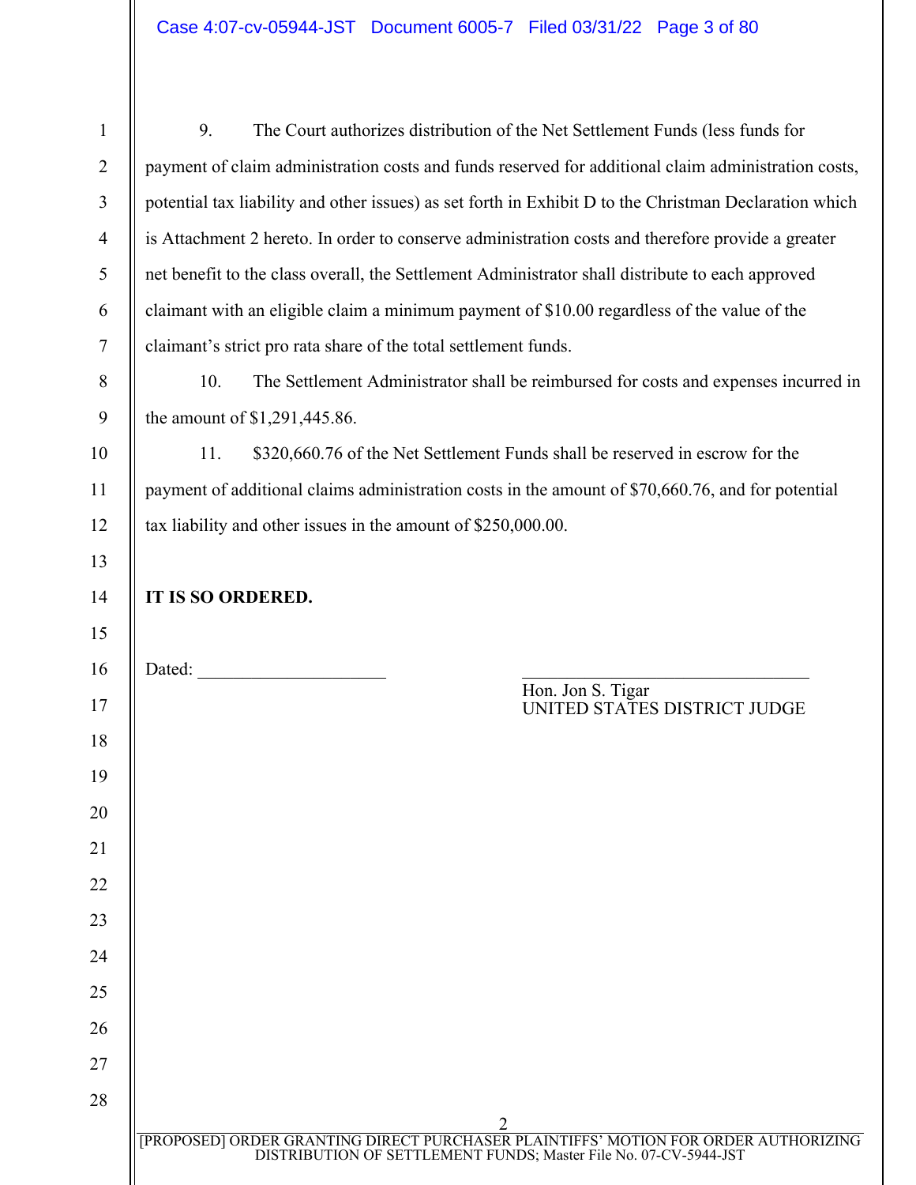9. The Court authorizes distribution of the Net Settlement Funds (less funds for payment of claim administration costs and funds reserved for additional claim administration costs, potential tax liability and other issues) as set forth in Exhibit D to the Christman Declaration which is Attachment 2 hereto. In order to conserve administration costs and therefore provide a greater net benefit to the class overall, the Settlement Administrator shall distribute to each approved claimant with an eligible claim a minimum payment of $10.00 regardless of the value of the claimant's strict pro rata share of the total settlement funds.

10. The Settlement Administrator shall be reimbursed for costs and expenses incurred in the amount of $1,291,445.86.

11. $320,660.76 of the Net Settlement Funds shall be reserved in escrow for the payment of additional claims administration costs in the amount of $70,660.76, and for potential tax liability and other issues in the amount of $250,000.00.

**IT IS SO ORDERED.**

Dated: ____________________

_______________________________
Hon. Jon S. Tigar
UNITED STATES DISTRICT JUDGE

[PROPOSED] ORDER GRANTING DIRECT PURCHASER PLAINTIFFS' MOTION FOR ORDER AUTHORIZING DISTRIBUTION OF SETTLEMENT FUNDS; Master File No. 07-CV-5944-JST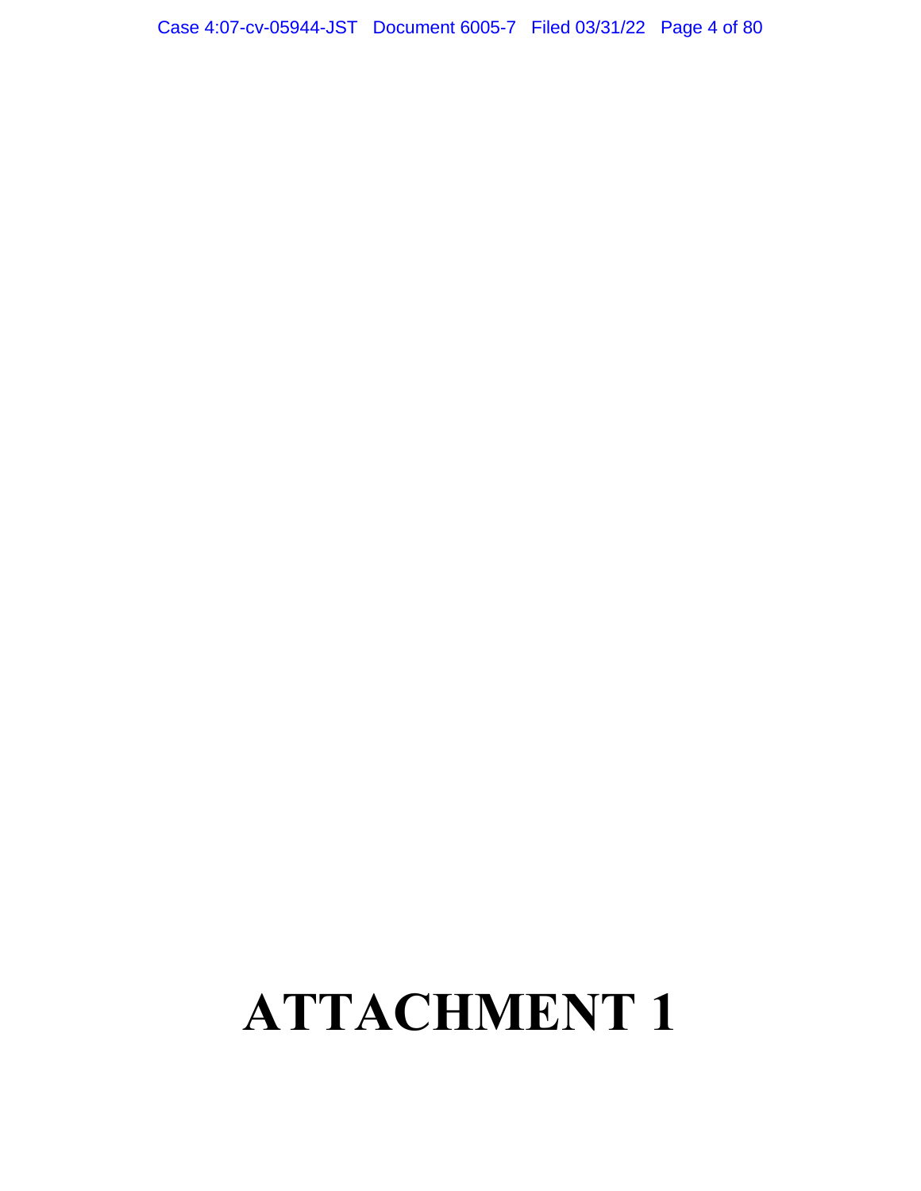# ATTACHMENT 1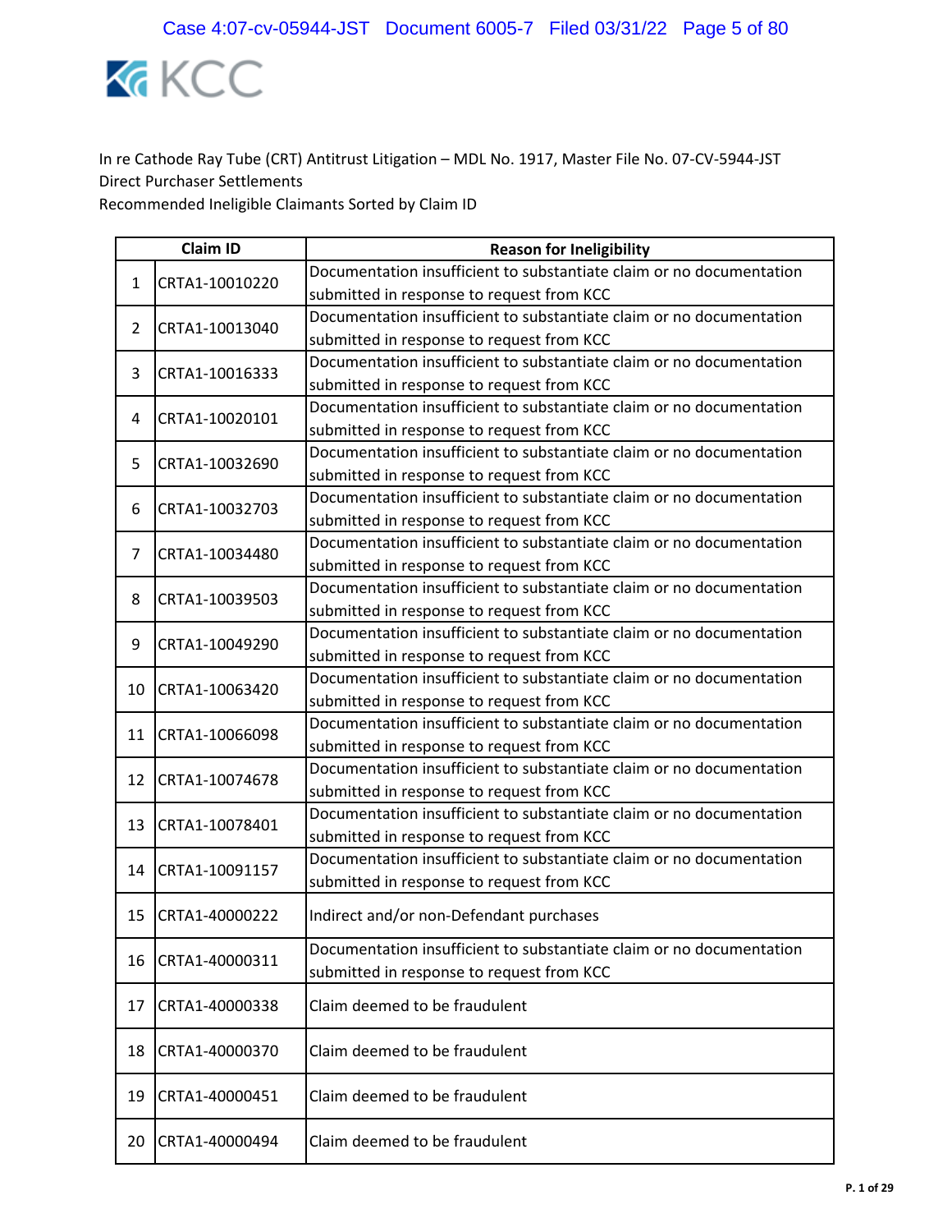KCC

In re Cathode Ray Tube (CRT) Antitrust Litigation – MDL No. 1917, Master File No. 07-CV-5944-JST
Direct Purchaser Settlements
Recommended Ineligible Claimants Sorted by Claim ID

| | Claim ID | Reason for Ineligibility |
|---|---|---|
| 1 | CRTA1-10010220 | Documentation insufficient to substantiate claim or no documentation submitted in response to request from KCC |
| 2 | CRTA1-10013040 | Documentation insufficient to substantiate claim or no documentation submitted in response to request from KCC |
| 3 | CRTA1-10016333 | Documentation insufficient to substantiate claim or no documentation submitted in response to request from KCC |
| 4 | CRTA1-10020101 | Documentation insufficient to substantiate claim or no documentation submitted in response to request from KCC |
| 5 | CRTA1-10032690 | Documentation insufficient to substantiate claim or no documentation submitted in response to request from KCC |
| 6 | CRTA1-10032703 | Documentation insufficient to substantiate claim or no documentation submitted in response to request from KCC |
| 7 | CRTA1-10034480 | Documentation insufficient to substantiate claim or no documentation submitted in response to request from KCC |
| 8 | CRTA1-10039503 | Documentation insufficient to substantiate claim or no documentation submitted in response to request from KCC |
| 9 | CRTA1-10049290 | Documentation insufficient to substantiate claim or no documentation submitted in response to request from KCC |
| 10 | CRTA1-10063420 | Documentation insufficient to substantiate claim or no documentation submitted in response to request from KCC |
| 11 | CRTA1-10066098 | Documentation insufficient to substantiate claim or no documentation submitted in response to request from KCC |
| 12 | CRTA1-10074678 | Documentation insufficient to substantiate claim or no documentation submitted in response to request from KCC |
| 13 | CRTA1-10078401 | Documentation insufficient to substantiate claim or no documentation submitted in response to request from KCC |
| 14 | CRTA1-10091157 | Documentation insufficient to substantiate claim or no documentation submitted in response to request from KCC |
| 15 | CRTA1-40000222 | Indirect and/or non-Defendant purchases |
| 16 | CRTA1-40000311 | Documentation insufficient to substantiate claim or no documentation submitted in response to request from KCC |
| 17 | CRTA1-40000338 | Claim deemed to be fraudulent |
| 18 | CRTA1-40000370 | Claim deemed to be fraudulent |
| 19 | CRTA1-40000451 | Claim deemed to be fraudulent |
| 20 | CRTA1-40000494 | Claim deemed to be fraudulent |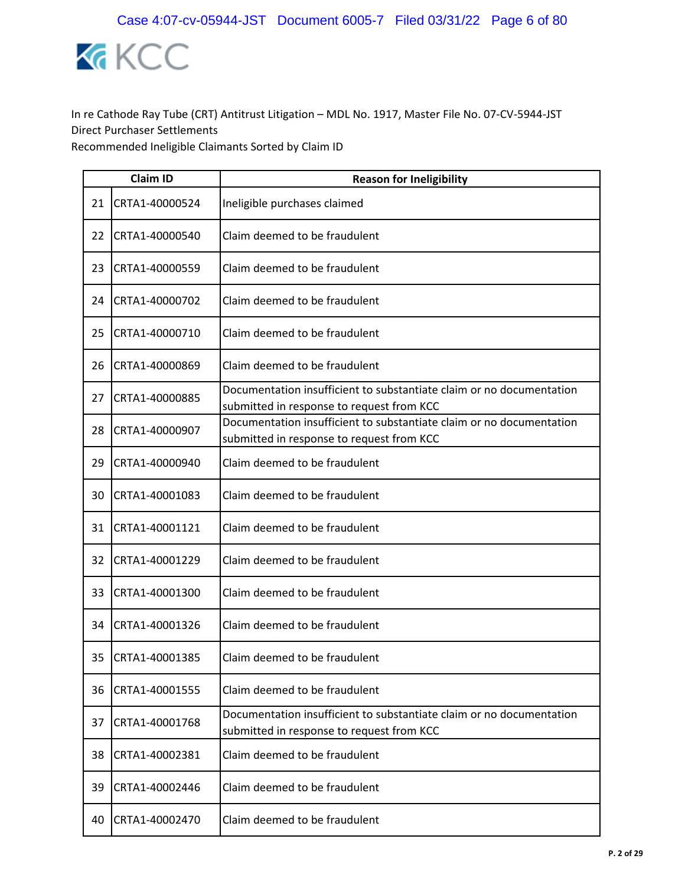In re Cathode Ray Tube (CRT) Antitrust Litigation – MDL No. 1917, Master File No. 07-CV-5944-JST
Direct Purchaser Settlements
Recommended Ineligible Claimants Sorted by Claim ID

| | Claim ID | Reason for Ineligibility |
|---|---|---|
| 21 | CRTA1-40000524 | Ineligible purchases claimed |
| 22 | CRTA1-40000540 | Claim deemed to be fraudulent |
| 23 | CRTA1-40000559 | Claim deemed to be fraudulent |
| 24 | CRTA1-40000702 | Claim deemed to be fraudulent |
| 25 | CRTA1-40000710 | Claim deemed to be fraudulent |
| 26 | CRTA1-40000869 | Claim deemed to be fraudulent |
| 27 | CRTA1-40000885 | Documentation insufficient to substantiate claim or no documentation submitted in response to request from KCC |
| 28 | CRTA1-40000907 | Documentation insufficient to substantiate claim or no documentation submitted in response to request from KCC |
| 29 | CRTA1-40000940 | Claim deemed to be fraudulent |
| 30 | CRTA1-40001083 | Claim deemed to be fraudulent |
| 31 | CRTA1-40001121 | Claim deemed to be fraudulent |
| 32 | CRTA1-40001229 | Claim deemed to be fraudulent |
| 33 | CRTA1-40001300 | Claim deemed to be fraudulent |
| 34 | CRTA1-40001326 | Claim deemed to be fraudulent |
| 35 | CRTA1-40001385 | Claim deemed to be fraudulent |
| 36 | CRTA1-40001555 | Claim deemed to be fraudulent |
| 37 | CRTA1-40001768 | Documentation insufficient to substantiate claim or no documentation submitted in response to request from KCC |
| 38 | CRTA1-40002381 | Claim deemed to be fraudulent |
| 39 | CRTA1-40002446 | Claim deemed to be fraudulent |
| 40 | CRTA1-40002470 | Claim deemed to be fraudulent |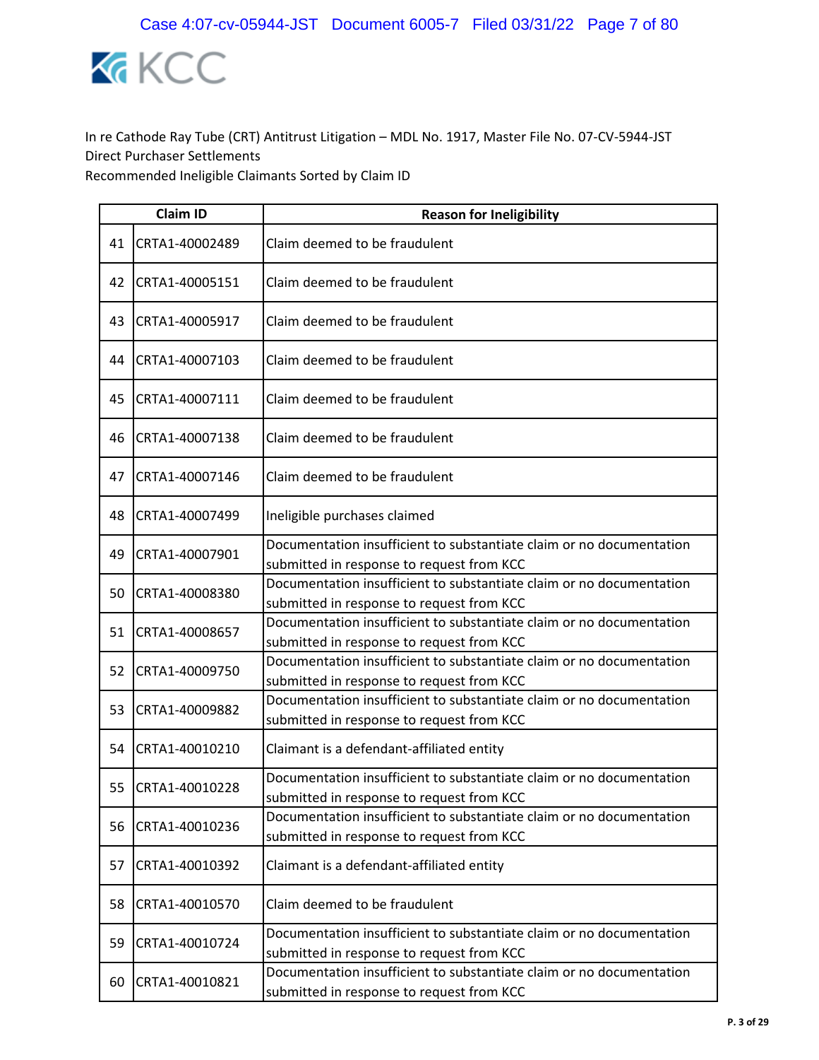In re Cathode Ray Tube (CRT) Antitrust Litigation – MDL No. 1917, Master File No. 07-CV-5944-JST
Direct Purchaser Settlements
Recommended Ineligible Claimants Sorted by Claim ID

| | Claim ID | Reason for Ineligibility |
|---|---|---|
| 41 | CRTA1-40002489 | Claim deemed to be fraudulent |
| 42 | CRTA1-40005151 | Claim deemed to be fraudulent |
| 43 | CRTA1-40005917 | Claim deemed to be fraudulent |
| 44 | CRTA1-40007103 | Claim deemed to be fraudulent |
| 45 | CRTA1-40007111 | Claim deemed to be fraudulent |
| 46 | CRTA1-40007138 | Claim deemed to be fraudulent |
| 47 | CRTA1-40007146 | Claim deemed to be fraudulent |
| 48 | CRTA1-40007499 | Ineligible purchases claimed |
| 49 | CRTA1-40007901 | Documentation insufficient to substantiate claim or no documentation submitted in response to request from KCC |
| 50 | CRTA1-40008380 | Documentation insufficient to substantiate claim or no documentation submitted in response to request from KCC |
| 51 | CRTA1-40008657 | Documentation insufficient to substantiate claim or no documentation submitted in response to request from KCC |
| 52 | CRTA1-40009750 | Documentation insufficient to substantiate claim or no documentation submitted in response to request from KCC |
| 53 | CRTA1-40009882 | Documentation insufficient to substantiate claim or no documentation submitted in response to request from KCC |
| 54 | CRTA1-40010210 | Claimant is a defendant-affiliated entity |
| 55 | CRTA1-40010228 | Documentation insufficient to substantiate claim or no documentation submitted in response to request from KCC |
| 56 | CRTA1-40010236 | Documentation insufficient to substantiate claim or no documentation submitted in response to request from KCC |
| 57 | CRTA1-40010392 | Claimant is a defendant-affiliated entity |
| 58 | CRTA1-40010570 | Claim deemed to be fraudulent |
| 59 | CRTA1-40010724 | Documentation insufficient to substantiate claim or no documentation submitted in response to request from KCC |
| 60 | CRTA1-40010821 | Documentation insufficient to substantiate claim or no documentation submitted in response to request from KCC |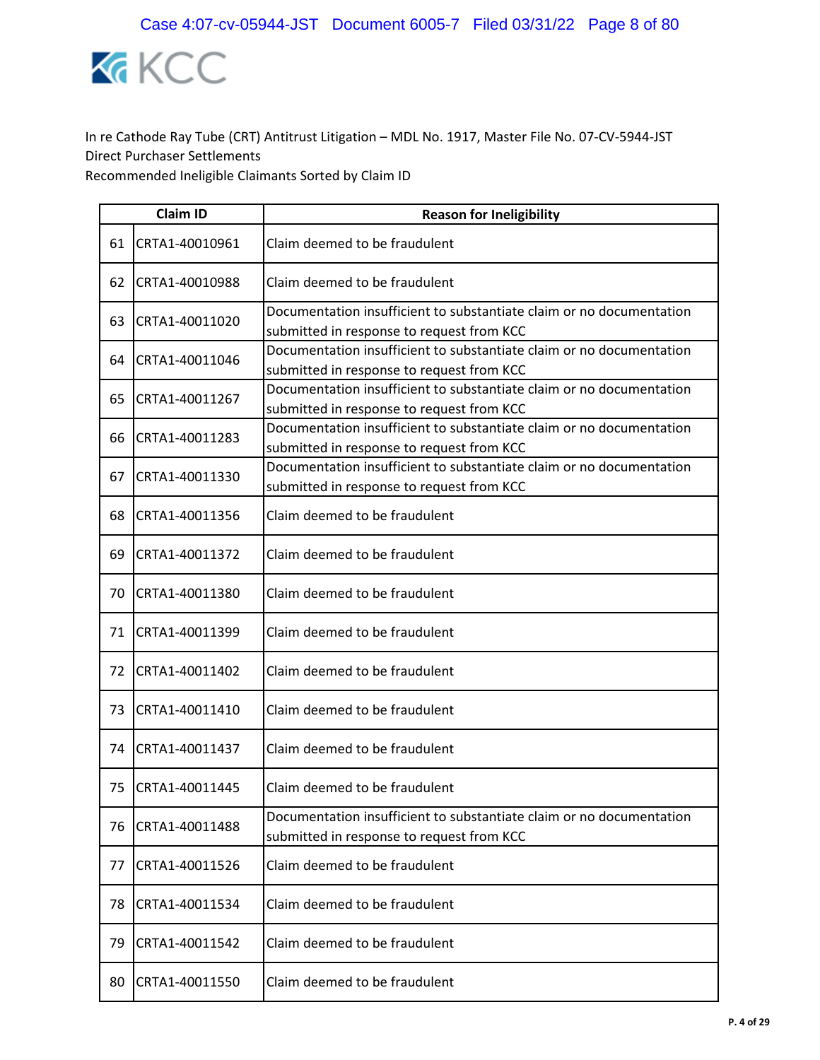KCC

In re Cathode Ray Tube (CRT) Antitrust Litigation – MDL No. 1917, Master File No. 07-CV-5944-JST
Direct Purchaser Settlements
Recommended Ineligible Claimants Sorted by Claim ID

| Claim ID | | Reason for Ineligibility |
|---|---|---|
| 61 | CRTA1-40010961 | Claim deemed to be fraudulent |
| 62 | CRTA1-40010988 | Claim deemed to be fraudulent |
| 63 | CRTA1-40011020 | Documentation insufficient to substantiate claim or no documentation submitted in response to request from KCC |
| 64 | CRTA1-40011046 | Documentation insufficient to substantiate claim or no documentation submitted in response to request from KCC |
| 65 | CRTA1-40011267 | Documentation insufficient to substantiate claim or no documentation submitted in response to request from KCC |
| 66 | CRTA1-40011283 | Documentation insufficient to substantiate claim or no documentation submitted in response to request from KCC |
| 67 | CRTA1-40011330 | Documentation insufficient to substantiate claim or no documentation submitted in response to request from KCC |
| 68 | CRTA1-40011356 | Claim deemed to be fraudulent |
| 69 | CRTA1-40011372 | Claim deemed to be fraudulent |
| 70 | CRTA1-40011380 | Claim deemed to be fraudulent |
| 71 | CRTA1-40011399 | Claim deemed to be fraudulent |
| 72 | CRTA1-40011402 | Claim deemed to be fraudulent |
| 73 | CRTA1-40011410 | Claim deemed to be fraudulent |
| 74 | CRTA1-40011437 | Claim deemed to be fraudulent |
| 75 | CRTA1-40011445 | Claim deemed to be fraudulent |
| 76 | CRTA1-40011488 | Documentation insufficient to substantiate claim or no documentation submitted in response to request from KCC |
| 77 | CRTA1-40011526 | Claim deemed to be fraudulent |
| 78 | CRTA1-40011534 | Claim deemed to be fraudulent |
| 79 | CRTA1-40011542 | Claim deemed to be fraudulent |
| 80 | CRTA1-40011550 | Claim deemed to be fraudulent |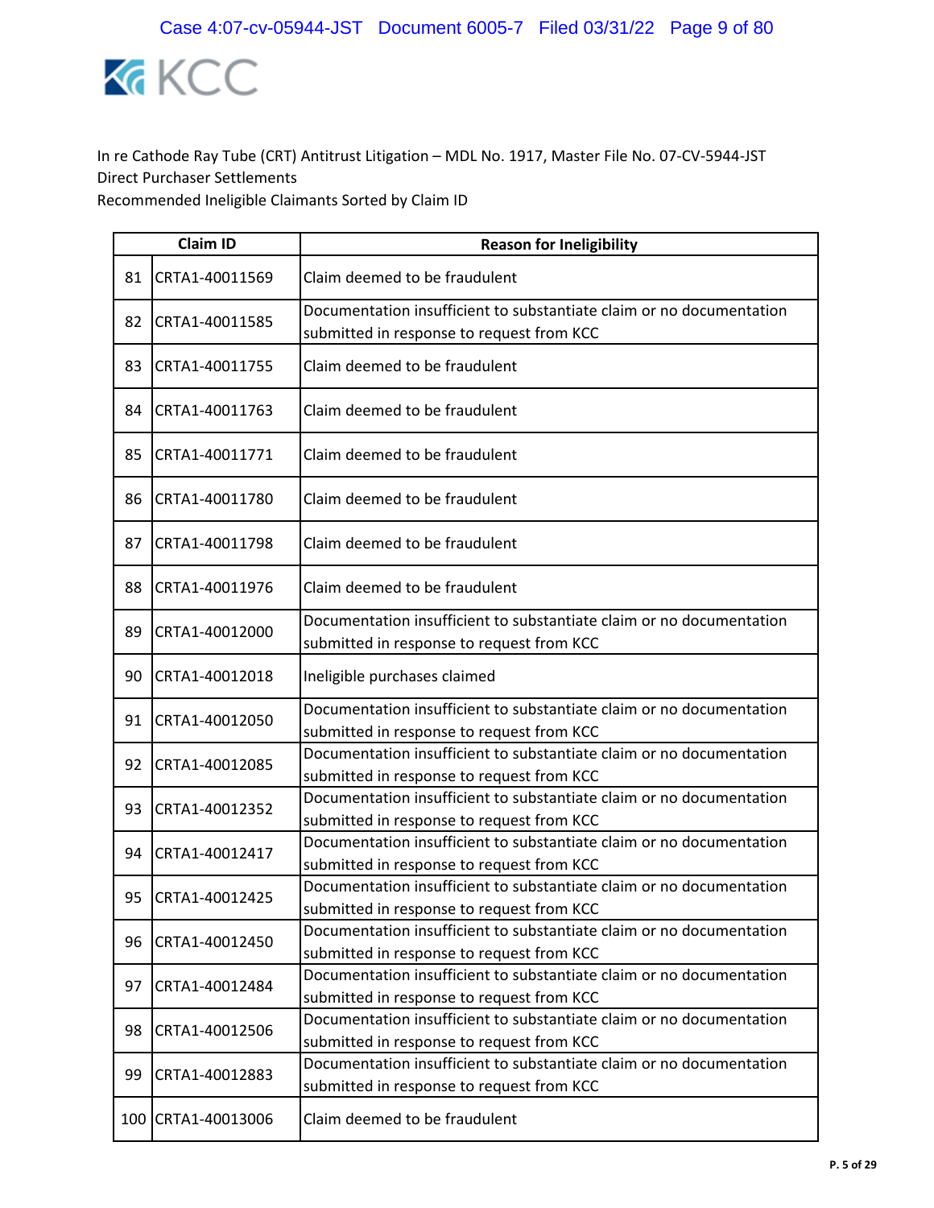In re Cathode Ray Tube (CRT) Antitrust Litigation – MDL No. 1917, Master File No. 07-CV-5944-JST
Direct Purchaser Settlements
Recommended Ineligible Claimants Sorted by Claim ID

| | Claim ID | Reason for Ineligibility |
|---|---|---|
| 81 | CRTA1-40011569 | Claim deemed to be fraudulent |
| 82 | CRTA1-40011585 | Documentation insufficient to substantiate claim or no documentation submitted in response to request from KCC |
| 83 | CRTA1-40011755 | Claim deemed to be fraudulent |
| 84 | CRTA1-40011763 | Claim deemed to be fraudulent |
| 85 | CRTA1-40011771 | Claim deemed to be fraudulent |
| 86 | CRTA1-40011780 | Claim deemed to be fraudulent |
| 87 | CRTA1-40011798 | Claim deemed to be fraudulent |
| 88 | CRTA1-40011976 | Claim deemed to be fraudulent |
| 89 | CRTA1-40012000 | Documentation insufficient to substantiate claim or no documentation submitted in response to request from KCC |
| 90 | CRTA1-40012018 | Ineligible purchases claimed |
| 91 | CRTA1-40012050 | Documentation insufficient to substantiate claim or no documentation submitted in response to request from KCC |
| 92 | CRTA1-40012085 | Documentation insufficient to substantiate claim or no documentation submitted in response to request from KCC |
| 93 | CRTA1-40012352 | Documentation insufficient to substantiate claim or no documentation submitted in response to request from KCC |
| 94 | CRTA1-40012417 | Documentation insufficient to substantiate claim or no documentation submitted in response to request from KCC |
| 95 | CRTA1-40012425 | Documentation insufficient to substantiate claim or no documentation submitted in response to request from KCC |
| 96 | CRTA1-40012450 | Documentation insufficient to substantiate claim or no documentation submitted in response to request from KCC |
| 97 | CRTA1-40012484 | Documentation insufficient to substantiate claim or no documentation submitted in response to request from KCC |
| 98 | CRTA1-40012506 | Documentation insufficient to substantiate claim or no documentation submitted in response to request from KCC |
| 99 | CRTA1-40012883 | Documentation insufficient to substantiate claim or no documentation submitted in response to request from KCC |
| 100 | CRTA1-40013006 | Claim deemed to be fraudulent |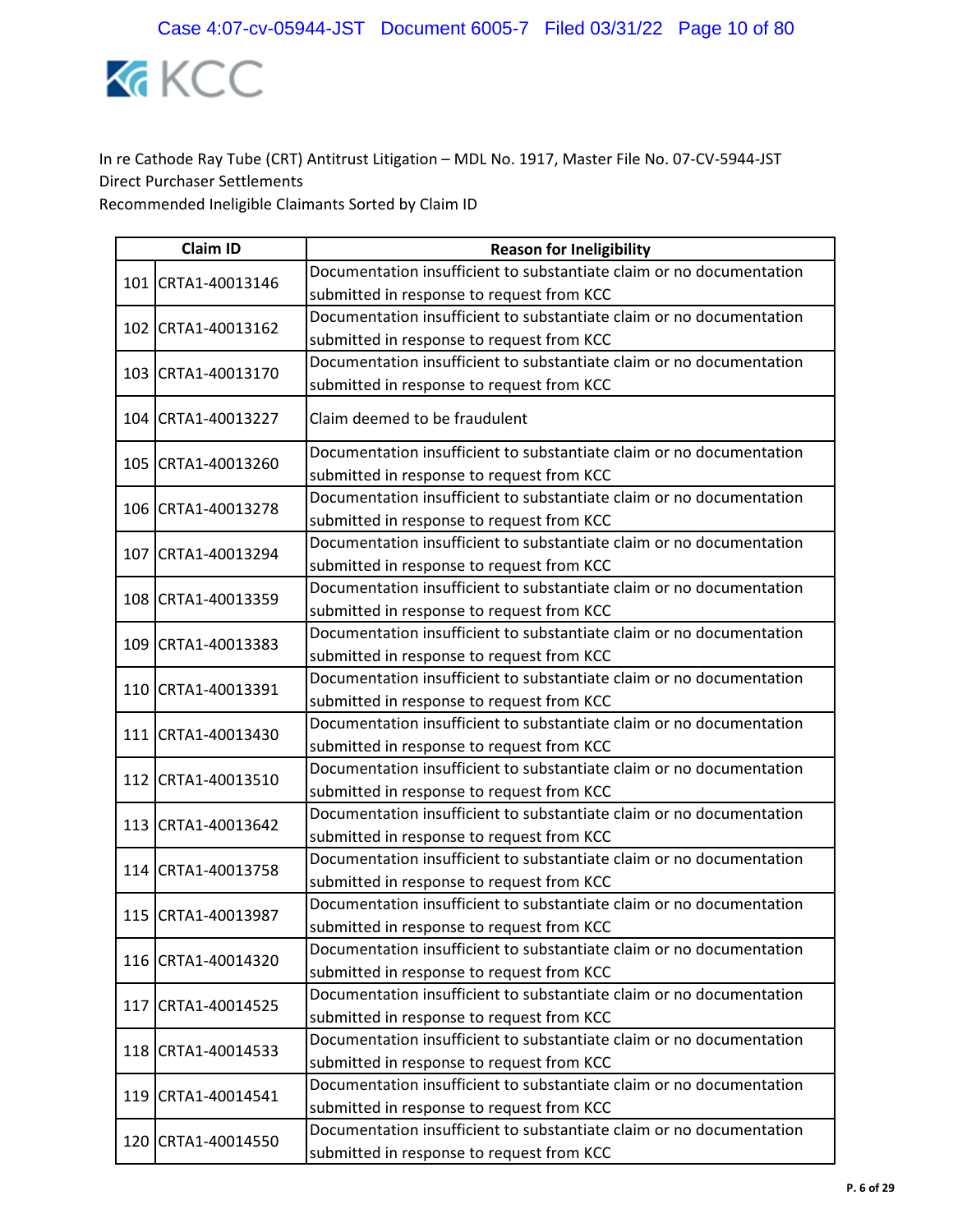KCC

In re Cathode Ray Tube (CRT) Antitrust Litigation – MDL No. 1917, Master File No. 07-CV-5944-JST
Direct Purchaser Settlements
Recommended Ineligible Claimants Sorted by Claim ID

| | Claim ID | Reason for Ineligibility |
|---|---|---|
| 101 | CRTA1-40013146 | Documentation insufficient to substantiate claim or no documentation submitted in response to request from KCC |
| 102 | CRTA1-40013162 | Documentation insufficient to substantiate claim or no documentation submitted in response to request from KCC |
| 103 | CRTA1-40013170 | Documentation insufficient to substantiate claim or no documentation submitted in response to request from KCC |
| 104 | CRTA1-40013227 | Claim deemed to be fraudulent |
| 105 | CRTA1-40013260 | Documentation insufficient to substantiate claim or no documentation submitted in response to request from KCC |
| 106 | CRTA1-40013278 | Documentation insufficient to substantiate claim or no documentation submitted in response to request from KCC |
| 107 | CRTA1-40013294 | Documentation insufficient to substantiate claim or no documentation submitted in response to request from KCC |
| 108 | CRTA1-40013359 | Documentation insufficient to substantiate claim or no documentation submitted in response to request from KCC |
| 109 | CRTA1-40013383 | Documentation insufficient to substantiate claim or no documentation submitted in response to request from KCC |
| 110 | CRTA1-40013391 | Documentation insufficient to substantiate claim or no documentation submitted in response to request from KCC |
| 111 | CRTA1-40013430 | Documentation insufficient to substantiate claim or no documentation submitted in response to request from KCC |
| 112 | CRTA1-40013510 | Documentation insufficient to substantiate claim or no documentation submitted in response to request from KCC |
| 113 | CRTA1-40013642 | Documentation insufficient to substantiate claim or no documentation submitted in response to request from KCC |
| 114 | CRTA1-40013758 | Documentation insufficient to substantiate claim or no documentation submitted in response to request from KCC |
| 115 | CRTA1-40013987 | Documentation insufficient to substantiate claim or no documentation submitted in response to request from KCC |
| 116 | CRTA1-40014320 | Documentation insufficient to substantiate claim or no documentation submitted in response to request from KCC |
| 117 | CRTA1-40014525 | Documentation insufficient to substantiate claim or no documentation submitted in response to request from KCC |
| 118 | CRTA1-40014533 | Documentation insufficient to substantiate claim or no documentation submitted in response to request from KCC |
| 119 | CRTA1-40014541 | Documentation insufficient to substantiate claim or no documentation submitted in response to request from KCC |
| 120 | CRTA1-40014550 | Documentation insufficient to substantiate claim or no documentation submitted in response to request from KCC |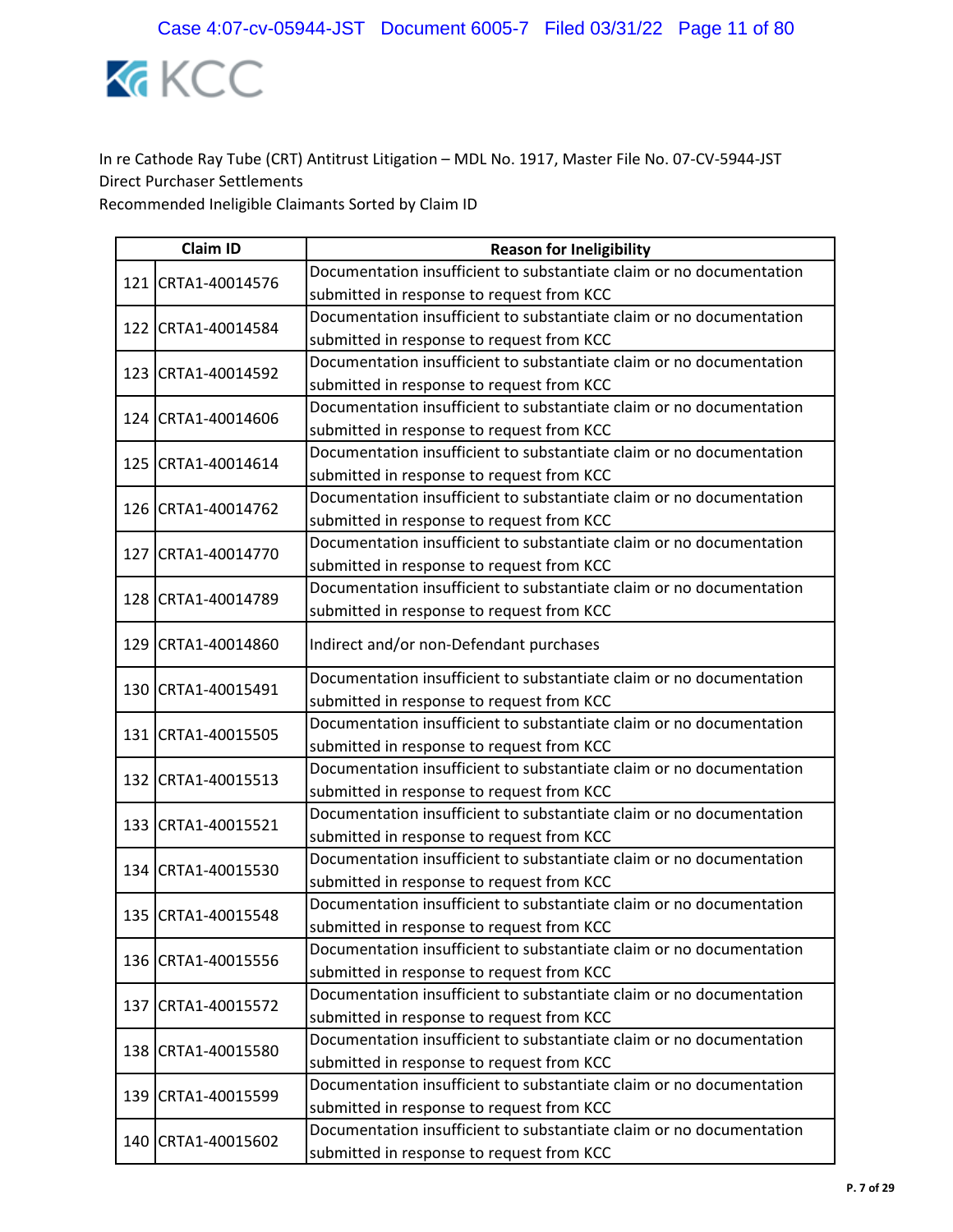In re Cathode Ray Tube (CRT) Antitrust Litigation – MDL No. 1917, Master File No. 07-CV-5944-JST
Direct Purchaser Settlements
Recommended Ineligible Claimants Sorted by Claim ID

| Claim ID | | Reason for Ineligibility |
|---|---|---|
| 121 | CRTA1-40014576 | Documentation insufficient to substantiate claim or no documentation submitted in response to request from KCC |
| 122 | CRTA1-40014584 | Documentation insufficient to substantiate claim or no documentation submitted in response to request from KCC |
| 123 | CRTA1-40014592 | Documentation insufficient to substantiate claim or no documentation submitted in response to request from KCC |
| 124 | CRTA1-40014606 | Documentation insufficient to substantiate claim or no documentation submitted in response to request from KCC |
| 125 | CRTA1-40014614 | Documentation insufficient to substantiate claim or no documentation submitted in response to request from KCC |
| 126 | CRTA1-40014762 | Documentation insufficient to substantiate claim or no documentation submitted in response to request from KCC |
| 127 | CRTA1-40014770 | Documentation insufficient to substantiate claim or no documentation submitted in response to request from KCC |
| 128 | CRTA1-40014789 | Documentation insufficient to substantiate claim or no documentation submitted in response to request from KCC |
| 129 | CRTA1-40014860 | Indirect and/or non-Defendant purchases |
| 130 | CRTA1-40015491 | Documentation insufficient to substantiate claim or no documentation submitted in response to request from KCC |
| 131 | CRTA1-40015505 | Documentation insufficient to substantiate claim or no documentation submitted in response to request from KCC |
| 132 | CRTA1-40015513 | Documentation insufficient to substantiate claim or no documentation submitted in response to request from KCC |
| 133 | CRTA1-40015521 | Documentation insufficient to substantiate claim or no documentation submitted in response to request from KCC |
| 134 | CRTA1-40015530 | Documentation insufficient to substantiate claim or no documentation submitted in response to request from KCC |
| 135 | CRTA1-40015548 | Documentation insufficient to substantiate claim or no documentation submitted in response to request from KCC |
| 136 | CRTA1-40015556 | Documentation insufficient to substantiate claim or no documentation submitted in response to request from KCC |
| 137 | CRTA1-40015572 | Documentation insufficient to substantiate claim or no documentation submitted in response to request from KCC |
| 138 | CRTA1-40015580 | Documentation insufficient to substantiate claim or no documentation submitted in response to request from KCC |
| 139 | CRTA1-40015599 | Documentation insufficient to substantiate claim or no documentation submitted in response to request from KCC |
| 140 | CRTA1-40015602 | Documentation insufficient to substantiate claim or no documentation submitted in response to request from KCC |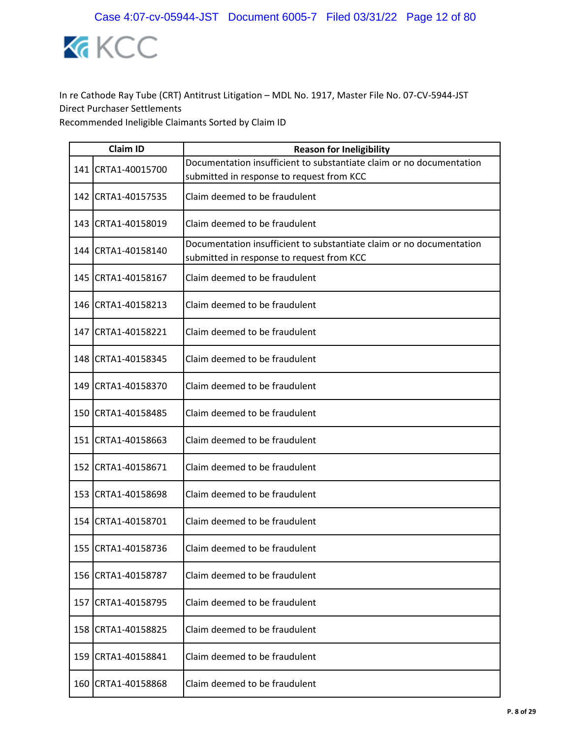In re Cathode Ray Tube (CRT) Antitrust Litigation – MDL No. 1917, Master File No. 07-CV-5944-JST
Direct Purchaser Settlements
Recommended Ineligible Claimants Sorted by Claim ID

| | Claim ID | Reason for Ineligibility |
|---|---|---|
| 141 | CRTA1-40015700 | Documentation insufficient to substantiate claim or no documentation submitted in response to request from KCC |
| 142 | CRTA1-40157535 | Claim deemed to be fraudulent |
| 143 | CRTA1-40158019 | Claim deemed to be fraudulent |
| 144 | CRTA1-40158140 | Documentation insufficient to substantiate claim or no documentation submitted in response to request from KCC |
| 145 | CRTA1-40158167 | Claim deemed to be fraudulent |
| 146 | CRTA1-40158213 | Claim deemed to be fraudulent |
| 147 | CRTA1-40158221 | Claim deemed to be fraudulent |
| 148 | CRTA1-40158345 | Claim deemed to be fraudulent |
| 149 | CRTA1-40158370 | Claim deemed to be fraudulent |
| 150 | CRTA1-40158485 | Claim deemed to be fraudulent |
| 151 | CRTA1-40158663 | Claim deemed to be fraudulent |
| 152 | CRTA1-40158671 | Claim deemed to be fraudulent |
| 153 | CRTA1-40158698 | Claim deemed to be fraudulent |
| 154 | CRTA1-40158701 | Claim deemed to be fraudulent |
| 155 | CRTA1-40158736 | Claim deemed to be fraudulent |
| 156 | CRTA1-40158787 | Claim deemed to be fraudulent |
| 157 | CRTA1-40158795 | Claim deemed to be fraudulent |
| 158 | CRTA1-40158825 | Claim deemed to be fraudulent |
| 159 | CRTA1-40158841 | Claim deemed to be fraudulent |
| 160 | CRTA1-40158868 | Claim deemed to be fraudulent |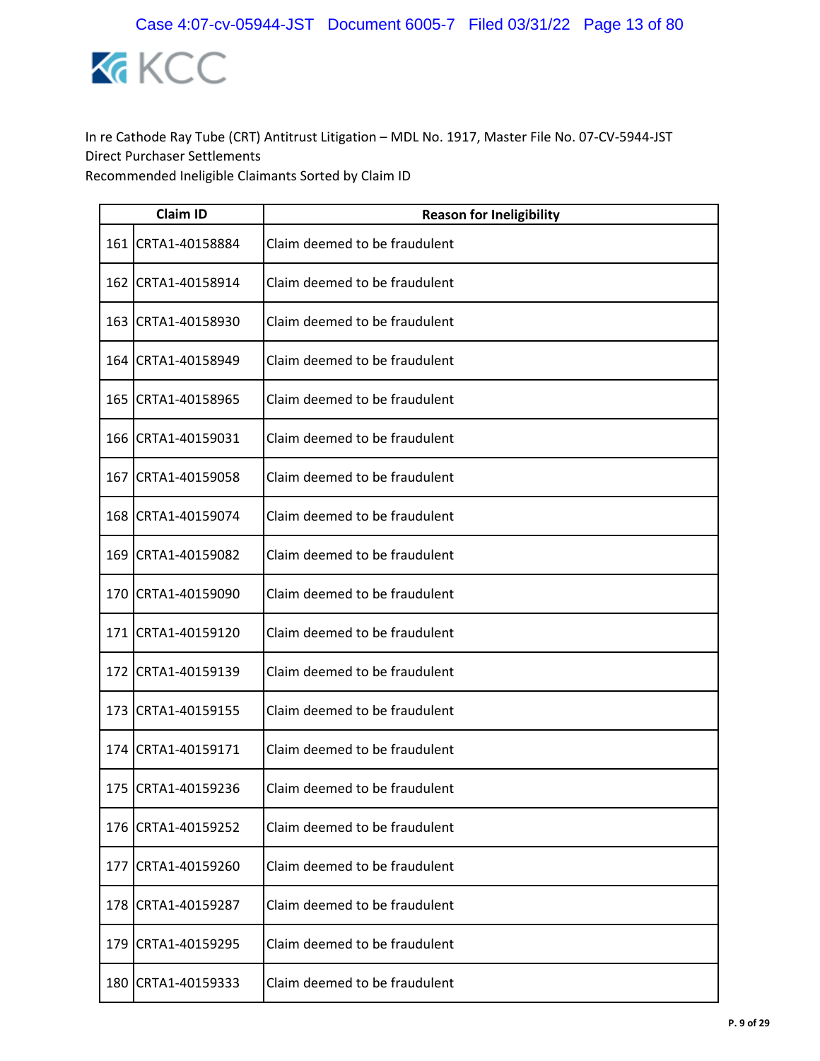KCC

In re Cathode Ray Tube (CRT) Antitrust Litigation – MDL No. 1917, Master File No. 07-CV-5944-JST
Direct Purchaser Settlements
Recommended Ineligible Claimants Sorted by Claim ID

| | Claim ID | Reason for Ineligibility |
|---|---|---|
| 161 | CRTA1-40158884 | Claim deemed to be fraudulent |
| 162 | CRTA1-40158914 | Claim deemed to be fraudulent |
| 163 | CRTA1-40158930 | Claim deemed to be fraudulent |
| 164 | CRTA1-40158949 | Claim deemed to be fraudulent |
| 165 | CRTA1-40158965 | Claim deemed to be fraudulent |
| 166 | CRTA1-40159031 | Claim deemed to be fraudulent |
| 167 | CRTA1-40159058 | Claim deemed to be fraudulent |
| 168 | CRTA1-40159074 | Claim deemed to be fraudulent |
| 169 | CRTA1-40159082 | Claim deemed to be fraudulent |
| 170 | CRTA1-40159090 | Claim deemed to be fraudulent |
| 171 | CRTA1-40159120 | Claim deemed to be fraudulent |
| 172 | CRTA1-40159139 | Claim deemed to be fraudulent |
| 173 | CRTA1-40159155 | Claim deemed to be fraudulent |
| 174 | CRTA1-40159171 | Claim deemed to be fraudulent |
| 175 | CRTA1-40159236 | Claim deemed to be fraudulent |
| 176 | CRTA1-40159252 | Claim deemed to be fraudulent |
| 177 | CRTA1-40159260 | Claim deemed to be fraudulent |
| 178 | CRTA1-40159287 | Claim deemed to be fraudulent |
| 179 | CRTA1-40159295 | Claim deemed to be fraudulent |
| 180 | CRTA1-40159333 | Claim deemed to be fraudulent |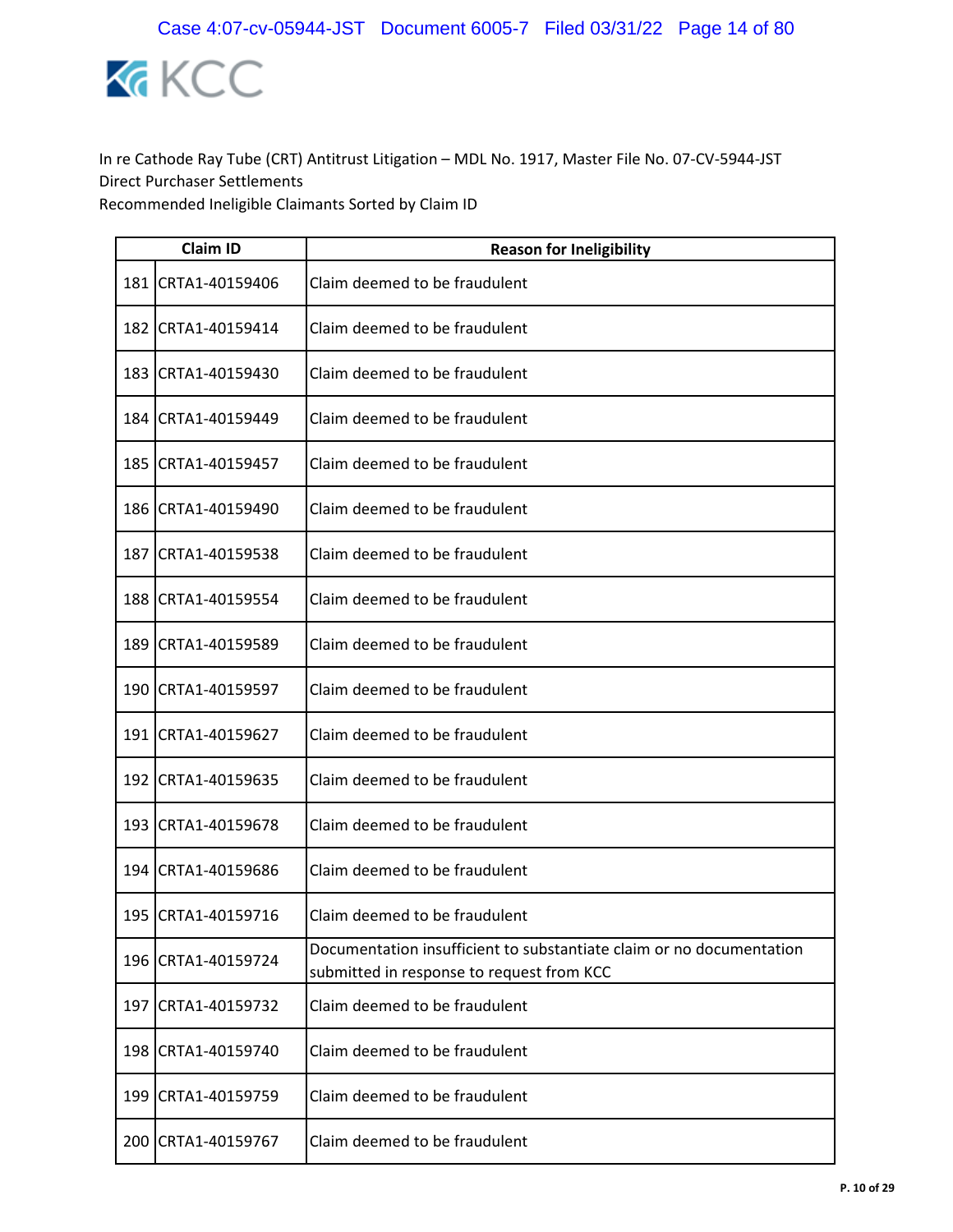In re Cathode Ray Tube (CRT) Antitrust Litigation – MDL No. 1917, Master File No. 07-CV-5944-JST
Direct Purchaser Settlements
Recommended Ineligible Claimants Sorted by Claim ID

| | Claim ID | Reason for Ineligibility |
|---|---|---|
| 181 | CRTA1-40159406 | Claim deemed to be fraudulent |
| 182 | CRTA1-40159414 | Claim deemed to be fraudulent |
| 183 | CRTA1-40159430 | Claim deemed to be fraudulent |
| 184 | CRTA1-40159449 | Claim deemed to be fraudulent |
| 185 | CRTA1-40159457 | Claim deemed to be fraudulent |
| 186 | CRTA1-40159490 | Claim deemed to be fraudulent |
| 187 | CRTA1-40159538 | Claim deemed to be fraudulent |
| 188 | CRTA1-40159554 | Claim deemed to be fraudulent |
| 189 | CRTA1-40159589 | Claim deemed to be fraudulent |
| 190 | CRTA1-40159597 | Claim deemed to be fraudulent |
| 191 | CRTA1-40159627 | Claim deemed to be fraudulent |
| 192 | CRTA1-40159635 | Claim deemed to be fraudulent |
| 193 | CRTA1-40159678 | Claim deemed to be fraudulent |
| 194 | CRTA1-40159686 | Claim deemed to be fraudulent |
| 195 | CRTA1-40159716 | Claim deemed to be fraudulent |
| 196 | CRTA1-40159724 | Documentation insufficient to substantiate claim or no documentation submitted in response to request from KCC |
| 197 | CRTA1-40159732 | Claim deemed to be fraudulent |
| 198 | CRTA1-40159740 | Claim deemed to be fraudulent |
| 199 | CRTA1-40159759 | Claim deemed to be fraudulent |
| 200 | CRTA1-40159767 | Claim deemed to be fraudulent |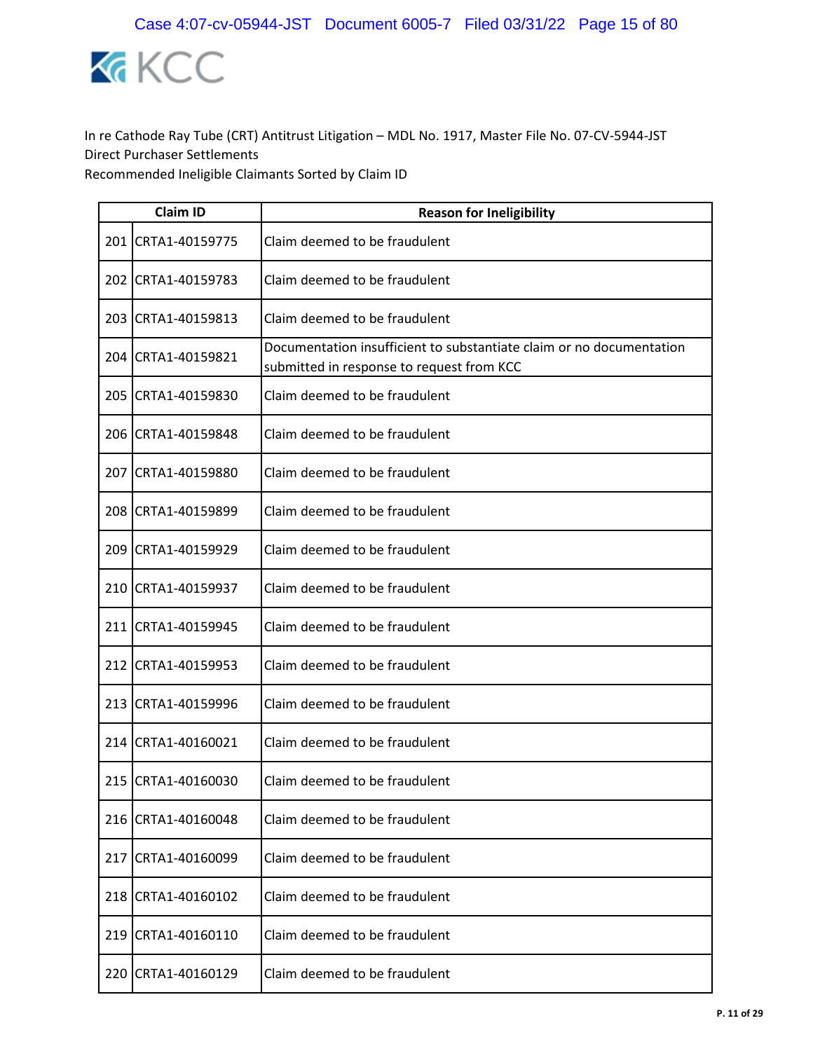KCC

In re Cathode Ray Tube (CRT) Antitrust Litigation – MDL No. 1917, Master File No. 07-CV-5944-JST
Direct Purchaser Settlements
Recommended Ineligible Claimants Sorted by Claim ID

| | Claim ID | Reason for Ineligibility |
|---|---|---|
| 201 | CRTA1-40159775 | Claim deemed to be fraudulent |
| 202 | CRTA1-40159783 | Claim deemed to be fraudulent |
| 203 | CRTA1-40159813 | Claim deemed to be fraudulent |
| 204 | CRTA1-40159821 | Documentation insufficient to substantiate claim or no documentation submitted in response to request from KCC |
| 205 | CRTA1-40159830 | Claim deemed to be fraudulent |
| 206 | CRTA1-40159848 | Claim deemed to be fraudulent |
| 207 | CRTA1-40159880 | Claim deemed to be fraudulent |
| 208 | CRTA1-40159899 | Claim deemed to be fraudulent |
| 209 | CRTA1-40159929 | Claim deemed to be fraudulent |
| 210 | CRTA1-40159937 | Claim deemed to be fraudulent |
| 211 | CRTA1-40159945 | Claim deemed to be fraudulent |
| 212 | CRTA1-40159953 | Claim deemed to be fraudulent |
| 213 | CRTA1-40159996 | Claim deemed to be fraudulent |
| 214 | CRTA1-40160021 | Claim deemed to be fraudulent |
| 215 | CRTA1-40160030 | Claim deemed to be fraudulent |
| 216 | CRTA1-40160048 | Claim deemed to be fraudulent |
| 217 | CRTA1-40160099 | Claim deemed to be fraudulent |
| 218 | CRTA1-40160102 | Claim deemed to be fraudulent |
| 219 | CRTA1-40160110 | Claim deemed to be fraudulent |
| 220 | CRTA1-40160129 | Claim deemed to be fraudulent |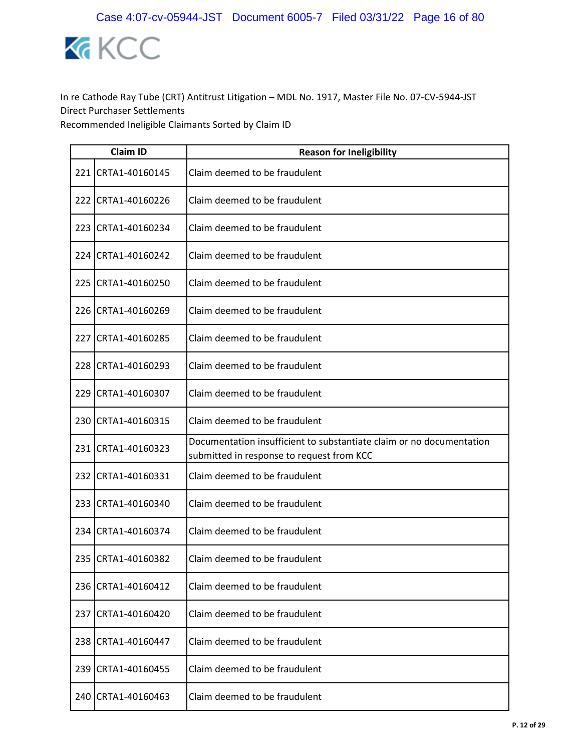In re Cathode Ray Tube (CRT) Antitrust Litigation – MDL No. 1917, Master File No. 07-CV-5944-JST
Direct Purchaser Settlements
Recommended Ineligible Claimants Sorted by Claim ID

| | Claim ID | Reason for Ineligibility |
|---|---|---|
| 221 | CRTA1-40160145 | Claim deemed to be fraudulent |
| 222 | CRTA1-40160226 | Claim deemed to be fraudulent |
| 223 | CRTA1-40160234 | Claim deemed to be fraudulent |
| 224 | CRTA1-40160242 | Claim deemed to be fraudulent |
| 225 | CRTA1-40160250 | Claim deemed to be fraudulent |
| 226 | CRTA1-40160269 | Claim deemed to be fraudulent |
| 227 | CRTA1-40160285 | Claim deemed to be fraudulent |
| 228 | CRTA1-40160293 | Claim deemed to be fraudulent |
| 229 | CRTA1-40160307 | Claim deemed to be fraudulent |
| 230 | CRTA1-40160315 | Claim deemed to be fraudulent |
| 231 | CRTA1-40160323 | Documentation insufficient to substantiate claim or no documentation submitted in response to request from KCC |
| 232 | CRTA1-40160331 | Claim deemed to be fraudulent |
| 233 | CRTA1-40160340 | Claim deemed to be fraudulent |
| 234 | CRTA1-40160374 | Claim deemed to be fraudulent |
| 235 | CRTA1-40160382 | Claim deemed to be fraudulent |
| 236 | CRTA1-40160412 | Claim deemed to be fraudulent |
| 237 | CRTA1-40160420 | Claim deemed to be fraudulent |
| 238 | CRTA1-40160447 | Claim deemed to be fraudulent |
| 239 | CRTA1-40160455 | Claim deemed to be fraudulent |
| 240 | CRTA1-40160463 | Claim deemed to be fraudulent |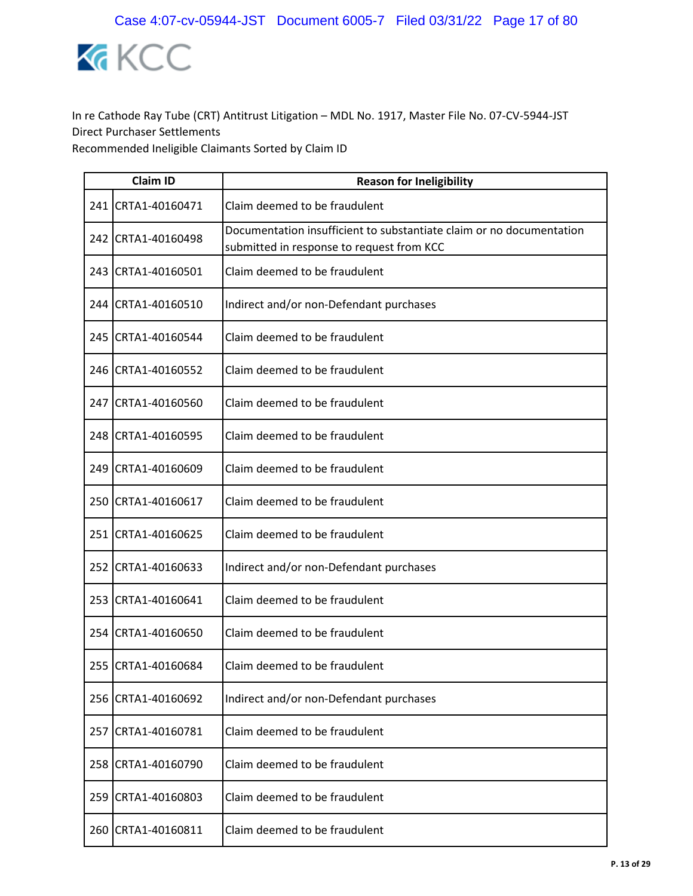In re Cathode Ray Tube (CRT) Antitrust Litigation – MDL No. 1917, Master File No. 07-CV-5944-JST
Direct Purchaser Settlements
Recommended Ineligible Claimants Sorted by Claim ID

| | Claim ID | Reason for Ineligibility |
|---|---|---|
| 241 | CRTA1-40160471 | Claim deemed to be fraudulent |
| 242 | CRTA1-40160498 | Documentation insufficient to substantiate claim or no documentation submitted in response to request from KCC |
| 243 | CRTA1-40160501 | Claim deemed to be fraudulent |
| 244 | CRTA1-40160510 | Indirect and/or non-Defendant purchases |
| 245 | CRTA1-40160544 | Claim deemed to be fraudulent |
| 246 | CRTA1-40160552 | Claim deemed to be fraudulent |
| 247 | CRTA1-40160560 | Claim deemed to be fraudulent |
| 248 | CRTA1-40160595 | Claim deemed to be fraudulent |
| 249 | CRTA1-40160609 | Claim deemed to be fraudulent |
| 250 | CRTA1-40160617 | Claim deemed to be fraudulent |
| 251 | CRTA1-40160625 | Claim deemed to be fraudulent |
| 252 | CRTA1-40160633 | Indirect and/or non-Defendant purchases |
| 253 | CRTA1-40160641 | Claim deemed to be fraudulent |
| 254 | CRTA1-40160650 | Claim deemed to be fraudulent |
| 255 | CRTA1-40160684 | Claim deemed to be fraudulent |
| 256 | CRTA1-40160692 | Indirect and/or non-Defendant purchases |
| 257 | CRTA1-40160781 | Claim deemed to be fraudulent |
| 258 | CRTA1-40160790 | Claim deemed to be fraudulent |
| 259 | CRTA1-40160803 | Claim deemed to be fraudulent |
| 260 | CRTA1-40160811 | Claim deemed to be fraudulent |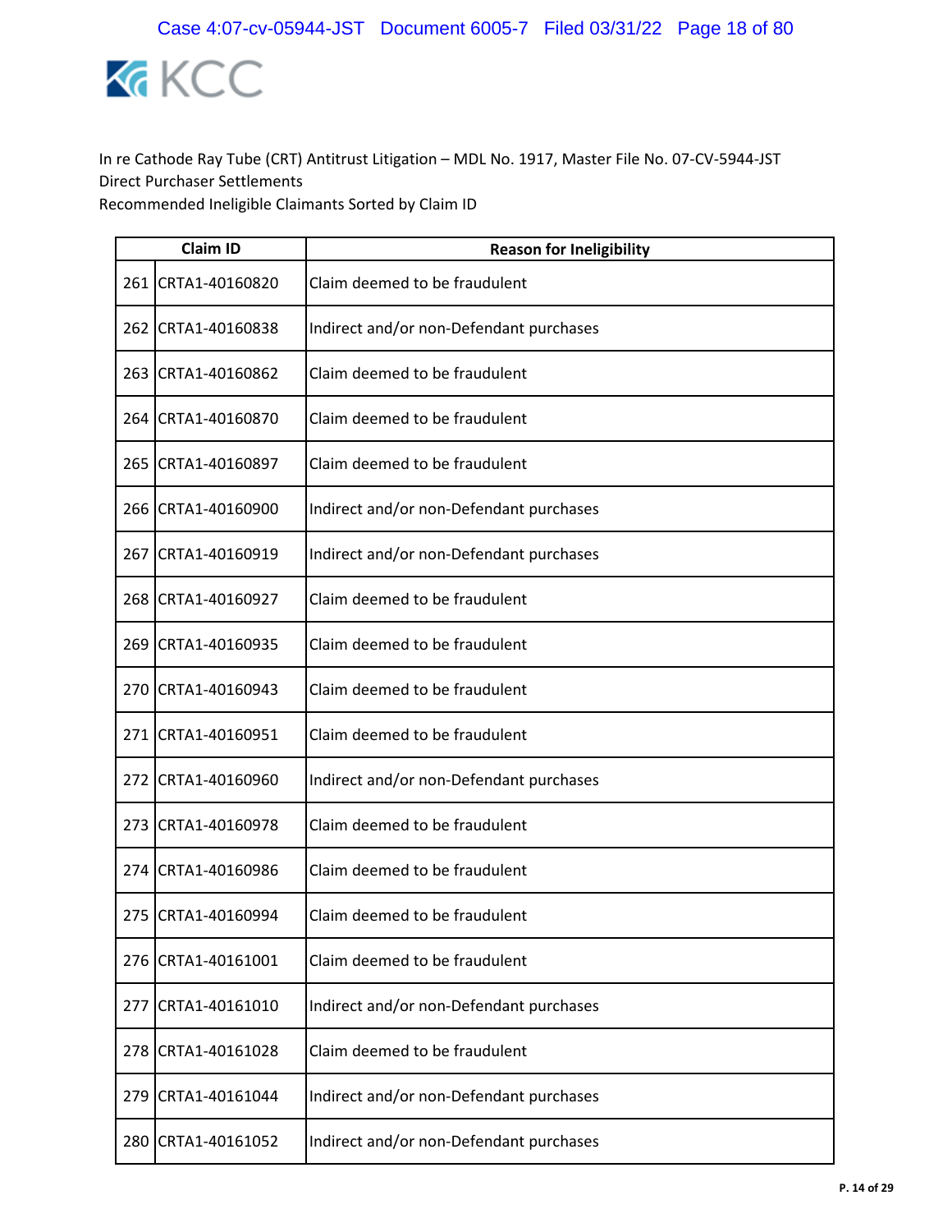In re Cathode Ray Tube (CRT) Antitrust Litigation – MDL No. 1917, Master File No. 07-CV-5944-JST
Direct Purchaser Settlements
Recommended Ineligible Claimants Sorted by Claim ID

| | Claim ID | Reason for Ineligibility |
|---|---|---|
| 261 | CRTA1-40160820 | Claim deemed to be fraudulent |
| 262 | CRTA1-40160838 | Indirect and/or non-Defendant purchases |
| 263 | CRTA1-40160862 | Claim deemed to be fraudulent |
| 264 | CRTA1-40160870 | Claim deemed to be fraudulent |
| 265 | CRTA1-40160897 | Claim deemed to be fraudulent |
| 266 | CRTA1-40160900 | Indirect and/or non-Defendant purchases |
| 267 | CRTA1-40160919 | Indirect and/or non-Defendant purchases |
| 268 | CRTA1-40160927 | Claim deemed to be fraudulent |
| 269 | CRTA1-40160935 | Claim deemed to be fraudulent |
| 270 | CRTA1-40160943 | Claim deemed to be fraudulent |
| 271 | CRTA1-40160951 | Claim deemed to be fraudulent |
| 272 | CRTA1-40160960 | Indirect and/or non-Defendant purchases |
| 273 | CRTA1-40160978 | Claim deemed to be fraudulent |
| 274 | CRTA1-40160986 | Claim deemed to be fraudulent |
| 275 | CRTA1-40160994 | Claim deemed to be fraudulent |
| 276 | CRTA1-40161001 | Claim deemed to be fraudulent |
| 277 | CRTA1-40161010 | Indirect and/or non-Defendant purchases |
| 278 | CRTA1-40161028 | Claim deemed to be fraudulent |
| 279 | CRTA1-40161044 | Indirect and/or non-Defendant purchases |
| 280 | CRTA1-40161052 | Indirect and/or non-Defendant purchases |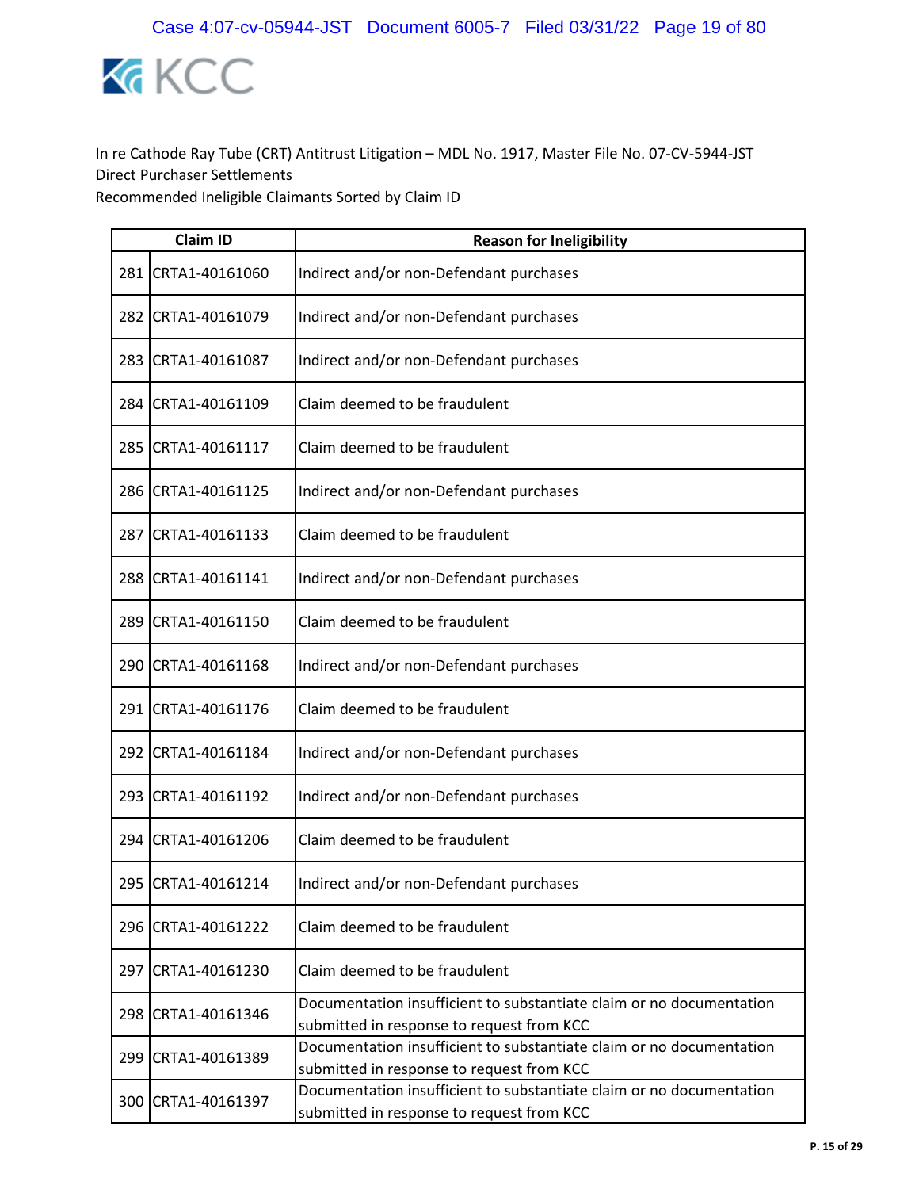In re Cathode Ray Tube (CRT) Antitrust Litigation – MDL No. 1917, Master File No. 07-CV-5944-JST
Direct Purchaser Settlements
Recommended Ineligible Claimants Sorted by Claim ID

| | Claim ID | Reason for Ineligibility |
|---|---|---|
| 281 | CRTA1-40161060 | Indirect and/or non-Defendant purchases |
| 282 | CRTA1-40161079 | Indirect and/or non-Defendant purchases |
| 283 | CRTA1-40161087 | Indirect and/or non-Defendant purchases |
| 284 | CRTA1-40161109 | Claim deemed to be fraudulent |
| 285 | CRTA1-40161117 | Claim deemed to be fraudulent |
| 286 | CRTA1-40161125 | Indirect and/or non-Defendant purchases |
| 287 | CRTA1-40161133 | Claim deemed to be fraudulent |
| 288 | CRTA1-40161141 | Indirect and/or non-Defendant purchases |
| 289 | CRTA1-40161150 | Claim deemed to be fraudulent |
| 290 | CRTA1-40161168 | Indirect and/or non-Defendant purchases |
| 291 | CRTA1-40161176 | Claim deemed to be fraudulent |
| 292 | CRTA1-40161184 | Indirect and/or non-Defendant purchases |
| 293 | CRTA1-40161192 | Indirect and/or non-Defendant purchases |
| 294 | CRTA1-40161206 | Claim deemed to be fraudulent |
| 295 | CRTA1-40161214 | Indirect and/or non-Defendant purchases |
| 296 | CRTA1-40161222 | Claim deemed to be fraudulent |
| 297 | CRTA1-40161230 | Claim deemed to be fraudulent |
| 298 | CRTA1-40161346 | Documentation insufficient to substantiate claim or no documentation submitted in response to request from KCC |
| 299 | CRTA1-40161389 | Documentation insufficient to substantiate claim or no documentation submitted in response to request from KCC |
| 300 | CRTA1-40161397 | Documentation insufficient to substantiate claim or no documentation submitted in response to request from KCC |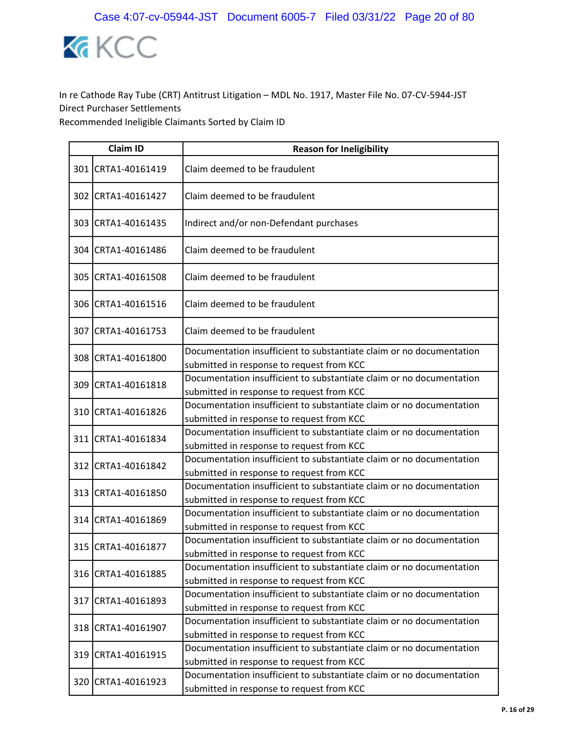KCC

In re Cathode Ray Tube (CRT) Antitrust Litigation – MDL No. 1917, Master File No. 07-CV-5944-JST
Direct Purchaser Settlements
Recommended Ineligible Claimants Sorted by Claim ID

| | Claim ID | Reason for Ineligibility |
|---|---|---|
| 301 | CRTA1-40161419 | Claim deemed to be fraudulent |
| 302 | CRTA1-40161427 | Claim deemed to be fraudulent |
| 303 | CRTA1-40161435 | Indirect and/or non-Defendant purchases |
| 304 | CRTA1-40161486 | Claim deemed to be fraudulent |
| 305 | CRTA1-40161508 | Claim deemed to be fraudulent |
| 306 | CRTA1-40161516 | Claim deemed to be fraudulent |
| 307 | CRTA1-40161753 | Claim deemed to be fraudulent |
| 308 | CRTA1-40161800 | Documentation insufficient to substantiate claim or no documentation submitted in response to request from KCC |
| 309 | CRTA1-40161818 | Documentation insufficient to substantiate claim or no documentation submitted in response to request from KCC |
| 310 | CRTA1-40161826 | Documentation insufficient to substantiate claim or no documentation submitted in response to request from KCC |
| 311 | CRTA1-40161834 | Documentation insufficient to substantiate claim or no documentation submitted in response to request from KCC |
| 312 | CRTA1-40161842 | Documentation insufficient to substantiate claim or no documentation submitted in response to request from KCC |
| 313 | CRTA1-40161850 | Documentation insufficient to substantiate claim or no documentation submitted in response to request from KCC |
| 314 | CRTA1-40161869 | Documentation insufficient to substantiate claim or no documentation submitted in response to request from KCC |
| 315 | CRTA1-40161877 | Documentation insufficient to substantiate claim or no documentation submitted in response to request from KCC |
| 316 | CRTA1-40161885 | Documentation insufficient to substantiate claim or no documentation submitted in response to request from KCC |
| 317 | CRTA1-40161893 | Documentation insufficient to substantiate claim or no documentation submitted in response to request from KCC |
| 318 | CRTA1-40161907 | Documentation insufficient to substantiate claim or no documentation submitted in response to request from KCC |
| 319 | CRTA1-40161915 | Documentation insufficient to substantiate claim or no documentation submitted in response to request from KCC |
| 320 | CRTA1-40161923 | Documentation insufficient to substantiate claim or no documentation submitted in response to request from KCC |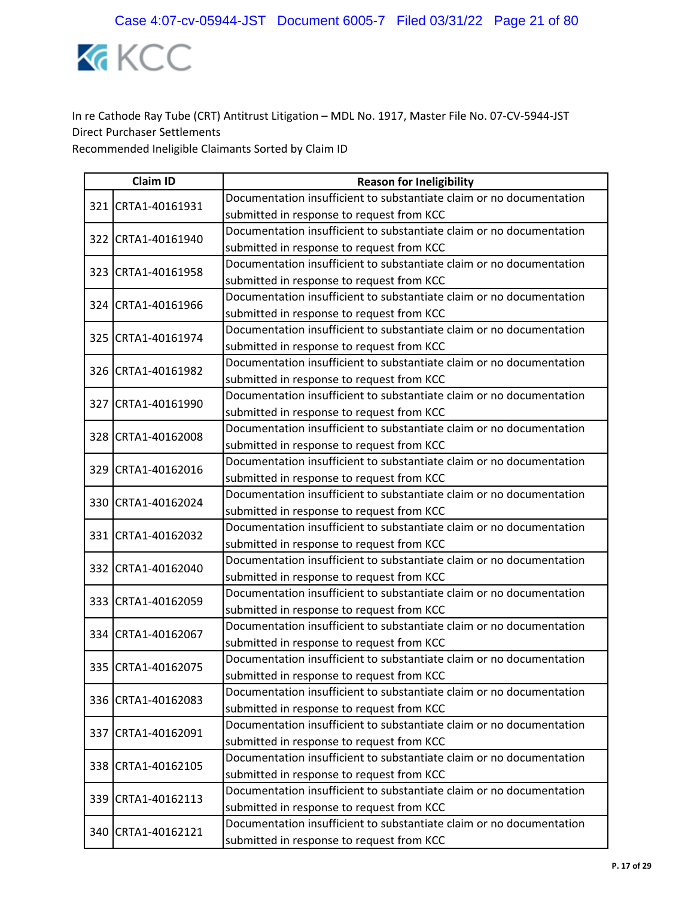In re Cathode Ray Tube (CRT) Antitrust Litigation – MDL No. 1917, Master File No. 07-CV-5944-JST
Direct Purchaser Settlements
Recommended Ineligible Claimants Sorted by Claim ID

| | Claim ID | Reason for Ineligibility |
|---|---|---|
| 321 | CRTA1-40161931 | Documentation insufficient to substantiate claim or no documentation submitted in response to request from KCC |
| 322 | CRTA1-40161940 | Documentation insufficient to substantiate claim or no documentation submitted in response to request from KCC |
| 323 | CRTA1-40161958 | Documentation insufficient to substantiate claim or no documentation submitted in response to request from KCC |
| 324 | CRTA1-40161966 | Documentation insufficient to substantiate claim or no documentation submitted in response to request from KCC |
| 325 | CRTA1-40161974 | Documentation insufficient to substantiate claim or no documentation submitted in response to request from KCC |
| 326 | CRTA1-40161982 | Documentation insufficient to substantiate claim or no documentation submitted in response to request from KCC |
| 327 | CRTA1-40161990 | Documentation insufficient to substantiate claim or no documentation submitted in response to request from KCC |
| 328 | CRTA1-40162008 | Documentation insufficient to substantiate claim or no documentation submitted in response to request from KCC |
| 329 | CRTA1-40162016 | Documentation insufficient to substantiate claim or no documentation submitted in response to request from KCC |
| 330 | CRTA1-40162024 | Documentation insufficient to substantiate claim or no documentation submitted in response to request from KCC |
| 331 | CRTA1-40162032 | Documentation insufficient to substantiate claim or no documentation submitted in response to request from KCC |
| 332 | CRTA1-40162040 | Documentation insufficient to substantiate claim or no documentation submitted in response to request from KCC |
| 333 | CRTA1-40162059 | Documentation insufficient to substantiate claim or no documentation submitted in response to request from KCC |
| 334 | CRTA1-40162067 | Documentation insufficient to substantiate claim or no documentation submitted in response to request from KCC |
| 335 | CRTA1-40162075 | Documentation insufficient to substantiate claim or no documentation submitted in response to request from KCC |
| 336 | CRTA1-40162083 | Documentation insufficient to substantiate claim or no documentation submitted in response to request from KCC |
| 337 | CRTA1-40162091 | Documentation insufficient to substantiate claim or no documentation submitted in response to request from KCC |
| 338 | CRTA1-40162105 | Documentation insufficient to substantiate claim or no documentation submitted in response to request from KCC |
| 339 | CRTA1-40162113 | Documentation insufficient to substantiate claim or no documentation submitted in response to request from KCC |
| 340 | CRTA1-40162121 | Documentation insufficient to substantiate claim or no documentation submitted in response to request from KCC |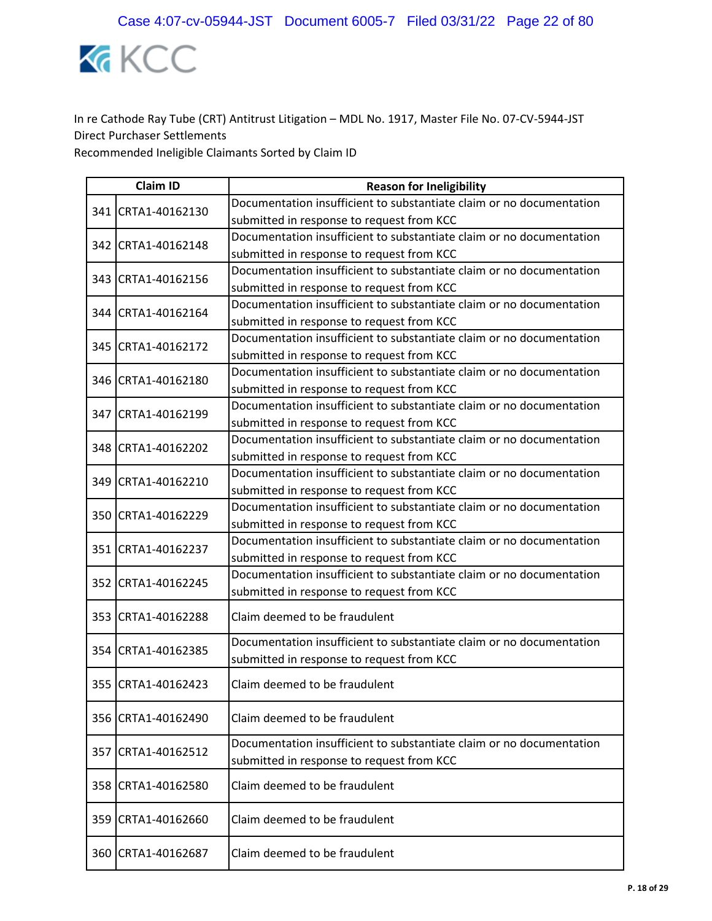In re Cathode Ray Tube (CRT) Antitrust Litigation – MDL No. 1917, Master File No. 07-CV-5944-JST
Direct Purchaser Settlements
Recommended Ineligible Claimants Sorted by Claim ID

| | Claim ID | Reason for Ineligibility |
|---|---|---|
| 341 | CRTA1-40162130 | Documentation insufficient to substantiate claim or no documentation submitted in response to request from KCC |
| 342 | CRTA1-40162148 | Documentation insufficient to substantiate claim or no documentation submitted in response to request from KCC |
| 343 | CRTA1-40162156 | Documentation insufficient to substantiate claim or no documentation submitted in response to request from KCC |
| 344 | CRTA1-40162164 | Documentation insufficient to substantiate claim or no documentation submitted in response to request from KCC |
| 345 | CRTA1-40162172 | Documentation insufficient to substantiate claim or no documentation submitted in response to request from KCC |
| 346 | CRTA1-40162180 | Documentation insufficient to substantiate claim or no documentation submitted in response to request from KCC |
| 347 | CRTA1-40162199 | Documentation insufficient to substantiate claim or no documentation submitted in response to request from KCC |
| 348 | CRTA1-40162202 | Documentation insufficient to substantiate claim or no documentation submitted in response to request from KCC |
| 349 | CRTA1-40162210 | Documentation insufficient to substantiate claim or no documentation submitted in response to request from KCC |
| 350 | CRTA1-40162229 | Documentation insufficient to substantiate claim or no documentation submitted in response to request from KCC |
| 351 | CRTA1-40162237 | Documentation insufficient to substantiate claim or no documentation submitted in response to request from KCC |
| 352 | CRTA1-40162245 | Documentation insufficient to substantiate claim or no documentation submitted in response to request from KCC |
| 353 | CRTA1-40162288 | Claim deemed to be fraudulent |
| 354 | CRTA1-40162385 | Documentation insufficient to substantiate claim or no documentation submitted in response to request from KCC |
| 355 | CRTA1-40162423 | Claim deemed to be fraudulent |
| 356 | CRTA1-40162490 | Claim deemed to be fraudulent |
| 357 | CRTA1-40162512 | Documentation insufficient to substantiate claim or no documentation submitted in response to request from KCC |
| 358 | CRTA1-40162580 | Claim deemed to be fraudulent |
| 359 | CRTA1-40162660 | Claim deemed to be fraudulent |
| 360 | CRTA1-40162687 | Claim deemed to be fraudulent |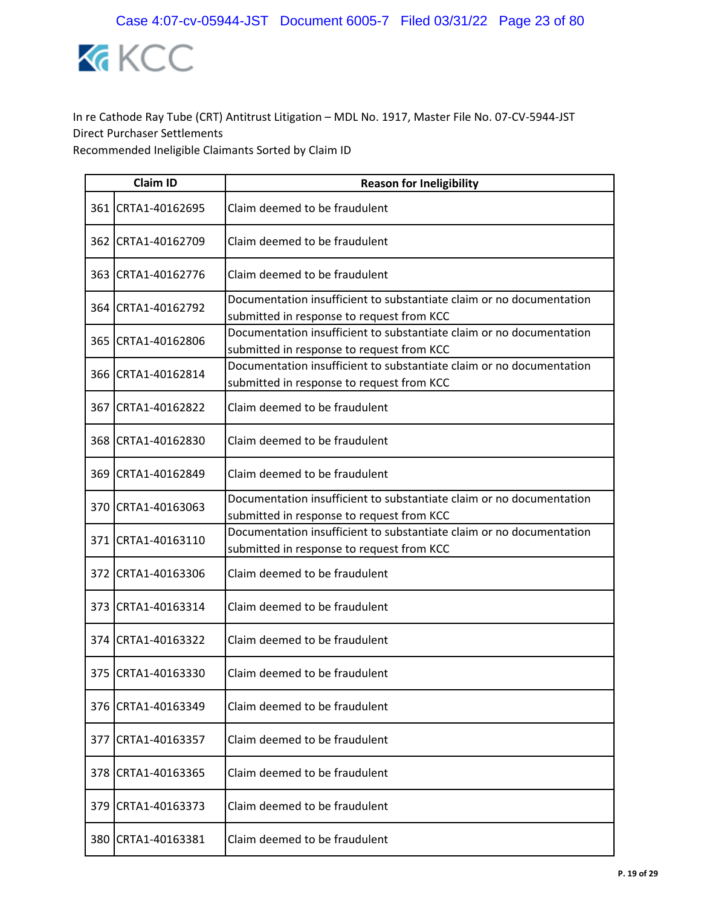KCC

In re Cathode Ray Tube (CRT) Antitrust Litigation – MDL No. 1917, Master File No. 07-CV-5944-JST
Direct Purchaser Settlements
Recommended Ineligible Claimants Sorted by Claim ID

| | Claim ID | Reason for Ineligibility |
|---|---|---|
| 361 | CRTA1-40162695 | Claim deemed to be fraudulent |
| 362 | CRTA1-40162709 | Claim deemed to be fraudulent |
| 363 | CRTA1-40162776 | Claim deemed to be fraudulent |
| 364 | CRTA1-40162792 | Documentation insufficient to substantiate claim or no documentation submitted in response to request from KCC |
| 365 | CRTA1-40162806 | Documentation insufficient to substantiate claim or no documentation submitted in response to request from KCC |
| 366 | CRTA1-40162814 | Documentation insufficient to substantiate claim or no documentation submitted in response to request from KCC |
| 367 | CRTA1-40162822 | Claim deemed to be fraudulent |
| 368 | CRTA1-40162830 | Claim deemed to be fraudulent |
| 369 | CRTA1-40162849 | Claim deemed to be fraudulent |
| 370 | CRTA1-40163063 | Documentation insufficient to substantiate claim or no documentation submitted in response to request from KCC |
| 371 | CRTA1-40163110 | Documentation insufficient to substantiate claim or no documentation submitted in response to request from KCC |
| 372 | CRTA1-40163306 | Claim deemed to be fraudulent |
| 373 | CRTA1-40163314 | Claim deemed to be fraudulent |
| 374 | CRTA1-40163322 | Claim deemed to be fraudulent |
| 375 | CRTA1-40163330 | Claim deemed to be fraudulent |
| 376 | CRTA1-40163349 | Claim deemed to be fraudulent |
| 377 | CRTA1-40163357 | Claim deemed to be fraudulent |
| 378 | CRTA1-40163365 | Claim deemed to be fraudulent |
| 379 | CRTA1-40163373 | Claim deemed to be fraudulent |
| 380 | CRTA1-40163381 | Claim deemed to be fraudulent |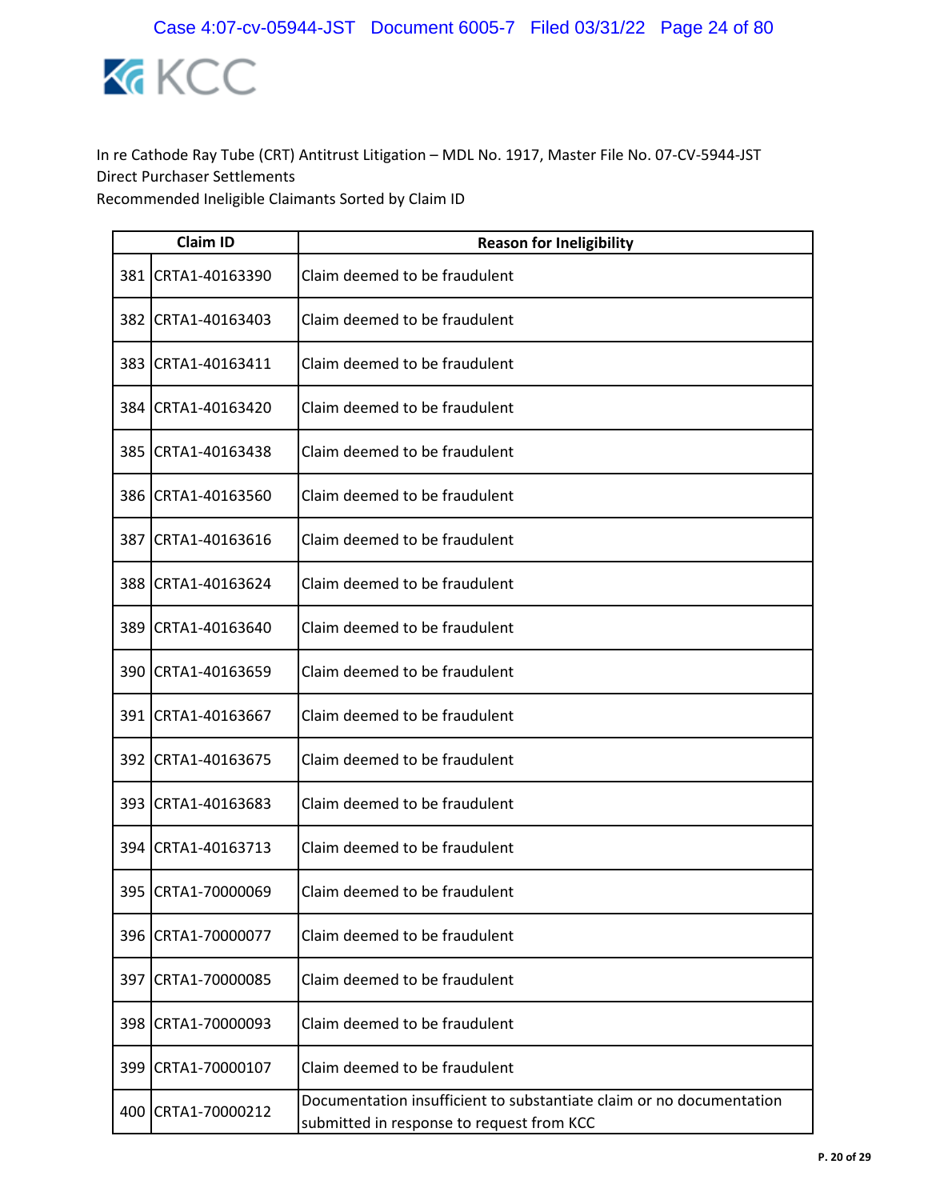KCC

In re Cathode Ray Tube (CRT) Antitrust Litigation – MDL No. 1917, Master File No. 07-CV-5944-JST
Direct Purchaser Settlements
Recommended Ineligible Claimants Sorted by Claim ID

| | Claim ID | Reason for Ineligibility |
|---|---|---|
| 381 | CRTA1-40163390 | Claim deemed to be fraudulent |
| 382 | CRTA1-40163403 | Claim deemed to be fraudulent |
| 383 | CRTA1-40163411 | Claim deemed to be fraudulent |
| 384 | CRTA1-40163420 | Claim deemed to be fraudulent |
| 385 | CRTA1-40163438 | Claim deemed to be fraudulent |
| 386 | CRTA1-40163560 | Claim deemed to be fraudulent |
| 387 | CRTA1-40163616 | Claim deemed to be fraudulent |
| 388 | CRTA1-40163624 | Claim deemed to be fraudulent |
| 389 | CRTA1-40163640 | Claim deemed to be fraudulent |
| 390 | CRTA1-40163659 | Claim deemed to be fraudulent |
| 391 | CRTA1-40163667 | Claim deemed to be fraudulent |
| 392 | CRTA1-40163675 | Claim deemed to be fraudulent |
| 393 | CRTA1-40163683 | Claim deemed to be fraudulent |
| 394 | CRTA1-40163713 | Claim deemed to be fraudulent |
| 395 | CRTA1-70000069 | Claim deemed to be fraudulent |
| 396 | CRTA1-70000077 | Claim deemed to be fraudulent |
| 397 | CRTA1-70000085 | Claim deemed to be fraudulent |
| 398 | CRTA1-70000093 | Claim deemed to be fraudulent |
| 399 | CRTA1-70000107 | Claim deemed to be fraudulent |
| 400 | CRTA1-70000212 | Documentation insufficient to substantiate claim or no documentation submitted in response to request from KCC |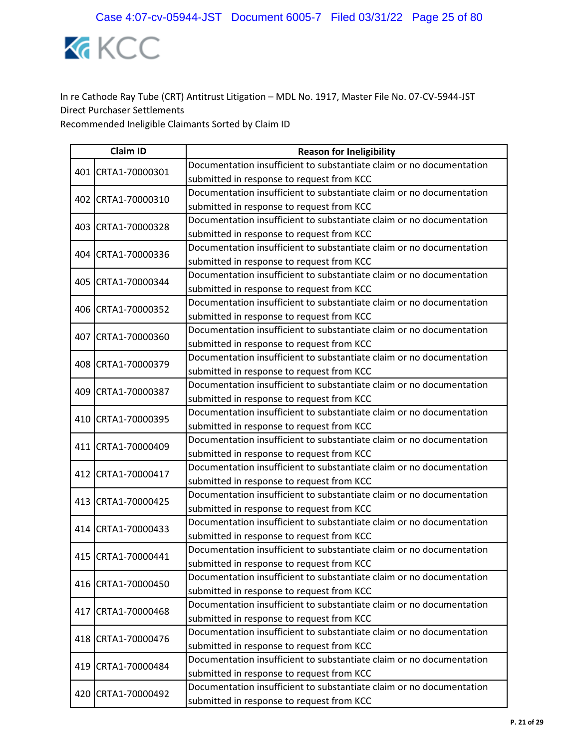In re Cathode Ray Tube (CRT) Antitrust Litigation – MDL No. 1917, Master File No. 07-CV-5944-JST
Direct Purchaser Settlements
Recommended Ineligible Claimants Sorted by Claim ID

| | Claim ID | Reason for Ineligibility |
|---|---|---|
| 401 | CRTA1-70000301 | Documentation insufficient to substantiate claim or no documentation submitted in response to request from KCC |
| 402 | CRTA1-70000310 | Documentation insufficient to substantiate claim or no documentation submitted in response to request from KCC |
| 403 | CRTA1-70000328 | Documentation insufficient to substantiate claim or no documentation submitted in response to request from KCC |
| 404 | CRTA1-70000336 | Documentation insufficient to substantiate claim or no documentation submitted in response to request from KCC |
| 405 | CRTA1-70000344 | Documentation insufficient to substantiate claim or no documentation submitted in response to request from KCC |
| 406 | CRTA1-70000352 | Documentation insufficient to substantiate claim or no documentation submitted in response to request from KCC |
| 407 | CRTA1-70000360 | Documentation insufficient to substantiate claim or no documentation submitted in response to request from KCC |
| 408 | CRTA1-70000379 | Documentation insufficient to substantiate claim or no documentation submitted in response to request from KCC |
| 409 | CRTA1-70000387 | Documentation insufficient to substantiate claim or no documentation submitted in response to request from KCC |
| 410 | CRTA1-70000395 | Documentation insufficient to substantiate claim or no documentation submitted in response to request from KCC |
| 411 | CRTA1-70000409 | Documentation insufficient to substantiate claim or no documentation submitted in response to request from KCC |
| 412 | CRTA1-70000417 | Documentation insufficient to substantiate claim or no documentation submitted in response to request from KCC |
| 413 | CRTA1-70000425 | Documentation insufficient to substantiate claim or no documentation submitted in response to request from KCC |
| 414 | CRTA1-70000433 | Documentation insufficient to substantiate claim or no documentation submitted in response to request from KCC |
| 415 | CRTA1-70000441 | Documentation insufficient to substantiate claim or no documentation submitted in response to request from KCC |
| 416 | CRTA1-70000450 | Documentation insufficient to substantiate claim or no documentation submitted in response to request from KCC |
| 417 | CRTA1-70000468 | Documentation insufficient to substantiate claim or no documentation submitted in response to request from KCC |
| 418 | CRTA1-70000476 | Documentation insufficient to substantiate claim or no documentation submitted in response to request from KCC |
| 419 | CRTA1-70000484 | Documentation insufficient to substantiate claim or no documentation submitted in response to request from KCC |
| 420 | CRTA1-70000492 | Documentation insufficient to substantiate claim or no documentation submitted in response to request from KCC |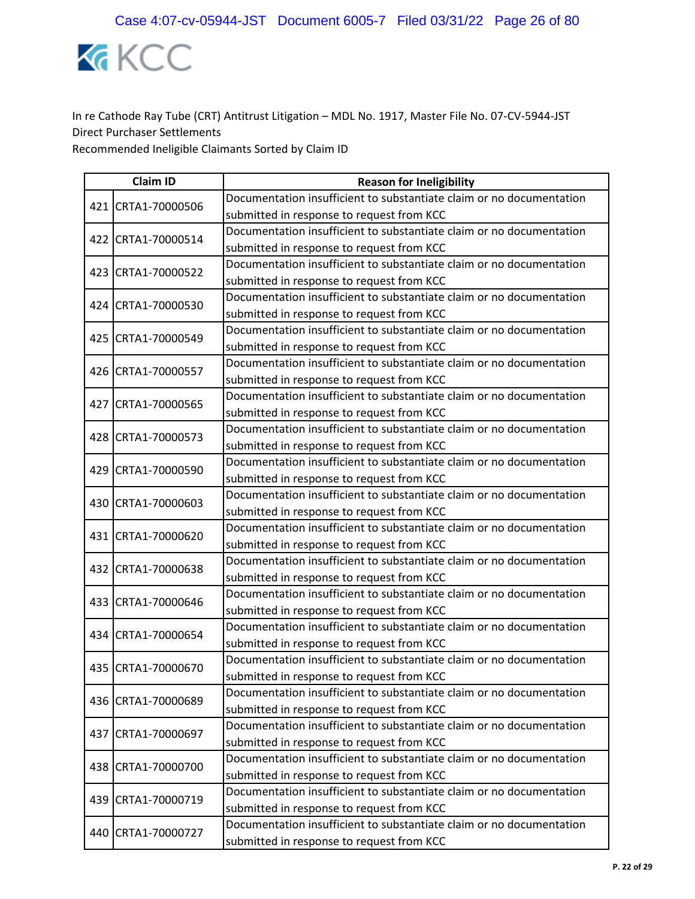In re Cathode Ray Tube (CRT) Antitrust Litigation – MDL No. 1917, Master File No. 07-CV-5944-JST
Direct Purchaser Settlements
Recommended Ineligible Claimants Sorted by Claim ID

| | Claim ID | Reason for Ineligibility |
|---|---|---|
| 421 | CRTA1-70000506 | Documentation insufficient to substantiate claim or no documentation submitted in response to request from KCC |
| 422 | CRTA1-70000514 | Documentation insufficient to substantiate claim or no documentation submitted in response to request from KCC |
| 423 | CRTA1-70000522 | Documentation insufficient to substantiate claim or no documentation submitted in response to request from KCC |
| 424 | CRTA1-70000530 | Documentation insufficient to substantiate claim or no documentation submitted in response to request from KCC |
| 425 | CRTA1-70000549 | Documentation insufficient to substantiate claim or no documentation submitted in response to request from KCC |
| 426 | CRTA1-70000557 | Documentation insufficient to substantiate claim or no documentation submitted in response to request from KCC |
| 427 | CRTA1-70000565 | Documentation insufficient to substantiate claim or no documentation submitted in response to request from KCC |
| 428 | CRTA1-70000573 | Documentation insufficient to substantiate claim or no documentation submitted in response to request from KCC |
| 429 | CRTA1-70000590 | Documentation insufficient to substantiate claim or no documentation submitted in response to request from KCC |
| 430 | CRTA1-70000603 | Documentation insufficient to substantiate claim or no documentation submitted in response to request from KCC |
| 431 | CRTA1-70000620 | Documentation insufficient to substantiate claim or no documentation submitted in response to request from KCC |
| 432 | CRTA1-70000638 | Documentation insufficient to substantiate claim or no documentation submitted in response to request from KCC |
| 433 | CRTA1-70000646 | Documentation insufficient to substantiate claim or no documentation submitted in response to request from KCC |
| 434 | CRTA1-70000654 | Documentation insufficient to substantiate claim or no documentation submitted in response to request from KCC |
| 435 | CRTA1-70000670 | Documentation insufficient to substantiate claim or no documentation submitted in response to request from KCC |
| 436 | CRTA1-70000689 | Documentation insufficient to substantiate claim or no documentation submitted in response to request from KCC |
| 437 | CRTA1-70000697 | Documentation insufficient to substantiate claim or no documentation submitted in response to request from KCC |
| 438 | CRTA1-70000700 | Documentation insufficient to substantiate claim or no documentation submitted in response to request from KCC |
| 439 | CRTA1-70000719 | Documentation insufficient to substantiate claim or no documentation submitted in response to request from KCC |
| 440 | CRTA1-70000727 | Documentation insufficient to substantiate claim or no documentation submitted in response to request from KCC |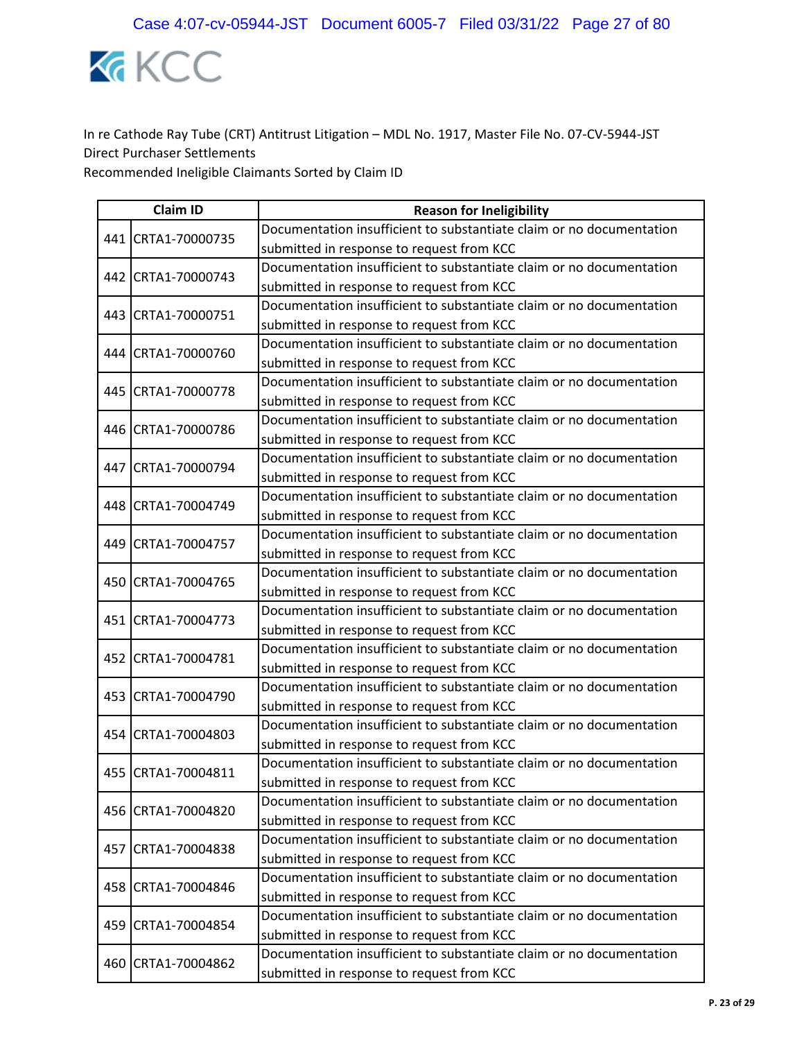KCC

In re Cathode Ray Tube (CRT) Antitrust Litigation – MDL No. 1917, Master File No. 07-CV-5944-JST
Direct Purchaser Settlements
Recommended Ineligible Claimants Sorted by Claim ID

| | Claim ID | Reason for Ineligibility |
|---|---|---|
| 441 | CRTA1-70000735 | Documentation insufficient to substantiate claim or no documentation submitted in response to request from KCC |
| 442 | CRTA1-70000743 | Documentation insufficient to substantiate claim or no documentation submitted in response to request from KCC |
| 443 | CRTA1-70000751 | Documentation insufficient to substantiate claim or no documentation submitted in response to request from KCC |
| 444 | CRTA1-70000760 | Documentation insufficient to substantiate claim or no documentation submitted in response to request from KCC |
| 445 | CRTA1-70000778 | Documentation insufficient to substantiate claim or no documentation submitted in response to request from KCC |
| 446 | CRTA1-70000786 | Documentation insufficient to substantiate claim or no documentation submitted in response to request from KCC |
| 447 | CRTA1-70000794 | Documentation insufficient to substantiate claim or no documentation submitted in response to request from KCC |
| 448 | CRTA1-70004749 | Documentation insufficient to substantiate claim or no documentation submitted in response to request from KCC |
| 449 | CRTA1-70004757 | Documentation insufficient to substantiate claim or no documentation submitted in response to request from KCC |
| 450 | CRTA1-70004765 | Documentation insufficient to substantiate claim or no documentation submitted in response to request from KCC |
| 451 | CRTA1-70004773 | Documentation insufficient to substantiate claim or no documentation submitted in response to request from KCC |
| 452 | CRTA1-70004781 | Documentation insufficient to substantiate claim or no documentation submitted in response to request from KCC |
| 453 | CRTA1-70004790 | Documentation insufficient to substantiate claim or no documentation submitted in response to request from KCC |
| 454 | CRTA1-70004803 | Documentation insufficient to substantiate claim or no documentation submitted in response to request from KCC |
| 455 | CRTA1-70004811 | Documentation insufficient to substantiate claim or no documentation submitted in response to request from KCC |
| 456 | CRTA1-70004820 | Documentation insufficient to substantiate claim or no documentation submitted in response to request from KCC |
| 457 | CRTA1-70004838 | Documentation insufficient to substantiate claim or no documentation submitted in response to request from KCC |
| 458 | CRTA1-70004846 | Documentation insufficient to substantiate claim or no documentation submitted in response to request from KCC |
| 459 | CRTA1-70004854 | Documentation insufficient to substantiate claim or no documentation submitted in response to request from KCC |
| 460 | CRTA1-70004862 | Documentation insufficient to substantiate claim or no documentation submitted in response to request from KCC |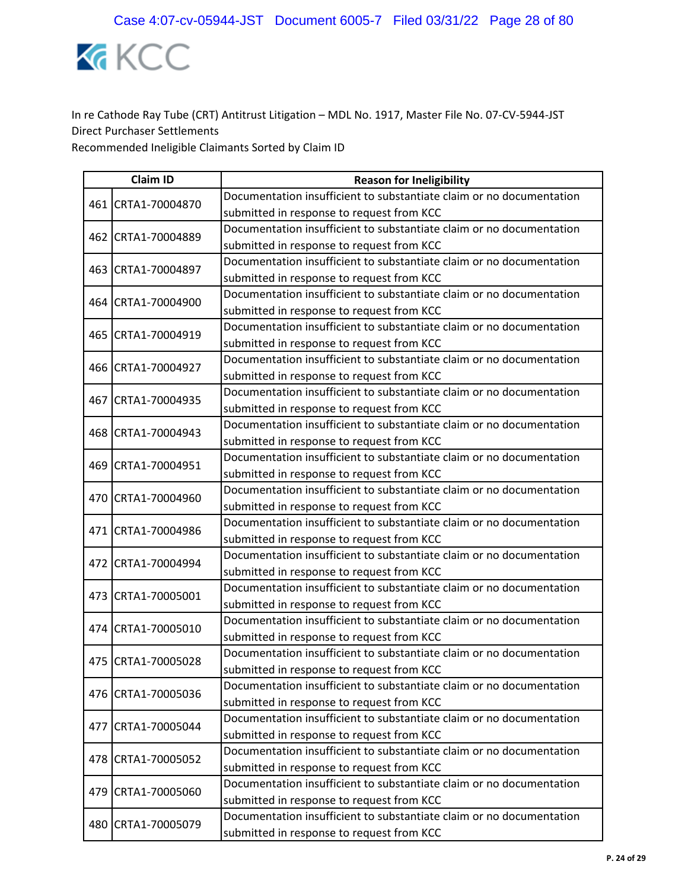KCC

In re Cathode Ray Tube (CRT) Antitrust Litigation – MDL No. 1917, Master File No. 07-CV-5944-JST
Direct Purchaser Settlements
Recommended Ineligible Claimants Sorted by Claim ID

| | Claim ID | Reason for Ineligibility |
|---|---|---|
| 461 | CRTA1-70004870 | Documentation insufficient to substantiate claim or no documentation submitted in response to request from KCC |
| 462 | CRTA1-70004889 | Documentation insufficient to substantiate claim or no documentation submitted in response to request from KCC |
| 463 | CRTA1-70004897 | Documentation insufficient to substantiate claim or no documentation submitted in response to request from KCC |
| 464 | CRTA1-70004900 | Documentation insufficient to substantiate claim or no documentation submitted in response to request from KCC |
| 465 | CRTA1-70004919 | Documentation insufficient to substantiate claim or no documentation submitted in response to request from KCC |
| 466 | CRTA1-70004927 | Documentation insufficient to substantiate claim or no documentation submitted in response to request from KCC |
| 467 | CRTA1-70004935 | Documentation insufficient to substantiate claim or no documentation submitted in response to request from KCC |
| 468 | CRTA1-70004943 | Documentation insufficient to substantiate claim or no documentation submitted in response to request from KCC |
| 469 | CRTA1-70004951 | Documentation insufficient to substantiate claim or no documentation submitted in response to request from KCC |
| 470 | CRTA1-70004960 | Documentation insufficient to substantiate claim or no documentation submitted in response to request from KCC |
| 471 | CRTA1-70004986 | Documentation insufficient to substantiate claim or no documentation submitted in response to request from KCC |
| 472 | CRTA1-70004994 | Documentation insufficient to substantiate claim or no documentation submitted in response to request from KCC |
| 473 | CRTA1-70005001 | Documentation insufficient to substantiate claim or no documentation submitted in response to request from KCC |
| 474 | CRTA1-70005010 | Documentation insufficient to substantiate claim or no documentation submitted in response to request from KCC |
| 475 | CRTA1-70005028 | Documentation insufficient to substantiate claim or no documentation submitted in response to request from KCC |
| 476 | CRTA1-70005036 | Documentation insufficient to substantiate claim or no documentation submitted in response to request from KCC |
| 477 | CRTA1-70005044 | Documentation insufficient to substantiate claim or no documentation submitted in response to request from KCC |
| 478 | CRTA1-70005052 | Documentation insufficient to substantiate claim or no documentation submitted in response to request from KCC |
| 479 | CRTA1-70005060 | Documentation insufficient to substantiate claim or no documentation submitted in response to request from KCC |
| 480 | CRTA1-70005079 | Documentation insufficient to substantiate claim or no documentation submitted in response to request from KCC |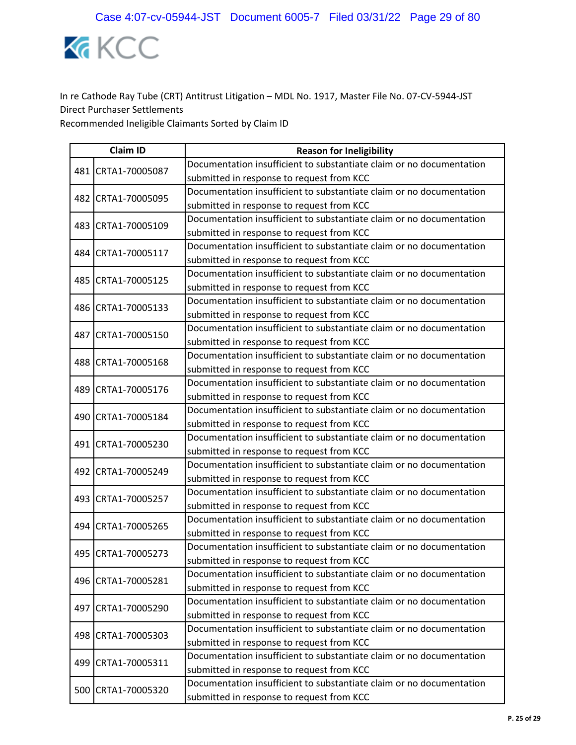In re Cathode Ray Tube (CRT) Antitrust Litigation – MDL No. 1917, Master File No. 07-CV-5944-JST
Direct Purchaser Settlements
Recommended Ineligible Claimants Sorted by Claim ID

| | Claim ID | Reason for Ineligibility |
|---|---|---|
| 481 | CRTA1-70005087 | Documentation insufficient to substantiate claim or no documentation submitted in response to request from KCC |
| 482 | CRTA1-70005095 | Documentation insufficient to substantiate claim or no documentation submitted in response to request from KCC |
| 483 | CRTA1-70005109 | Documentation insufficient to substantiate claim or no documentation submitted in response to request from KCC |
| 484 | CRTA1-70005117 | Documentation insufficient to substantiate claim or no documentation submitted in response to request from KCC |
| 485 | CRTA1-70005125 | Documentation insufficient to substantiate claim or no documentation submitted in response to request from KCC |
| 486 | CRTA1-70005133 | Documentation insufficient to substantiate claim or no documentation submitted in response to request from KCC |
| 487 | CRTA1-70005150 | Documentation insufficient to substantiate claim or no documentation submitted in response to request from KCC |
| 488 | CRTA1-70005168 | Documentation insufficient to substantiate claim or no documentation submitted in response to request from KCC |
| 489 | CRTA1-70005176 | Documentation insufficient to substantiate claim or no documentation submitted in response to request from KCC |
| 490 | CRTA1-70005184 | Documentation insufficient to substantiate claim or no documentation submitted in response to request from KCC |
| 491 | CRTA1-70005230 | Documentation insufficient to substantiate claim or no documentation submitted in response to request from KCC |
| 492 | CRTA1-70005249 | Documentation insufficient to substantiate claim or no documentation submitted in response to request from KCC |
| 493 | CRTA1-70005257 | Documentation insufficient to substantiate claim or no documentation submitted in response to request from KCC |
| 494 | CRTA1-70005265 | Documentation insufficient to substantiate claim or no documentation submitted in response to request from KCC |
| 495 | CRTA1-70005273 | Documentation insufficient to substantiate claim or no documentation submitted in response to request from KCC |
| 496 | CRTA1-70005281 | Documentation insufficient to substantiate claim or no documentation submitted in response to request from KCC |
| 497 | CRTA1-70005290 | Documentation insufficient to substantiate claim or no documentation submitted in response to request from KCC |
| 498 | CRTA1-70005303 | Documentation insufficient to substantiate claim or no documentation submitted in response to request from KCC |
| 499 | CRTA1-70005311 | Documentation insufficient to substantiate claim or no documentation submitted in response to request from KCC |
| 500 | CRTA1-70005320 | Documentation insufficient to substantiate claim or no documentation submitted in response to request from KCC |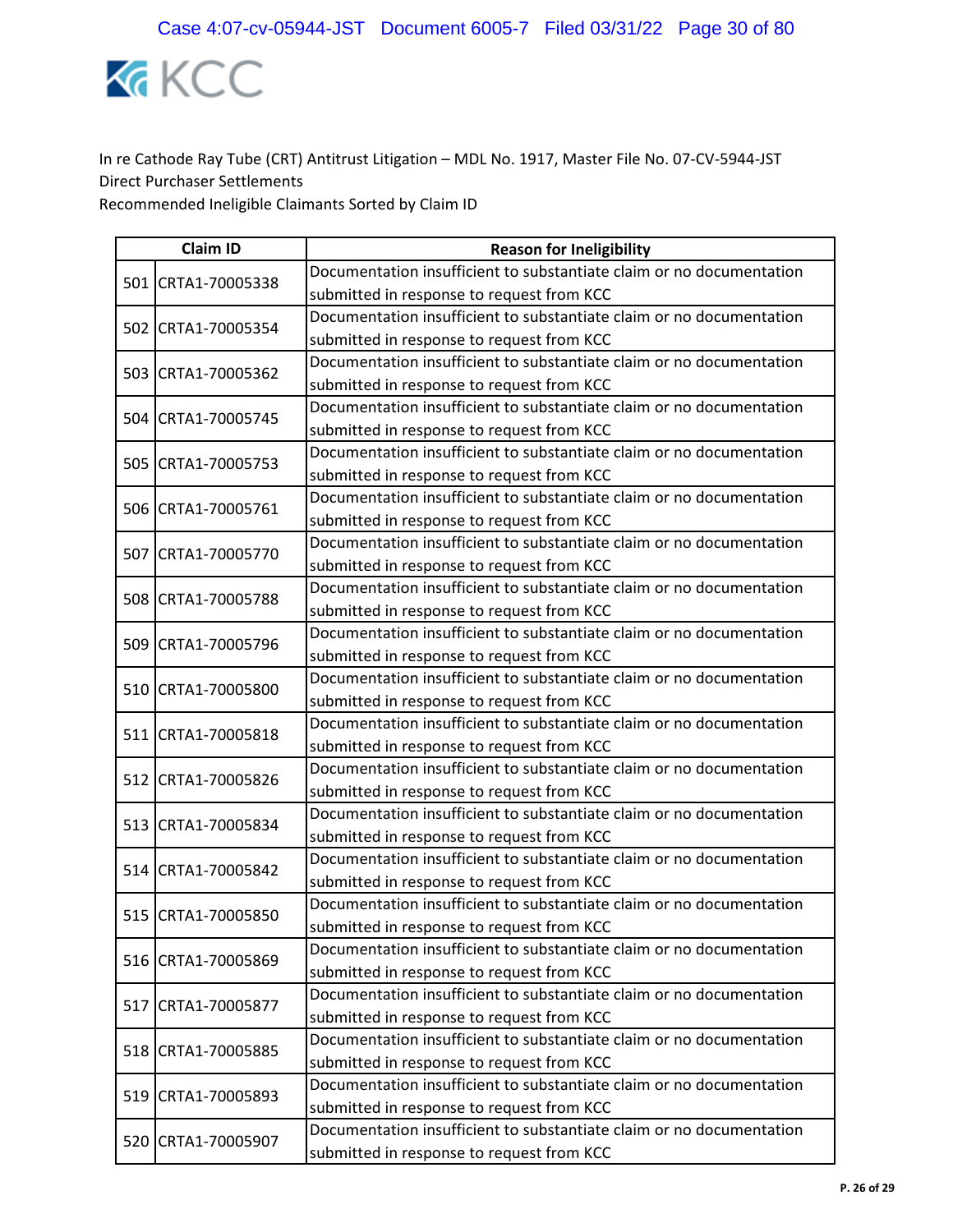KCC

In re Cathode Ray Tube (CRT) Antitrust Litigation – MDL No. 1917, Master File No. 07-CV-5944-JST
Direct Purchaser Settlements
Recommended Ineligible Claimants Sorted by Claim ID

| | Claim ID | Reason for Ineligibility |
|---|---|---|
| 501 | CRTA1-70005338 | Documentation insufficient to substantiate claim or no documentation submitted in response to request from KCC |
| 502 | CRTA1-70005354 | Documentation insufficient to substantiate claim or no documentation submitted in response to request from KCC |
| 503 | CRTA1-70005362 | Documentation insufficient to substantiate claim or no documentation submitted in response to request from KCC |
| 504 | CRTA1-70005745 | Documentation insufficient to substantiate claim or no documentation submitted in response to request from KCC |
| 505 | CRTA1-70005753 | Documentation insufficient to substantiate claim or no documentation submitted in response to request from KCC |
| 506 | CRTA1-70005761 | Documentation insufficient to substantiate claim or no documentation submitted in response to request from KCC |
| 507 | CRTA1-70005770 | Documentation insufficient to substantiate claim or no documentation submitted in response to request from KCC |
| 508 | CRTA1-70005788 | Documentation insufficient to substantiate claim or no documentation submitted in response to request from KCC |
| 509 | CRTA1-70005796 | Documentation insufficient to substantiate claim or no documentation submitted in response to request from KCC |
| 510 | CRTA1-70005800 | Documentation insufficient to substantiate claim or no documentation submitted in response to request from KCC |
| 511 | CRTA1-70005818 | Documentation insufficient to substantiate claim or no documentation submitted in response to request from KCC |
| 512 | CRTA1-70005826 | Documentation insufficient to substantiate claim or no documentation submitted in response to request from KCC |
| 513 | CRTA1-70005834 | Documentation insufficient to substantiate claim or no documentation submitted in response to request from KCC |
| 514 | CRTA1-70005842 | Documentation insufficient to substantiate claim or no documentation submitted in response to request from KCC |
| 515 | CRTA1-70005850 | Documentation insufficient to substantiate claim or no documentation submitted in response to request from KCC |
| 516 | CRTA1-70005869 | Documentation insufficient to substantiate claim or no documentation submitted in response to request from KCC |
| 517 | CRTA1-70005877 | Documentation insufficient to substantiate claim or no documentation submitted in response to request from KCC |
| 518 | CRTA1-70005885 | Documentation insufficient to substantiate claim or no documentation submitted in response to request from KCC |
| 519 | CRTA1-70005893 | Documentation insufficient to substantiate claim or no documentation submitted in response to request from KCC |
| 520 | CRTA1-70005907 | Documentation insufficient to substantiate claim or no documentation submitted in response to request from KCC |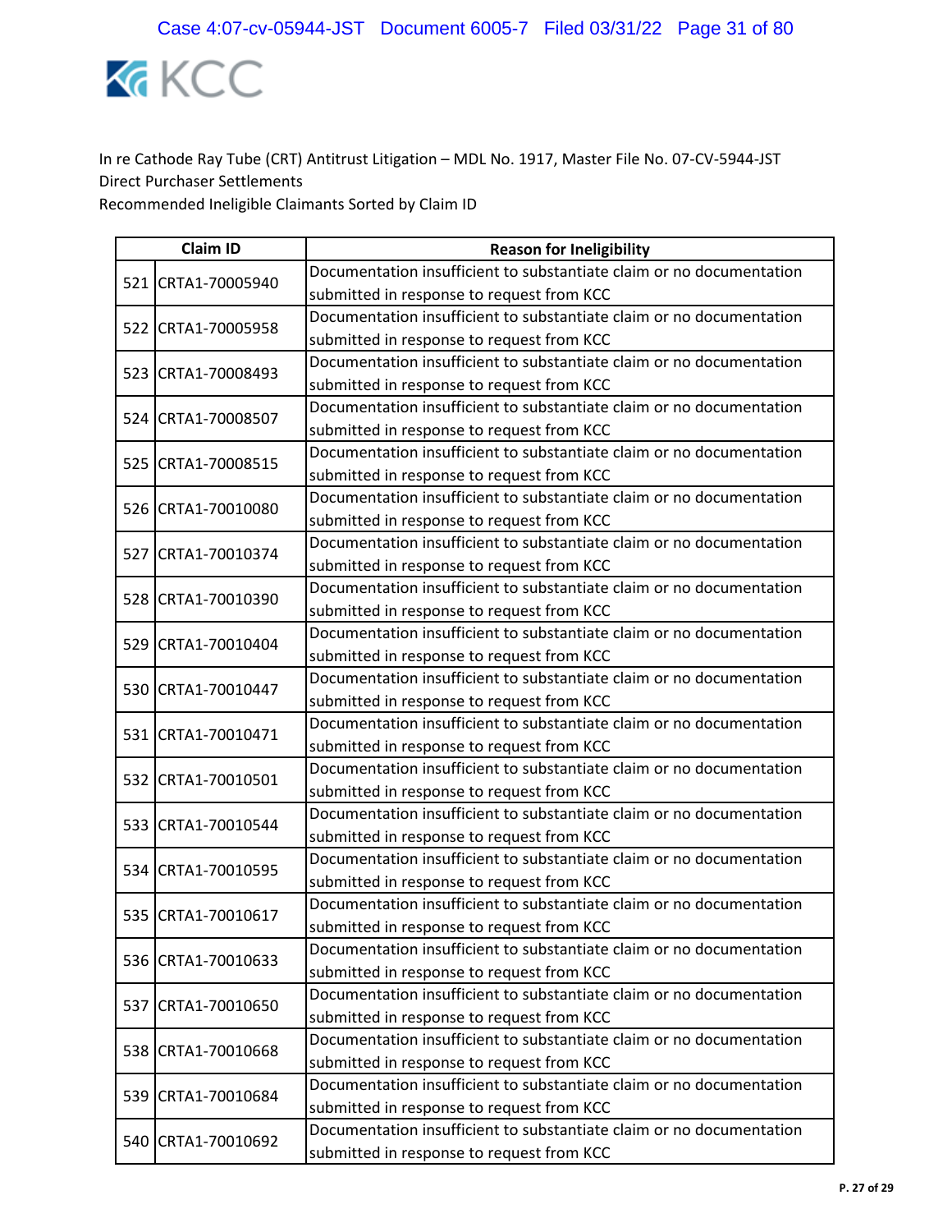In re Cathode Ray Tube (CRT) Antitrust Litigation – MDL No. 1917, Master File No. 07-CV-5944-JST
Direct Purchaser Settlements
Recommended Ineligible Claimants Sorted by Claim ID

| | Claim ID | Reason for Ineligibility |
|---|---|---|
| 521 | CRTA1-70005940 | Documentation insufficient to substantiate claim or no documentation submitted in response to request from KCC |
| 522 | CRTA1-70005958 | Documentation insufficient to substantiate claim or no documentation submitted in response to request from KCC |
| 523 | CRTA1-70008493 | Documentation insufficient to substantiate claim or no documentation submitted in response to request from KCC |
| 524 | CRTA1-70008507 | Documentation insufficient to substantiate claim or no documentation submitted in response to request from KCC |
| 525 | CRTA1-70008515 | Documentation insufficient to substantiate claim or no documentation submitted in response to request from KCC |
| 526 | CRTA1-70010080 | Documentation insufficient to substantiate claim or no documentation submitted in response to request from KCC |
| 527 | CRTA1-70010374 | Documentation insufficient to substantiate claim or no documentation submitted in response to request from KCC |
| 528 | CRTA1-70010390 | Documentation insufficient to substantiate claim or no documentation submitted in response to request from KCC |
| 529 | CRTA1-70010404 | Documentation insufficient to substantiate claim or no documentation submitted in response to request from KCC |
| 530 | CRTA1-70010447 | Documentation insufficient to substantiate claim or no documentation submitted in response to request from KCC |
| 531 | CRTA1-70010471 | Documentation insufficient to substantiate claim or no documentation submitted in response to request from KCC |
| 532 | CRTA1-70010501 | Documentation insufficient to substantiate claim or no documentation submitted in response to request from KCC |
| 533 | CRTA1-70010544 | Documentation insufficient to substantiate claim or no documentation submitted in response to request from KCC |
| 534 | CRTA1-70010595 | Documentation insufficient to substantiate claim or no documentation submitted in response to request from KCC |
| 535 | CRTA1-70010617 | Documentation insufficient to substantiate claim or no documentation submitted in response to request from KCC |
| 536 | CRTA1-70010633 | Documentation insufficient to substantiate claim or no documentation submitted in response to request from KCC |
| 537 | CRTA1-70010650 | Documentation insufficient to substantiate claim or no documentation submitted in response to request from KCC |
| 538 | CRTA1-70010668 | Documentation insufficient to substantiate claim or no documentation submitted in response to request from KCC |
| 539 | CRTA1-70010684 | Documentation insufficient to substantiate claim or no documentation submitted in response to request from KCC |
| 540 | CRTA1-70010692 | Documentation insufficient to substantiate claim or no documentation submitted in response to request from KCC |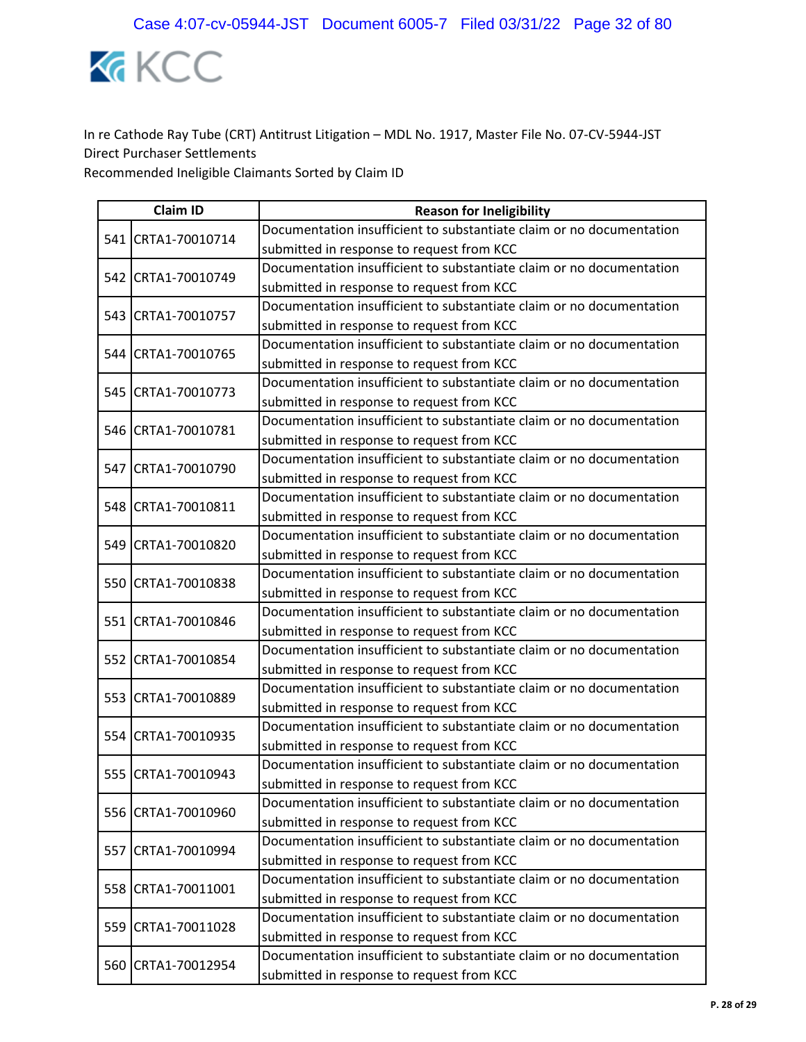KCC

In re Cathode Ray Tube (CRT) Antitrust Litigation – MDL No. 1917, Master File No. 07-CV-5944-JST
Direct Purchaser Settlements
Recommended Ineligible Claimants Sorted by Claim ID

| | Claim ID | Reason for Ineligibility |
|---|---|---|
| 541 | CRTA1-70010714 | Documentation insufficient to substantiate claim or no documentation submitted in response to request from KCC |
| 542 | CRTA1-70010749 | Documentation insufficient to substantiate claim or no documentation submitted in response to request from KCC |
| 543 | CRTA1-70010757 | Documentation insufficient to substantiate claim or no documentation submitted in response to request from KCC |
| 544 | CRTA1-70010765 | Documentation insufficient to substantiate claim or no documentation submitted in response to request from KCC |
| 545 | CRTA1-70010773 | Documentation insufficient to substantiate claim or no documentation submitted in response to request from KCC |
| 546 | CRTA1-70010781 | Documentation insufficient to substantiate claim or no documentation submitted in response to request from KCC |
| 547 | CRTA1-70010790 | Documentation insufficient to substantiate claim or no documentation submitted in response to request from KCC |
| 548 | CRTA1-70010811 | Documentation insufficient to substantiate claim or no documentation submitted in response to request from KCC |
| 549 | CRTA1-70010820 | Documentation insufficient to substantiate claim or no documentation submitted in response to request from KCC |
| 550 | CRTA1-70010838 | Documentation insufficient to substantiate claim or no documentation submitted in response to request from KCC |
| 551 | CRTA1-70010846 | Documentation insufficient to substantiate claim or no documentation submitted in response to request from KCC |
| 552 | CRTA1-70010854 | Documentation insufficient to substantiate claim or no documentation submitted in response to request from KCC |
| 553 | CRTA1-70010889 | Documentation insufficient to substantiate claim or no documentation submitted in response to request from KCC |
| 554 | CRTA1-70010935 | Documentation insufficient to substantiate claim or no documentation submitted in response to request from KCC |
| 555 | CRTA1-70010943 | Documentation insufficient to substantiate claim or no documentation submitted in response to request from KCC |
| 556 | CRTA1-70010960 | Documentation insufficient to substantiate claim or no documentation submitted in response to request from KCC |
| 557 | CRTA1-70010994 | Documentation insufficient to substantiate claim or no documentation submitted in response to request from KCC |
| 558 | CRTA1-70011001 | Documentation insufficient to substantiate claim or no documentation submitted in response to request from KCC |
| 559 | CRTA1-70011028 | Documentation insufficient to substantiate claim or no documentation submitted in response to request from KCC |
| 560 | CRTA1-70012954 | Documentation insufficient to substantiate claim or no documentation submitted in response to request from KCC |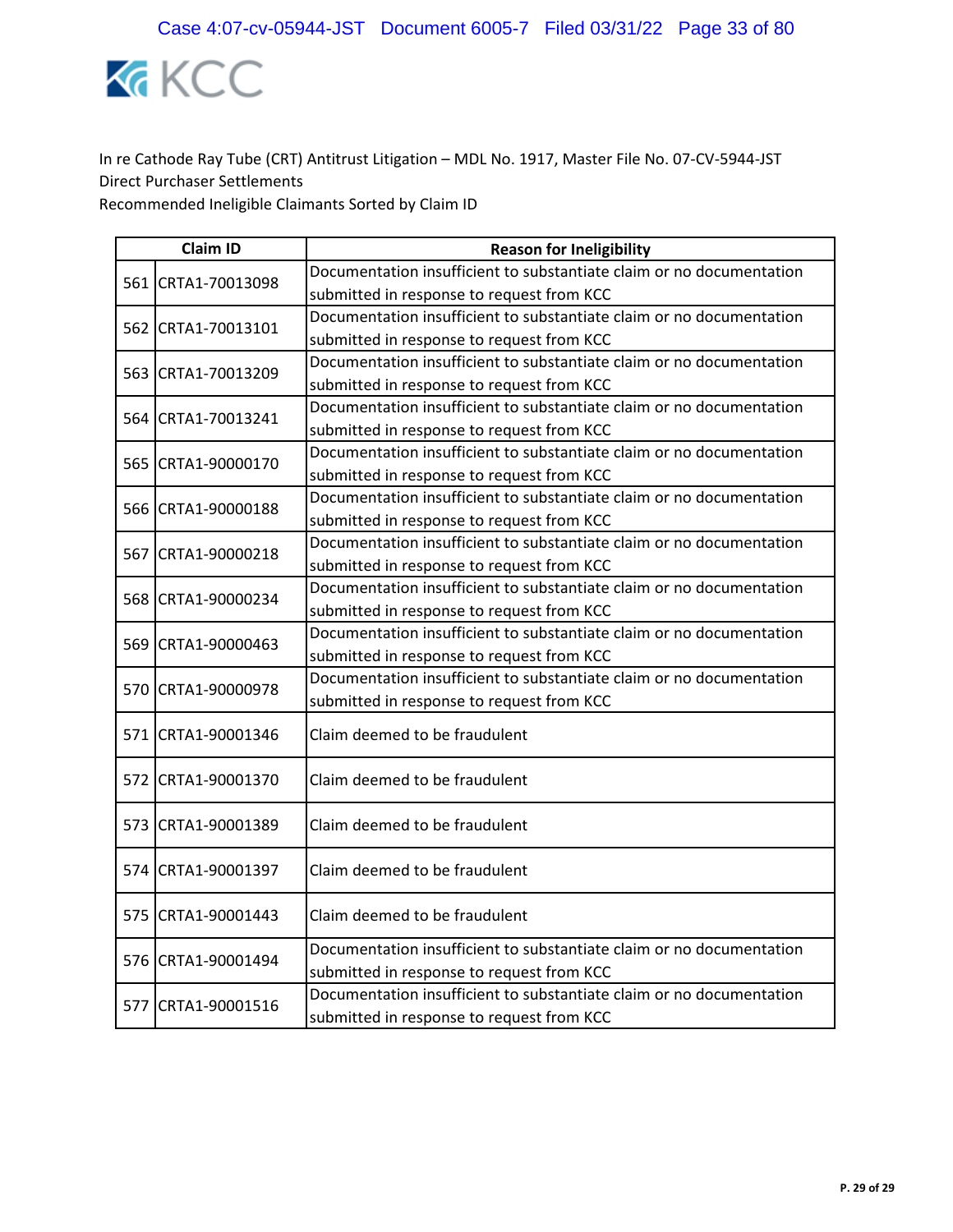KCC

In re Cathode Ray Tube (CRT) Antitrust Litigation – MDL No. 1917, Master File No. 07-CV-5944-JST
Direct Purchaser Settlements
Recommended Ineligible Claimants Sorted by Claim ID

| Claim ID | | Reason for Ineligibility |
|---|---|---|
| 561 | CRTA1-70013098 | Documentation insufficient to substantiate claim or no documentation submitted in response to request from KCC |
| 562 | CRTA1-70013101 | Documentation insufficient to substantiate claim or no documentation submitted in response to request from KCC |
| 563 | CRTA1-70013209 | Documentation insufficient to substantiate claim or no documentation submitted in response to request from KCC |
| 564 | CRTA1-70013241 | Documentation insufficient to substantiate claim or no documentation submitted in response to request from KCC |
| 565 | CRTA1-90000170 | Documentation insufficient to substantiate claim or no documentation submitted in response to request from KCC |
| 566 | CRTA1-90000188 | Documentation insufficient to substantiate claim or no documentation submitted in response to request from KCC |
| 567 | CRTA1-90000218 | Documentation insufficient to substantiate claim or no documentation submitted in response to request from KCC |
| 568 | CRTA1-90000234 | Documentation insufficient to substantiate claim or no documentation submitted in response to request from KCC |
| 569 | CRTA1-90000463 | Documentation insufficient to substantiate claim or no documentation submitted in response to request from KCC |
| 570 | CRTA1-90000978 | Documentation insufficient to substantiate claim or no documentation submitted in response to request from KCC |
| 571 | CRTA1-90001346 | Claim deemed to be fraudulent |
| 572 | CRTA1-90001370 | Claim deemed to be fraudulent |
| 573 | CRTA1-90001389 | Claim deemed to be fraudulent |
| 574 | CRTA1-90001397 | Claim deemed to be fraudulent |
| 575 | CRTA1-90001443 | Claim deemed to be fraudulent |
| 576 | CRTA1-90001494 | Documentation insufficient to substantiate claim or no documentation submitted in response to request from KCC |
| 577 | CRTA1-90001516 | Documentation insufficient to substantiate claim or no documentation submitted in response to request from KCC |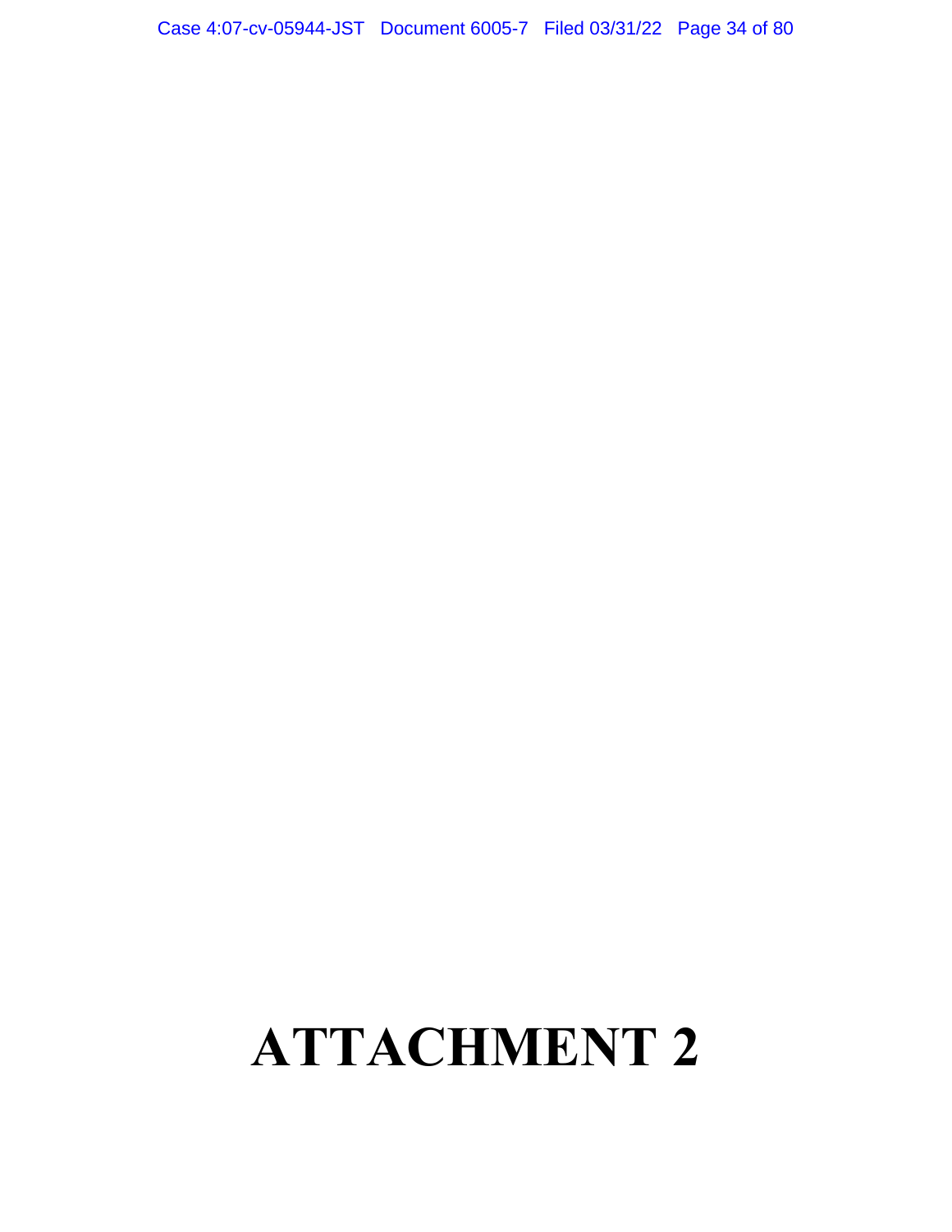# ATTACHMENT 2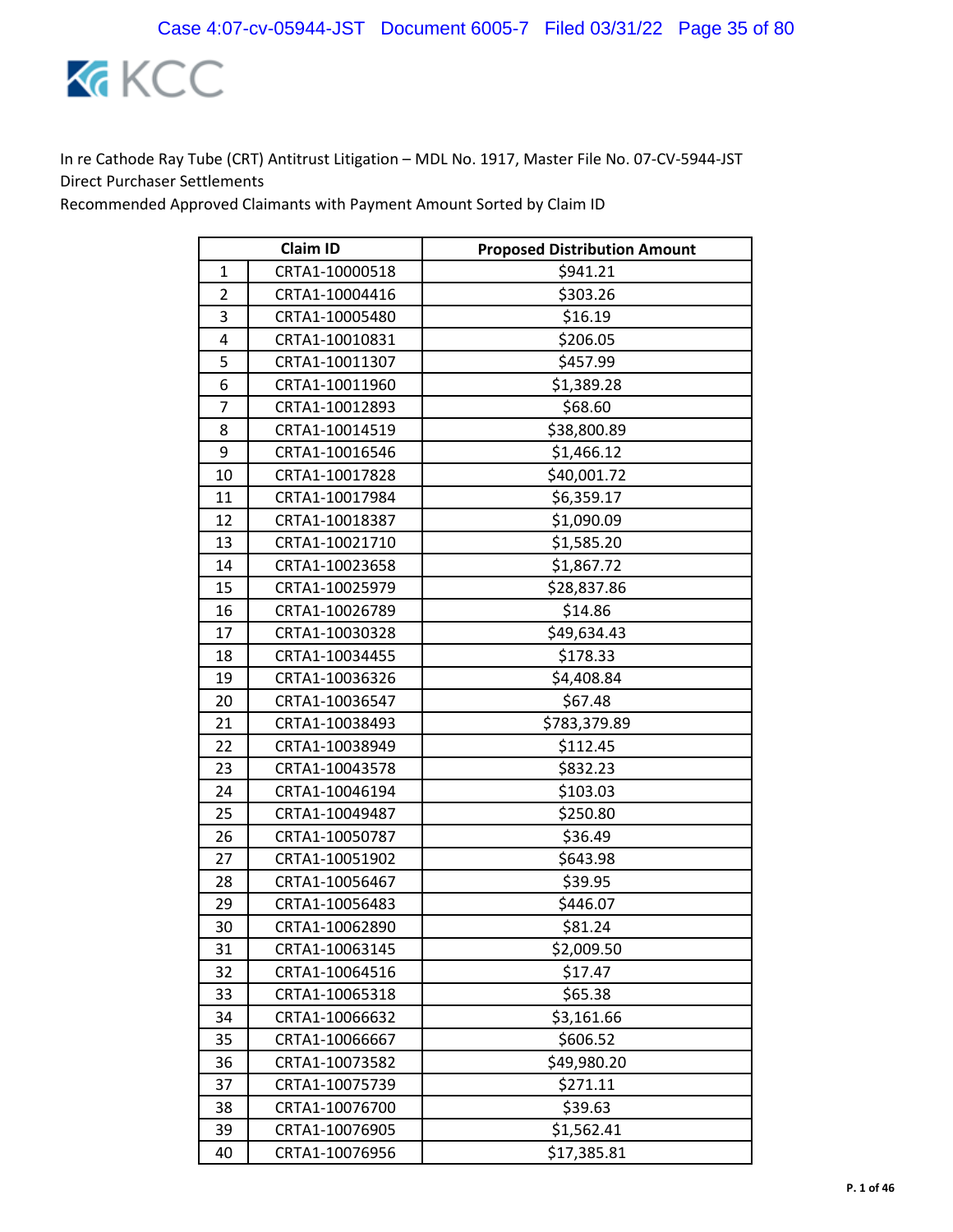KCC

In re Cathode Ray Tube (CRT) Antitrust Litigation – MDL No. 1917, Master File No. 07-CV-5944-JST
Direct Purchaser Settlements
Recommended Approved Claimants with Payment Amount Sorted by Claim ID

| | Claim ID | Proposed Distribution Amount |
|---|---|---|
| 1 | CRTA1-10000518 | $941.21 |
| 2 | CRTA1-10004416 | $303.26 |
| 3 | CRTA1-10005480 | $16.19 |
| 4 | CRTA1-10010831 | $206.05 |
| 5 | CRTA1-10011307 | $457.99 |
| 6 | CRTA1-10011960 | $1,389.28 |
| 7 | CRTA1-10012893 | $68.60 |
| 8 | CRTA1-10014519 | $38,800.89 |
| 9 | CRTA1-10016546 | $1,466.12 |
| 10 | CRTA1-10017828 | $40,001.72 |
| 11 | CRTA1-10017984 | $6,359.17 |
| 12 | CRTA1-10018387 | $1,090.09 |
| 13 | CRTA1-10021710 | $1,585.20 |
| 14 | CRTA1-10023658 | $1,867.72 |
| 15 | CRTA1-10025979 | $28,837.86 |
| 16 | CRTA1-10026789 | $14.86 |
| 17 | CRTA1-10030328 | $49,634.43 |
| 18 | CRTA1-10034455 | $178.33 |
| 19 | CRTA1-10036326 | $4,408.84 |
| 20 | CRTA1-10036547 | $67.48 |
| 21 | CRTA1-10038493 | $783,379.89 |
| 22 | CRTA1-10038949 | $112.45 |
| 23 | CRTA1-10043578 | $832.23 |
| 24 | CRTA1-10046194 | $103.03 |
| 25 | CRTA1-10049487 | $250.80 |
| 26 | CRTA1-10050787 | $36.49 |
| 27 | CRTA1-10051902 | $643.98 |
| 28 | CRTA1-10056467 | $39.95 |
| 29 | CRTA1-10056483 | $446.07 |
| 30 | CRTA1-10062890 | $81.24 |
| 31 | CRTA1-10063145 | $2,009.50 |
| 32 | CRTA1-10064516 | $17.47 |
| 33 | CRTA1-10065318 | $65.38 |
| 34 | CRTA1-10066632 | $3,161.66 |
| 35 | CRTA1-10066667 | $606.52 |
| 36 | CRTA1-10073582 | $49,980.20 |
| 37 | CRTA1-10075739 | $271.11 |
| 38 | CRTA1-10076700 | $39.63 |
| 39 | CRTA1-10076905 | $1,562.41 |
| 40 | CRTA1-10076956 | $17,385.81 |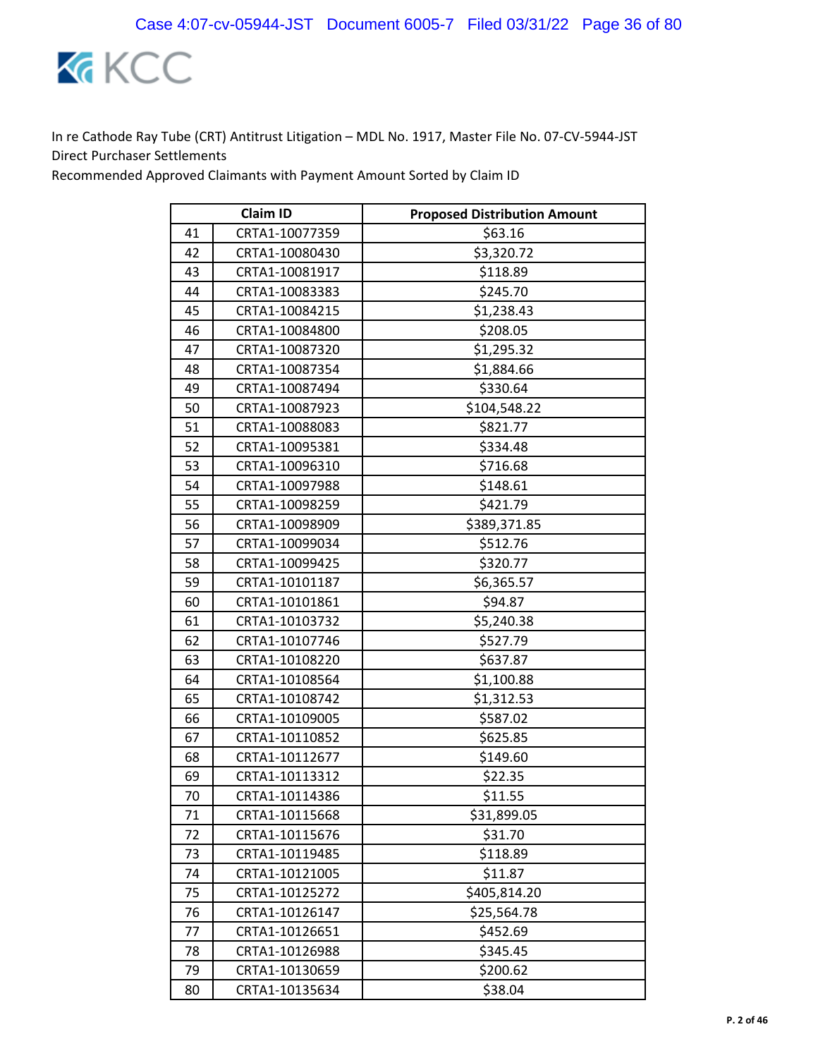In re Cathode Ray Tube (CRT) Antitrust Litigation – MDL No. 1917, Master File No. 07-CV-5944-JST
Direct Purchaser Settlements
Recommended Approved Claimants with Payment Amount Sorted by Claim ID

| | Claim ID | Proposed Distribution Amount |
|---|---|---|
| 41 | CRTA1-10077359 | $63.16 |
| 42 | CRTA1-10080430 | $3,320.72 |
| 43 | CRTA1-10081917 | $118.89 |
| 44 | CRTA1-10083383 | $245.70 |
| 45 | CRTA1-10084215 | $1,238.43 |
| 46 | CRTA1-10084800 | $208.05 |
| 47 | CRTA1-10087320 | $1,295.32 |
| 48 | CRTA1-10087354 | $1,884.66 |
| 49 | CRTA1-10087494 | $330.64 |
| 50 | CRTA1-10087923 | $104,548.22 |
| 51 | CRTA1-10088083 | $821.77 |
| 52 | CRTA1-10095381 | $334.48 |
| 53 | CRTA1-10096310 | $716.68 |
| 54 | CRTA1-10097988 | $148.61 |
| 55 | CRTA1-10098259 | $421.79 |
| 56 | CRTA1-10098909 | $389,371.85 |
| 57 | CRTA1-10099034 | $512.76 |
| 58 | CRTA1-10099425 | $320.77 |
| 59 | CRTA1-10101187 | $6,365.57 |
| 60 | CRTA1-10101861 | $94.87 |
| 61 | CRTA1-10103732 | $5,240.38 |
| 62 | CRTA1-10107746 | $527.79 |
| 63 | CRTA1-10108220 | $637.87 |
| 64 | CRTA1-10108564 | $1,100.88 |
| 65 | CRTA1-10108742 | $1,312.53 |
| 66 | CRTA1-10109005 | $587.02 |
| 67 | CRTA1-10110852 | $625.85 |
| 68 | CRTA1-10112677 | $149.60 |
| 69 | CRTA1-10113312 | $22.35 |
| 70 | CRTA1-10114386 | $11.55 |
| 71 | CRTA1-10115668 | $31,899.05 |
| 72 | CRTA1-10115676 | $31.70 |
| 73 | CRTA1-10119485 | $118.89 |
| 74 | CRTA1-10121005 | $11.87 |
| 75 | CRTA1-10125272 | $405,814.20 |
| 76 | CRTA1-10126147 | $25,564.78 |
| 77 | CRTA1-10126651 | $452.69 |
| 78 | CRTA1-10126988 | $345.45 |
| 79 | CRTA1-10130659 | $200.62 |
| 80 | CRTA1-10135634 | $38.04 |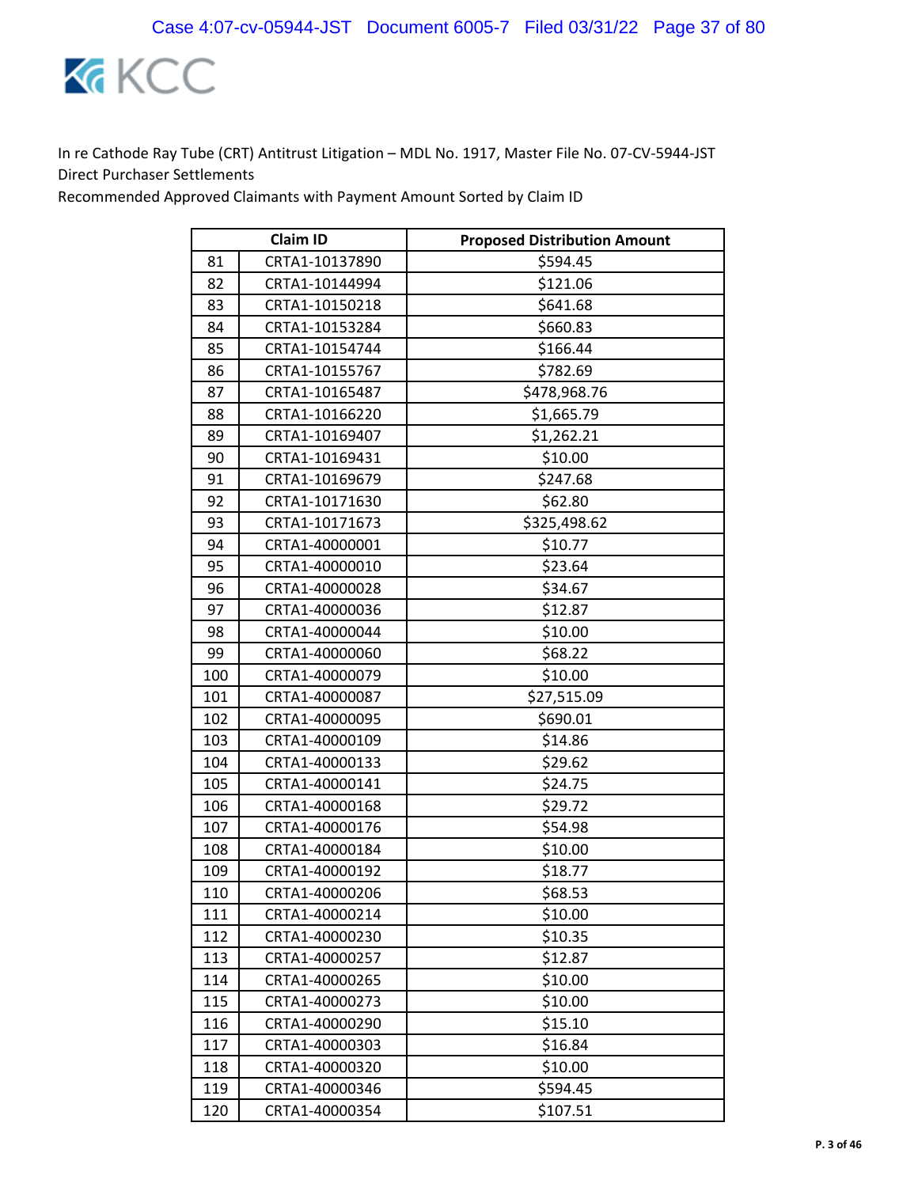In re Cathode Ray Tube (CRT) Antitrust Litigation – MDL No. 1917, Master File No. 07-CV-5944-JST
Direct Purchaser Settlements
Recommended Approved Claimants with Payment Amount Sorted by Claim ID

| | Claim ID | Proposed Distribution Amount |
|---|---|---|
| 81 | CRTA1-10137890 | $594.45 |
| 82 | CRTA1-10144994 | $121.06 |
| 83 | CRTA1-10150218 | $641.68 |
| 84 | CRTA1-10153284 | $660.83 |
| 85 | CRTA1-10154744 | $166.44 |
| 86 | CRTA1-10155767 | $782.69 |
| 87 | CRTA1-10165487 | $478,968.76 |
| 88 | CRTA1-10166220 | $1,665.79 |
| 89 | CRTA1-10169407 | $1,262.21 |
| 90 | CRTA1-10169431 | $10.00 |
| 91 | CRTA1-10169679 | $247.68 |
| 92 | CRTA1-10171630 | $62.80 |
| 93 | CRTA1-10171673 | $325,498.62 |
| 94 | CRTA1-40000001 | $10.77 |
| 95 | CRTA1-40000010 | $23.64 |
| 96 | CRTA1-40000028 | $34.67 |
| 97 | CRTA1-40000036 | $12.87 |
| 98 | CRTA1-40000044 | $10.00 |
| 99 | CRTA1-40000060 | $68.22 |
| 100 | CRTA1-40000079 | $10.00 |
| 101 | CRTA1-40000087 | $27,515.09 |
| 102 | CRTA1-40000095 | $690.01 |
| 103 | CRTA1-40000109 | $14.86 |
| 104 | CRTA1-40000133 | $29.62 |
| 105 | CRTA1-40000141 | $24.75 |
| 106 | CRTA1-40000168 | $29.72 |
| 107 | CRTA1-40000176 | $54.98 |
| 108 | CRTA1-40000184 | $10.00 |
| 109 | CRTA1-40000192 | $18.77 |
| 110 | CRTA1-40000206 | $68.53 |
| 111 | CRTA1-40000214 | $10.00 |
| 112 | CRTA1-40000230 | $10.35 |
| 113 | CRTA1-40000257 | $12.87 |
| 114 | CRTA1-40000265 | $10.00 |
| 115 | CRTA1-40000273 | $10.00 |
| 116 | CRTA1-40000290 | $15.10 |
| 117 | CRTA1-40000303 | $16.84 |
| 118 | CRTA1-40000320 | $10.00 |
| 119 | CRTA1-40000346 | $594.45 |
| 120 | CRTA1-40000354 | $107.51 |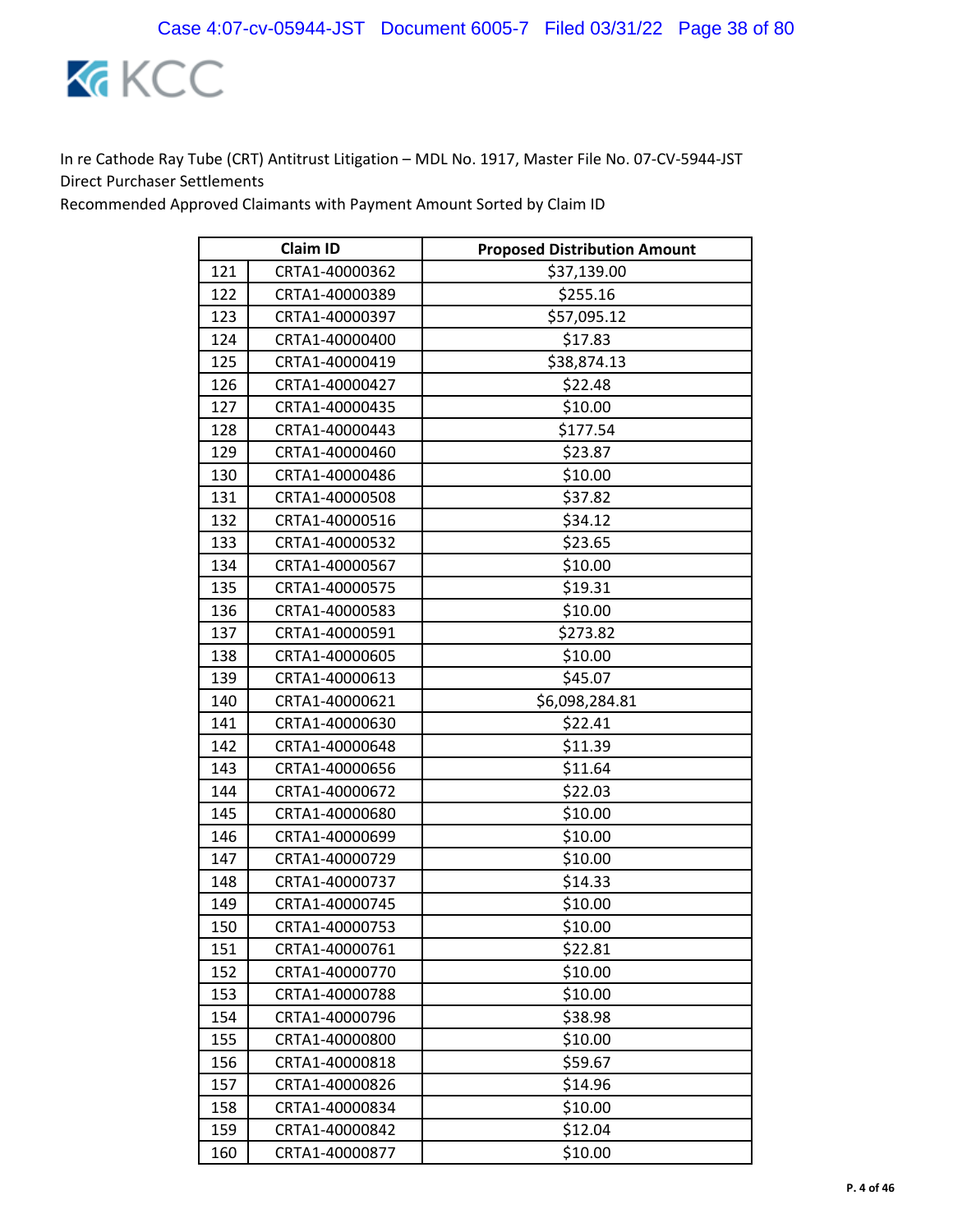In re Cathode Ray Tube (CRT) Antitrust Litigation – MDL No. 1917, Master File No. 07-CV-5944-JST
Direct Purchaser Settlements
Recommended Approved Claimants with Payment Amount Sorted by Claim ID

| | Claim ID | Proposed Distribution Amount |
|---|---|---|
| 121 | CRTA1-40000362 | $37,139.00 |
| 122 | CRTA1-40000389 | $255.16 |
| 123 | CRTA1-40000397 | $57,095.12 |
| 124 | CRTA1-40000400 | $17.83 |
| 125 | CRTA1-40000419 | $38,874.13 |
| 126 | CRTA1-40000427 | $22.48 |
| 127 | CRTA1-40000435 | $10.00 |
| 128 | CRTA1-40000443 | $177.54 |
| 129 | CRTA1-40000460 | $23.87 |
| 130 | CRTA1-40000486 | $10.00 |
| 131 | CRTA1-40000508 | $37.82 |
| 132 | CRTA1-40000516 | $34.12 |
| 133 | CRTA1-40000532 | $23.65 |
| 134 | CRTA1-40000567 | $10.00 |
| 135 | CRTA1-40000575 | $19.31 |
| 136 | CRTA1-40000583 | $10.00 |
| 137 | CRTA1-40000591 | $273.82 |
| 138 | CRTA1-40000605 | $10.00 |
| 139 | CRTA1-40000613 | $45.07 |
| 140 | CRTA1-40000621 | $6,098,284.81 |
| 141 | CRTA1-40000630 | $22.41 |
| 142 | CRTA1-40000648 | $11.39 |
| 143 | CRTA1-40000656 | $11.64 |
| 144 | CRTA1-40000672 | $22.03 |
| 145 | CRTA1-40000680 | $10.00 |
| 146 | CRTA1-40000699 | $10.00 |
| 147 | CRTA1-40000729 | $10.00 |
| 148 | CRTA1-40000737 | $14.33 |
| 149 | CRTA1-40000745 | $10.00 |
| 150 | CRTA1-40000753 | $10.00 |
| 151 | CRTA1-40000761 | $22.81 |
| 152 | CRTA1-40000770 | $10.00 |
| 153 | CRTA1-40000788 | $10.00 |
| 154 | CRTA1-40000796 | $38.98 |
| 155 | CRTA1-40000800 | $10.00 |
| 156 | CRTA1-40000818 | $59.67 |
| 157 | CRTA1-40000826 | $14.96 |
| 158 | CRTA1-40000834 | $10.00 |
| 159 | CRTA1-40000842 | $12.04 |
| 160 | CRTA1-40000877 | $10.00 |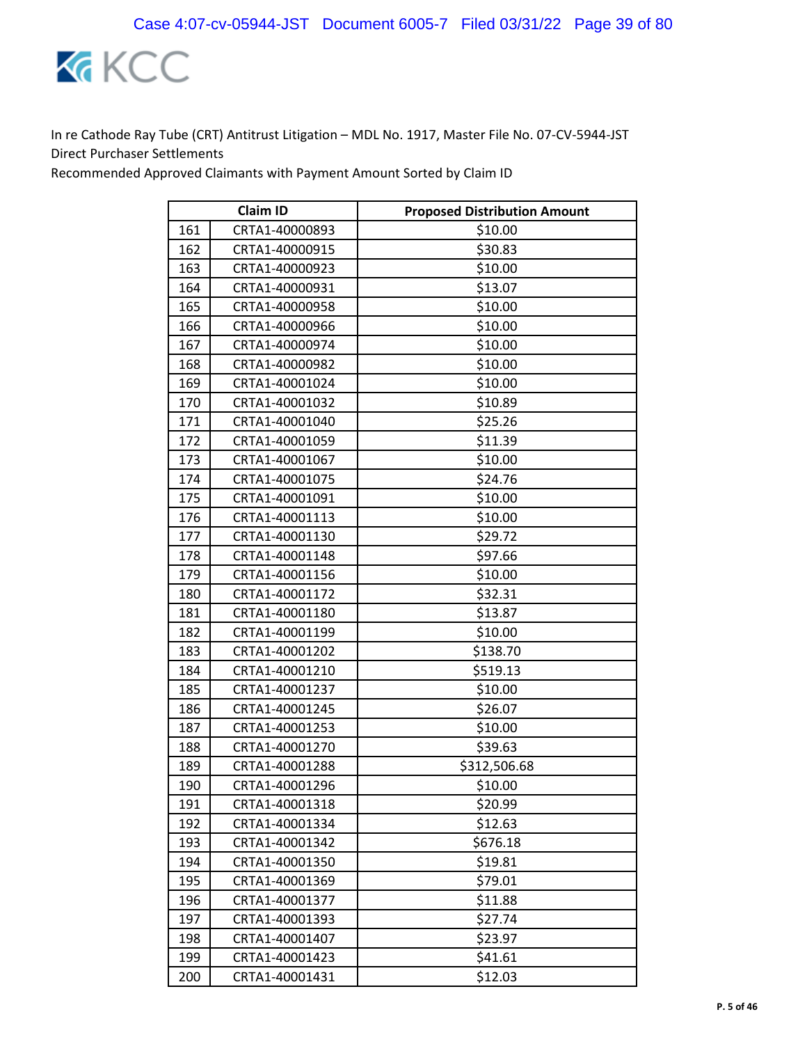In re Cathode Ray Tube (CRT) Antitrust Litigation – MDL No. 1917, Master File No. 07-CV-5944-JST
Direct Purchaser Settlements
Recommended Approved Claimants with Payment Amount Sorted by Claim ID

| | Claim ID | Proposed Distribution Amount |
|---|---|---|
| 161 | CRTA1-40000893 | $10.00 |
| 162 | CRTA1-40000915 | $30.83 |
| 163 | CRTA1-40000923 | $10.00 |
| 164 | CRTA1-40000931 | $13.07 |
| 165 | CRTA1-40000958 | $10.00 |
| 166 | CRTA1-40000966 | $10.00 |
| 167 | CRTA1-40000974 | $10.00 |
| 168 | CRTA1-40000982 | $10.00 |
| 169 | CRTA1-40001024 | $10.00 |
| 170 | CRTA1-40001032 | $10.89 |
| 171 | CRTA1-40001040 | $25.26 |
| 172 | CRTA1-40001059 | $11.39 |
| 173 | CRTA1-40001067 | $10.00 |
| 174 | CRTA1-40001075 | $24.76 |
| 175 | CRTA1-40001091 | $10.00 |
| 176 | CRTA1-40001113 | $10.00 |
| 177 | CRTA1-40001130 | $29.72 |
| 178 | CRTA1-40001148 | $97.66 |
| 179 | CRTA1-40001156 | $10.00 |
| 180 | CRTA1-40001172 | $32.31 |
| 181 | CRTA1-40001180 | $13.87 |
| 182 | CRTA1-40001199 | $10.00 |
| 183 | CRTA1-40001202 | $138.70 |
| 184 | CRTA1-40001210 | $519.13 |
| 185 | CRTA1-40001237 | $10.00 |
| 186 | CRTA1-40001245 | $26.07 |
| 187 | CRTA1-40001253 | $10.00 |
| 188 | CRTA1-40001270 | $39.63 |
| 189 | CRTA1-40001288 | $312,506.68 |
| 190 | CRTA1-40001296 | $10.00 |
| 191 | CRTA1-40001318 | $20.99 |
| 192 | CRTA1-40001334 | $12.63 |
| 193 | CRTA1-40001342 | $676.18 |
| 194 | CRTA1-40001350 | $19.81 |
| 195 | CRTA1-40001369 | $79.01 |
| 196 | CRTA1-40001377 | $11.88 |
| 197 | CRTA1-40001393 | $27.74 |
| 198 | CRTA1-40001407 | $23.97 |
| 199 | CRTA1-40001423 | $41.61 |
| 200 | CRTA1-40001431 | $12.03 |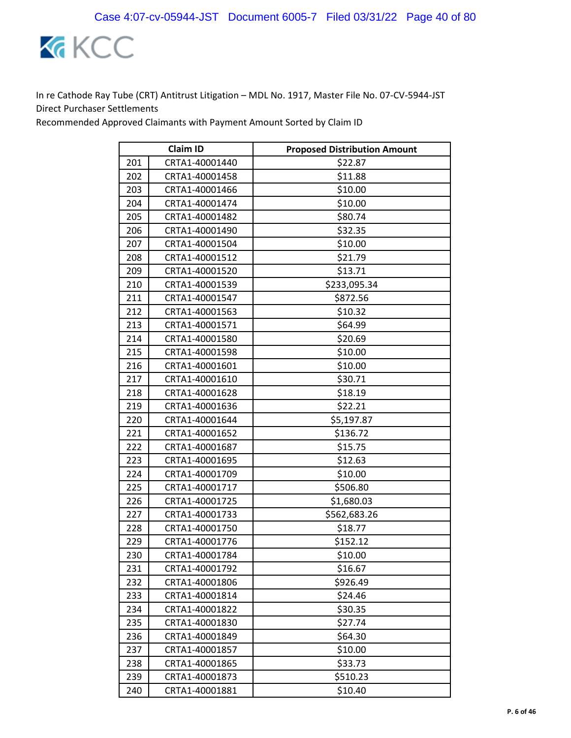In re Cathode Ray Tube (CRT) Antitrust Litigation – MDL No. 1917, Master File No. 07-CV-5944-JST
Direct Purchaser Settlements
Recommended Approved Claimants with Payment Amount Sorted by Claim ID

| Claim ID | | Proposed Distribution Amount |
|---|---|---|
| 201 | CRTA1-40001440 | $22.87 |
| 202 | CRTA1-40001458 | $11.88 |
| 203 | CRTA1-40001466 | $10.00 |
| 204 | CRTA1-40001474 | $10.00 |
| 205 | CRTA1-40001482 | $80.74 |
| 206 | CRTA1-40001490 | $32.35 |
| 207 | CRTA1-40001504 | $10.00 |
| 208 | CRTA1-40001512 | $21.79 |
| 209 | CRTA1-40001520 | $13.71 |
| 210 | CRTA1-40001539 | $233,095.34 |
| 211 | CRTA1-40001547 | $872.56 |
| 212 | CRTA1-40001563 | $10.32 |
| 213 | CRTA1-40001571 | $64.99 |
| 214 | CRTA1-40001580 | $20.69 |
| 215 | CRTA1-40001598 | $10.00 |
| 216 | CRTA1-40001601 | $10.00 |
| 217 | CRTA1-40001610 | $30.71 |
| 218 | CRTA1-40001628 | $18.19 |
| 219 | CRTA1-40001636 | $22.21 |
| 220 | CRTA1-40001644 | $5,197.87 |
| 221 | CRTA1-40001652 | $136.72 |
| 222 | CRTA1-40001687 | $15.75 |
| 223 | CRTA1-40001695 | $12.63 |
| 224 | CRTA1-40001709 | $10.00 |
| 225 | CRTA1-40001717 | $506.80 |
| 226 | CRTA1-40001725 | $1,680.03 |
| 227 | CRTA1-40001733 | $562,683.26 |
| 228 | CRTA1-40001750 | $18.77 |
| 229 | CRTA1-40001776 | $152.12 |
| 230 | CRTA1-40001784 | $10.00 |
| 231 | CRTA1-40001792 | $16.67 |
| 232 | CRTA1-40001806 | $926.49 |
| 233 | CRTA1-40001814 | $24.46 |
| 234 | CRTA1-40001822 | $30.35 |
| 235 | CRTA1-40001830 | $27.74 |
| 236 | CRTA1-40001849 | $64.30 |
| 237 | CRTA1-40001857 | $10.00 |
| 238 | CRTA1-40001865 | $33.73 |
| 239 | CRTA1-40001873 | $510.23 |
| 240 | CRTA1-40001881 | $10.40 |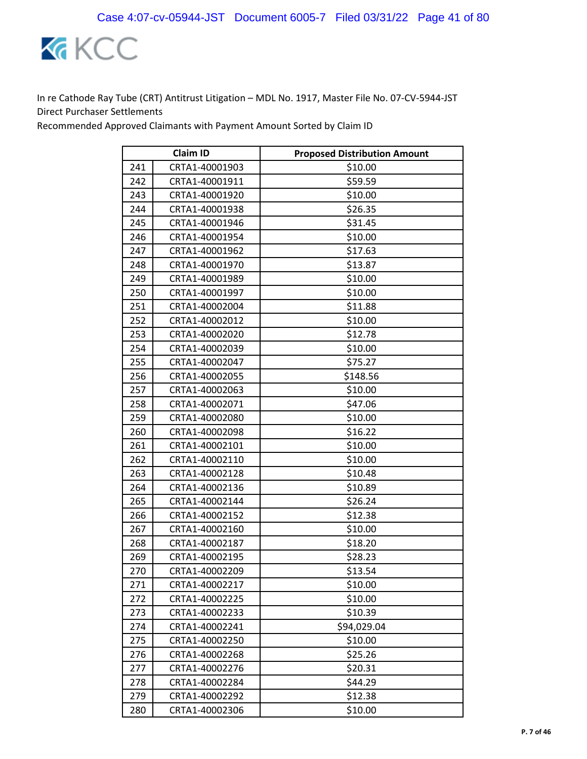In re Cathode Ray Tube (CRT) Antitrust Litigation – MDL No. 1917, Master File No. 07-CV-5944-JST
Direct Purchaser Settlements
Recommended Approved Claimants with Payment Amount Sorted by Claim ID

| | Claim ID | Proposed Distribution Amount |
|---|---|---|
| 241 | CRTA1-40001903 | $10.00 |
| 242 | CRTA1-40001911 | $59.59 |
| 243 | CRTA1-40001920 | $10.00 |
| 244 | CRTA1-40001938 | $26.35 |
| 245 | CRTA1-40001946 | $31.45 |
| 246 | CRTA1-40001954 | $10.00 |
| 247 | CRTA1-40001962 | $17.63 |
| 248 | CRTA1-40001970 | $13.87 |
| 249 | CRTA1-40001989 | $10.00 |
| 250 | CRTA1-40001997 | $10.00 |
| 251 | CRTA1-40002004 | $11.88 |
| 252 | CRTA1-40002012 | $10.00 |
| 253 | CRTA1-40002020 | $12.78 |
| 254 | CRTA1-40002039 | $10.00 |
| 255 | CRTA1-40002047 | $75.27 |
| 256 | CRTA1-40002055 | $148.56 |
| 257 | CRTA1-40002063 | $10.00 |
| 258 | CRTA1-40002071 | $47.06 |
| 259 | CRTA1-40002080 | $10.00 |
| 260 | CRTA1-40002098 | $16.22 |
| 261 | CRTA1-40002101 | $10.00 |
| 262 | CRTA1-40002110 | $10.00 |
| 263 | CRTA1-40002128 | $10.48 |
| 264 | CRTA1-40002136 | $10.89 |
| 265 | CRTA1-40002144 | $26.24 |
| 266 | CRTA1-40002152 | $12.38 |
| 267 | CRTA1-40002160 | $10.00 |
| 268 | CRTA1-40002187 | $18.20 |
| 269 | CRTA1-40002195 | $28.23 |
| 270 | CRTA1-40002209 | $13.54 |
| 271 | CRTA1-40002217 | $10.00 |
| 272 | CRTA1-40002225 | $10.00 |
| 273 | CRTA1-40002233 | $10.39 |
| 274 | CRTA1-40002241 | $94,029.04 |
| 275 | CRTA1-40002250 | $10.00 |
| 276 | CRTA1-40002268 | $25.26 |
| 277 | CRTA1-40002276 | $20.31 |
| 278 | CRTA1-40002284 | $44.29 |
| 279 | CRTA1-40002292 | $12.38 |
| 280 | CRTA1-40002306 | $10.00 |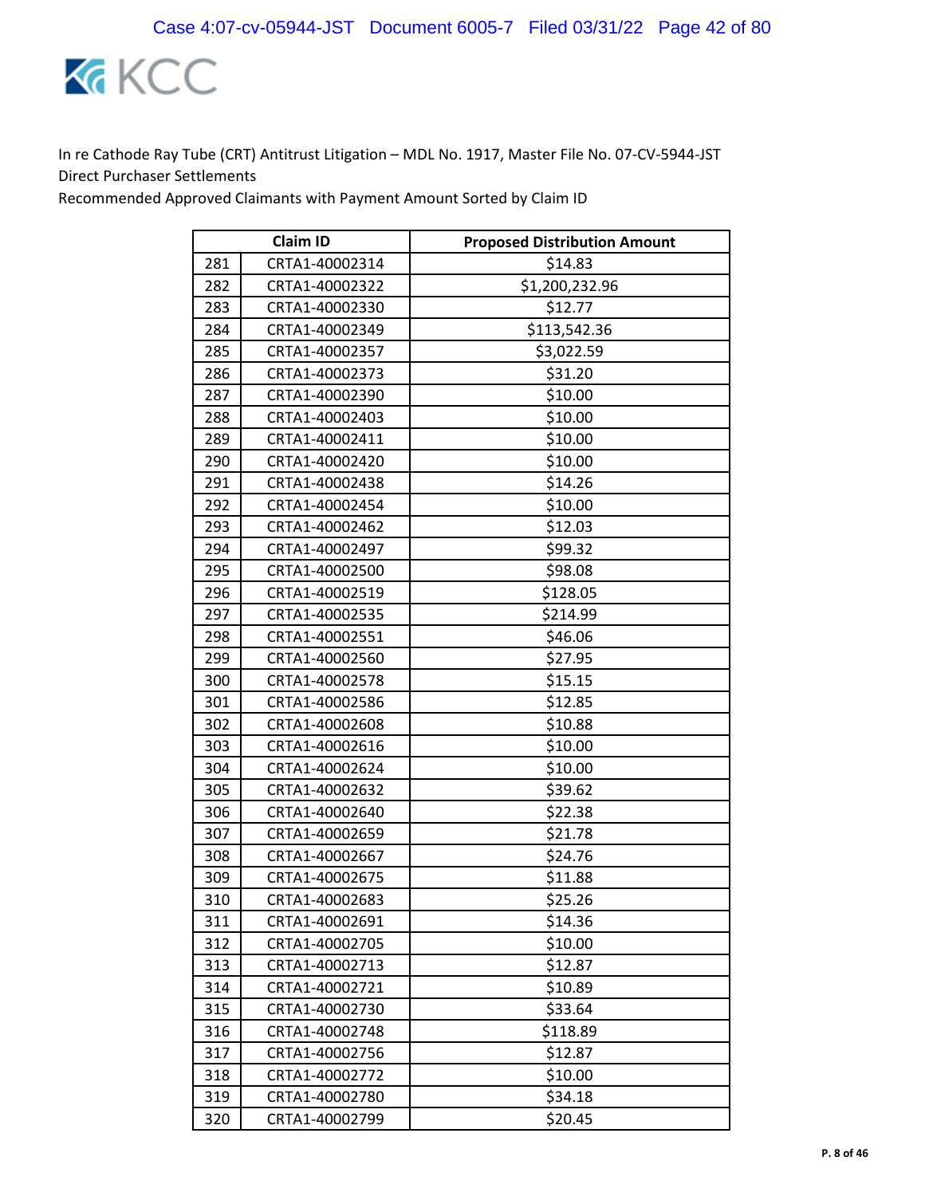In re Cathode Ray Tube (CRT) Antitrust Litigation – MDL No. 1917, Master File No. 07-CV-5944-JST
Direct Purchaser Settlements
Recommended Approved Claimants with Payment Amount Sorted by Claim ID

| | Claim ID | Proposed Distribution Amount |
|---|---|---|
| 281 | CRTA1-40002314 | $14.83 |
| 282 | CRTA1-40002322 | $1,200,232.96 |
| 283 | CRTA1-40002330 | $12.77 |
| 284 | CRTA1-40002349 | $113,542.36 |
| 285 | CRTA1-40002357 | $3,022.59 |
| 286 | CRTA1-40002373 | $31.20 |
| 287 | CRTA1-40002390 | $10.00 |
| 288 | CRTA1-40002403 | $10.00 |
| 289 | CRTA1-40002411 | $10.00 |
| 290 | CRTA1-40002420 | $10.00 |
| 291 | CRTA1-40002438 | $14.26 |
| 292 | CRTA1-40002454 | $10.00 |
| 293 | CRTA1-40002462 | $12.03 |
| 294 | CRTA1-40002497 | $99.32 |
| 295 | CRTA1-40002500 | $98.08 |
| 296 | CRTA1-40002519 | $128.05 |
| 297 | CRTA1-40002535 | $214.99 |
| 298 | CRTA1-40002551 | $46.06 |
| 299 | CRTA1-40002560 | $27.95 |
| 300 | CRTA1-40002578 | $15.15 |
| 301 | CRTA1-40002586 | $12.85 |
| 302 | CRTA1-40002608 | $10.88 |
| 303 | CRTA1-40002616 | $10.00 |
| 304 | CRTA1-40002624 | $10.00 |
| 305 | CRTA1-40002632 | $39.62 |
| 306 | CRTA1-40002640 | $22.38 |
| 307 | CRTA1-40002659 | $21.78 |
| 308 | CRTA1-40002667 | $24.76 |
| 309 | CRTA1-40002675 | $11.88 |
| 310 | CRTA1-40002683 | $25.26 |
| 311 | CRTA1-40002691 | $14.36 |
| 312 | CRTA1-40002705 | $10.00 |
| 313 | CRTA1-40002713 | $12.87 |
| 314 | CRTA1-40002721 | $10.89 |
| 315 | CRTA1-40002730 | $33.64 |
| 316 | CRTA1-40002748 | $118.89 |
| 317 | CRTA1-40002756 | $12.87 |
| 318 | CRTA1-40002772 | $10.00 |
| 319 | CRTA1-40002780 | $34.18 |
| 320 | CRTA1-40002799 | $20.45 |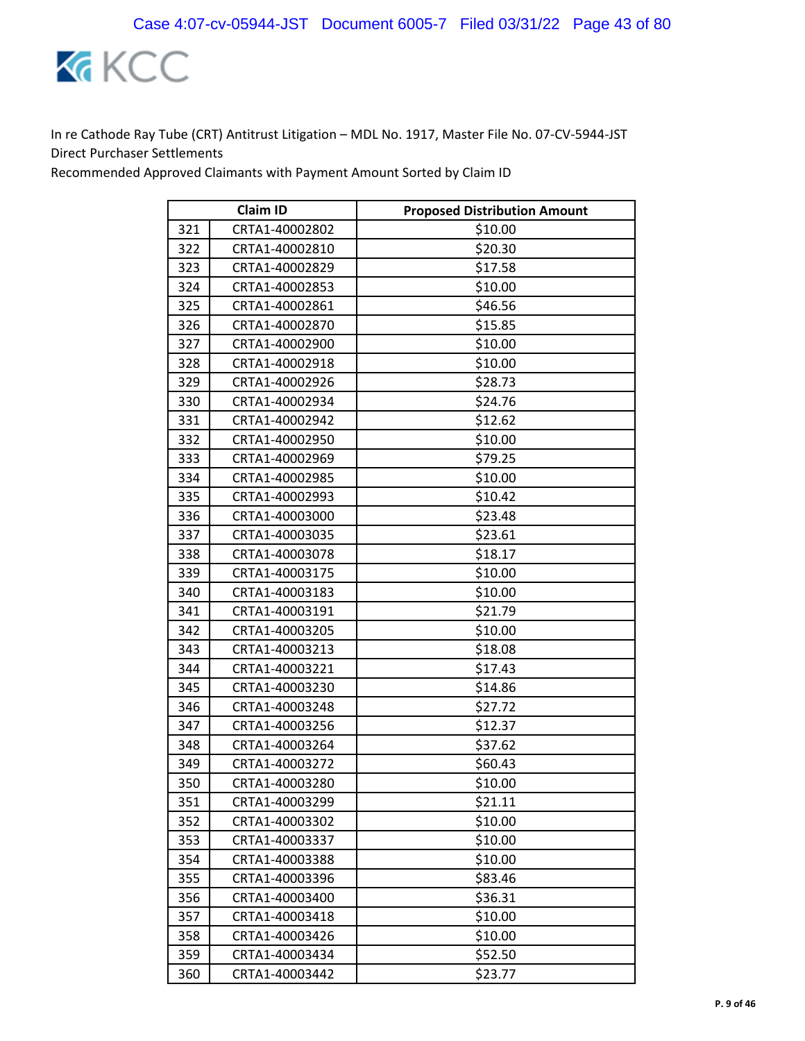In re Cathode Ray Tube (CRT) Antitrust Litigation – MDL No. 1917, Master File No. 07-CV-5944-JST
Direct Purchaser Settlements
Recommended Approved Claimants with Payment Amount Sorted by Claim ID

| | Claim ID | Proposed Distribution Amount |
|---|---|---|
| 321 | CRTA1-40002802 | $10.00 |
| 322 | CRTA1-40002810 | $20.30 |
| 323 | CRTA1-40002829 | $17.58 |
| 324 | CRTA1-40002853 | $10.00 |
| 325 | CRTA1-40002861 | $46.56 |
| 326 | CRTA1-40002870 | $15.85 |
| 327 | CRTA1-40002900 | $10.00 |
| 328 | CRTA1-40002918 | $10.00 |
| 329 | CRTA1-40002926 | $28.73 |
| 330 | CRTA1-40002934 | $24.76 |
| 331 | CRTA1-40002942 | $12.62 |
| 332 | CRTA1-40002950 | $10.00 |
| 333 | CRTA1-40002969 | $79.25 |
| 334 | CRTA1-40002985 | $10.00 |
| 335 | CRTA1-40002993 | $10.42 |
| 336 | CRTA1-40003000 | $23.48 |
| 337 | CRTA1-40003035 | $23.61 |
| 338 | CRTA1-40003078 | $18.17 |
| 339 | CRTA1-40003175 | $10.00 |
| 340 | CRTA1-40003183 | $10.00 |
| 341 | CRTA1-40003191 | $21.79 |
| 342 | CRTA1-40003205 | $10.00 |
| 343 | CRTA1-40003213 | $18.08 |
| 344 | CRTA1-40003221 | $17.43 |
| 345 | CRTA1-40003230 | $14.86 |
| 346 | CRTA1-40003248 | $27.72 |
| 347 | CRTA1-40003256 | $12.37 |
| 348 | CRTA1-40003264 | $37.62 |
| 349 | CRTA1-40003272 | $60.43 |
| 350 | CRTA1-40003280 | $10.00 |
| 351 | CRTA1-40003299 | $21.11 |
| 352 | CRTA1-40003302 | $10.00 |
| 353 | CRTA1-40003337 | $10.00 |
| 354 | CRTA1-40003388 | $10.00 |
| 355 | CRTA1-40003396 | $83.46 |
| 356 | CRTA1-40003400 | $36.31 |
| 357 | CRTA1-40003418 | $10.00 |
| 358 | CRTA1-40003426 | $10.00 |
| 359 | CRTA1-40003434 | $52.50 |
| 360 | CRTA1-40003442 | $23.77 |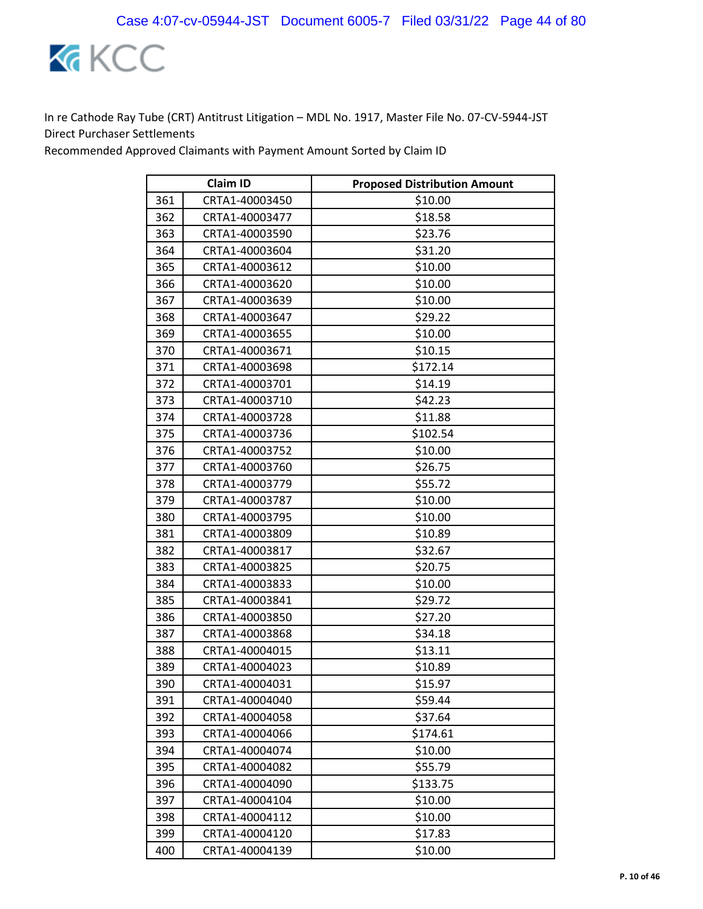In re Cathode Ray Tube (CRT) Antitrust Litigation – MDL No. 1917, Master File No. 07-CV-5944-JST
Direct Purchaser Settlements
Recommended Approved Claimants with Payment Amount Sorted by Claim ID

| | Claim ID | Proposed Distribution Amount |
|---|---|---|
| 361 | CRTA1-40003450 | $10.00 |
| 362 | CRTA1-40003477 | $18.58 |
| 363 | CRTA1-40003590 | $23.76 |
| 364 | CRTA1-40003604 | $31.20 |
| 365 | CRTA1-40003612 | $10.00 |
| 366 | CRTA1-40003620 | $10.00 |
| 367 | CRTA1-40003639 | $10.00 |
| 368 | CRTA1-40003647 | $29.22 |
| 369 | CRTA1-40003655 | $10.00 |
| 370 | CRTA1-40003671 | $10.15 |
| 371 | CRTA1-40003698 | $172.14 |
| 372 | CRTA1-40003701 | $14.19 |
| 373 | CRTA1-40003710 | $42.23 |
| 374 | CRTA1-40003728 | $11.88 |
| 375 | CRTA1-40003736 | $102.54 |
| 376 | CRTA1-40003752 | $10.00 |
| 377 | CRTA1-40003760 | $26.75 |
| 378 | CRTA1-40003779 | $55.72 |
| 379 | CRTA1-40003787 | $10.00 |
| 380 | CRTA1-40003795 | $10.00 |
| 381 | CRTA1-40003809 | $10.89 |
| 382 | CRTA1-40003817 | $32.67 |
| 383 | CRTA1-40003825 | $20.75 |
| 384 | CRTA1-40003833 | $10.00 |
| 385 | CRTA1-40003841 | $29.72 |
| 386 | CRTA1-40003850 | $27.20 |
| 387 | CRTA1-40003868 | $34.18 |
| 388 | CRTA1-40004015 | $13.11 |
| 389 | CRTA1-40004023 | $10.89 |
| 390 | CRTA1-40004031 | $15.97 |
| 391 | CRTA1-40004040 | $59.44 |
| 392 | CRTA1-40004058 | $37.64 |
| 393 | CRTA1-40004066 | $174.61 |
| 394 | CRTA1-40004074 | $10.00 |
| 395 | CRTA1-40004082 | $55.79 |
| 396 | CRTA1-40004090 | $133.75 |
| 397 | CRTA1-40004104 | $10.00 |
| 398 | CRTA1-40004112 | $10.00 |
| 399 | CRTA1-40004120 | $17.83 |
| 400 | CRTA1-40004139 | $10.00 |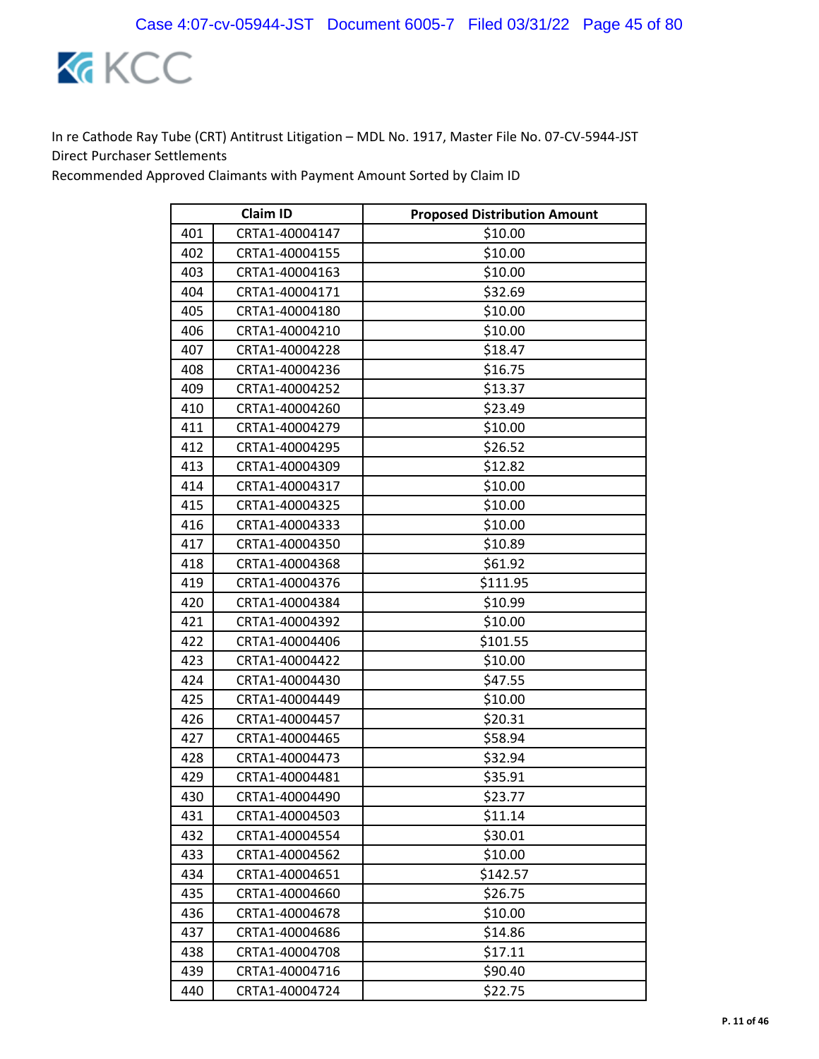In re Cathode Ray Tube (CRT) Antitrust Litigation – MDL No. 1917, Master File No. 07-CV-5944-JST
Direct Purchaser Settlements
Recommended Approved Claimants with Payment Amount Sorted by Claim ID

| | Claim ID | Proposed Distribution Amount |
|---|---|---|
| 401 | CRTA1-40004147 | $10.00 |
| 402 | CRTA1-40004155 | $10.00 |
| 403 | CRTA1-40004163 | $10.00 |
| 404 | CRTA1-40004171 | $32.69 |
| 405 | CRTA1-40004180 | $10.00 |
| 406 | CRTA1-40004210 | $10.00 |
| 407 | CRTA1-40004228 | $18.47 |
| 408 | CRTA1-40004236 | $16.75 |
| 409 | CRTA1-40004252 | $13.37 |
| 410 | CRTA1-40004260 | $23.49 |
| 411 | CRTA1-40004279 | $10.00 |
| 412 | CRTA1-40004295 | $26.52 |
| 413 | CRTA1-40004309 | $12.82 |
| 414 | CRTA1-40004317 | $10.00 |
| 415 | CRTA1-40004325 | $10.00 |
| 416 | CRTA1-40004333 | $10.00 |
| 417 | CRTA1-40004350 | $10.89 |
| 418 | CRTA1-40004368 | $61.92 |
| 419 | CRTA1-40004376 | $111.95 |
| 420 | CRTA1-40004384 | $10.99 |
| 421 | CRTA1-40004392 | $10.00 |
| 422 | CRTA1-40004406 | $101.55 |
| 423 | CRTA1-40004422 | $10.00 |
| 424 | CRTA1-40004430 | $47.55 |
| 425 | CRTA1-40004449 | $10.00 |
| 426 | CRTA1-40004457 | $20.31 |
| 427 | CRTA1-40004465 | $58.94 |
| 428 | CRTA1-40004473 | $32.94 |
| 429 | CRTA1-40004481 | $35.91 |
| 430 | CRTA1-40004490 | $23.77 |
| 431 | CRTA1-40004503 | $11.14 |
| 432 | CRTA1-40004554 | $30.01 |
| 433 | CRTA1-40004562 | $10.00 |
| 434 | CRTA1-40004651 | $142.57 |
| 435 | CRTA1-40004660 | $26.75 |
| 436 | CRTA1-40004678 | $10.00 |
| 437 | CRTA1-40004686 | $14.86 |
| 438 | CRTA1-40004708 | $17.11 |
| 439 | CRTA1-40004716 | $90.40 |
| 440 | CRTA1-40004724 | $22.75 |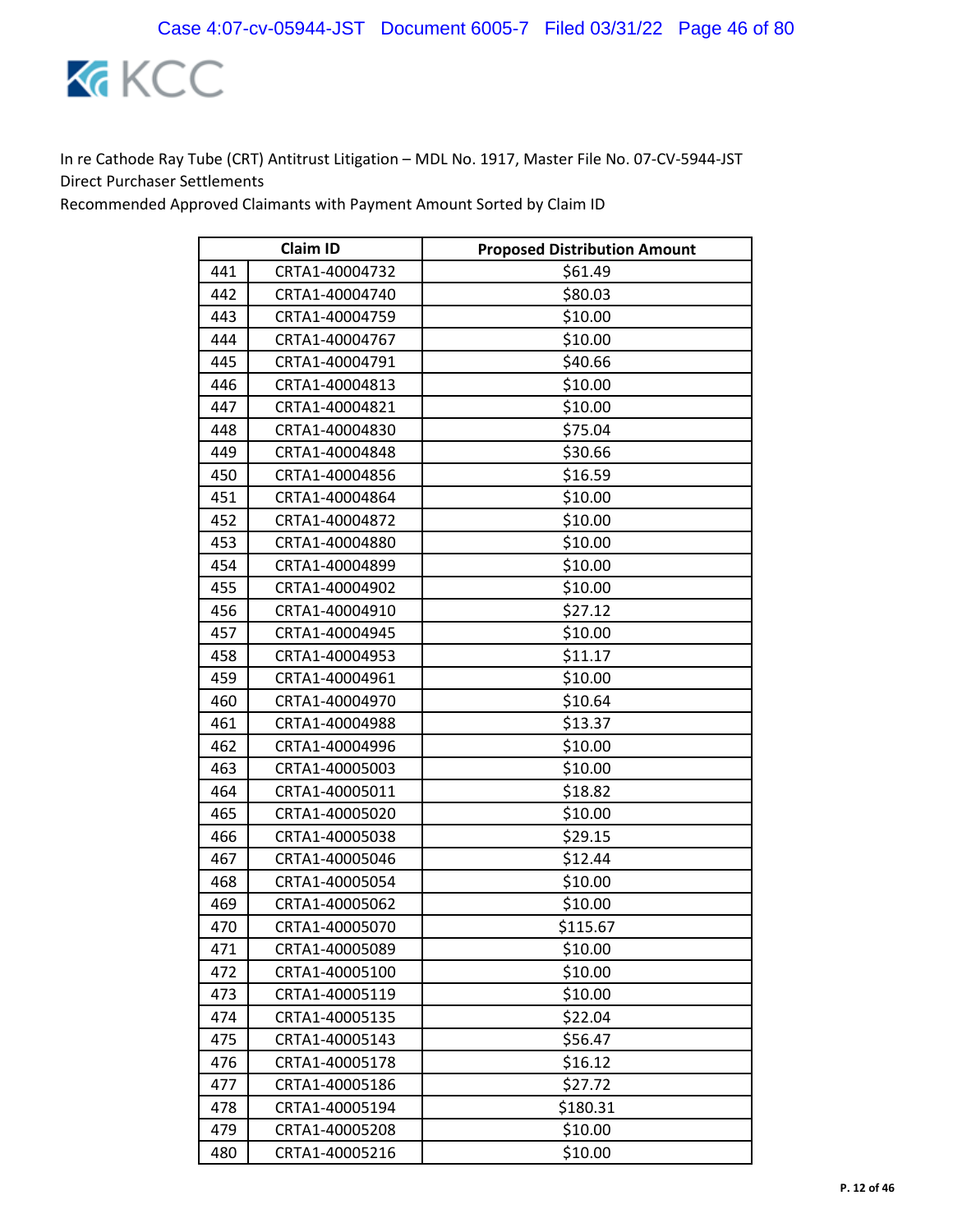In re Cathode Ray Tube (CRT) Antitrust Litigation – MDL No. 1917, Master File No. 07-CV-5944-JST
Direct Purchaser Settlements
Recommended Approved Claimants with Payment Amount Sorted by Claim ID

| | Claim ID | Proposed Distribution Amount |
|---|---|---|
| 441 | CRTA1-40004732 | $61.49 |
| 442 | CRTA1-40004740 | $80.03 |
| 443 | CRTA1-40004759 | $10.00 |
| 444 | CRTA1-40004767 | $10.00 |
| 445 | CRTA1-40004791 | $40.66 |
| 446 | CRTA1-40004813 | $10.00 |
| 447 | CRTA1-40004821 | $10.00 |
| 448 | CRTA1-40004830 | $75.04 |
| 449 | CRTA1-40004848 | $30.66 |
| 450 | CRTA1-40004856 | $16.59 |
| 451 | CRTA1-40004864 | $10.00 |
| 452 | CRTA1-40004872 | $10.00 |
| 453 | CRTA1-40004880 | $10.00 |
| 454 | CRTA1-40004899 | $10.00 |
| 455 | CRTA1-40004902 | $10.00 |
| 456 | CRTA1-40004910 | $27.12 |
| 457 | CRTA1-40004945 | $10.00 |
| 458 | CRTA1-40004953 | $11.17 |
| 459 | CRTA1-40004961 | $10.00 |
| 460 | CRTA1-40004970 | $10.64 |
| 461 | CRTA1-40004988 | $13.37 |
| 462 | CRTA1-40004996 | $10.00 |
| 463 | CRTA1-40005003 | $10.00 |
| 464 | CRTA1-40005011 | $18.82 |
| 465 | CRTA1-40005020 | $10.00 |
| 466 | CRTA1-40005038 | $29.15 |
| 467 | CRTA1-40005046 | $12.44 |
| 468 | CRTA1-40005054 | $10.00 |
| 469 | CRTA1-40005062 | $10.00 |
| 470 | CRTA1-40005070 | $115.67 |
| 471 | CRTA1-40005089 | $10.00 |
| 472 | CRTA1-40005100 | $10.00 |
| 473 | CRTA1-40005119 | $10.00 |
| 474 | CRTA1-40005135 | $22.04 |
| 475 | CRTA1-40005143 | $56.47 |
| 476 | CRTA1-40005178 | $16.12 |
| 477 | CRTA1-40005186 | $27.72 |
| 478 | CRTA1-40005194 | $180.31 |
| 479 | CRTA1-40005208 | $10.00 |
| 480 | CRTA1-40005216 | $10.00 |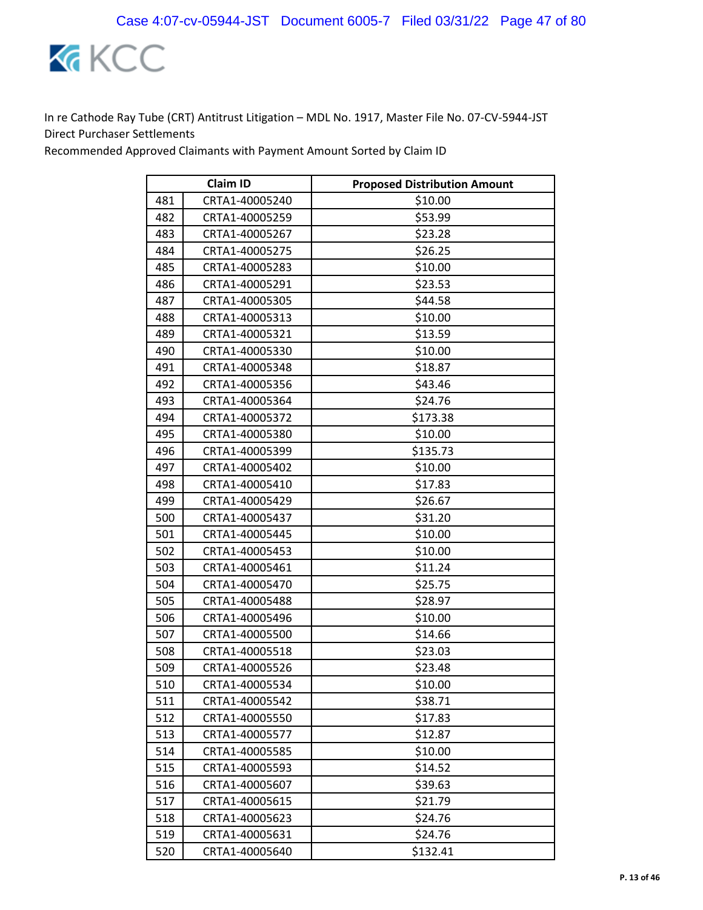In re Cathode Ray Tube (CRT) Antitrust Litigation – MDL No. 1917, Master File No. 07-CV-5944-JST
Direct Purchaser Settlements
Recommended Approved Claimants with Payment Amount Sorted by Claim ID

| | Claim ID | Proposed Distribution Amount |
|---|---|---|
| 481 | CRTA1-40005240 | $10.00 |
| 482 | CRTA1-40005259 | $53.99 |
| 483 | CRTA1-40005267 | $23.28 |
| 484 | CRTA1-40005275 | $26.25 |
| 485 | CRTA1-40005283 | $10.00 |
| 486 | CRTA1-40005291 | $23.53 |
| 487 | CRTA1-40005305 | $44.58 |
| 488 | CRTA1-40005313 | $10.00 |
| 489 | CRTA1-40005321 | $13.59 |
| 490 | CRTA1-40005330 | $10.00 |
| 491 | CRTA1-40005348 | $18.87 |
| 492 | CRTA1-40005356 | $43.46 |
| 493 | CRTA1-40005364 | $24.76 |
| 494 | CRTA1-40005372 | $173.38 |
| 495 | CRTA1-40005380 | $10.00 |
| 496 | CRTA1-40005399 | $135.73 |
| 497 | CRTA1-40005402 | $10.00 |
| 498 | CRTA1-40005410 | $17.83 |
| 499 | CRTA1-40005429 | $26.67 |
| 500 | CRTA1-40005437 | $31.20 |
| 501 | CRTA1-40005445 | $10.00 |
| 502 | CRTA1-40005453 | $10.00 |
| 503 | CRTA1-40005461 | $11.24 |
| 504 | CRTA1-40005470 | $25.75 |
| 505 | CRTA1-40005488 | $28.97 |
| 506 | CRTA1-40005496 | $10.00 |
| 507 | CRTA1-40005500 | $14.66 |
| 508 | CRTA1-40005518 | $23.03 |
| 509 | CRTA1-40005526 | $23.48 |
| 510 | CRTA1-40005534 | $10.00 |
| 511 | CRTA1-40005542 | $38.71 |
| 512 | CRTA1-40005550 | $17.83 |
| 513 | CRTA1-40005577 | $12.87 |
| 514 | CRTA1-40005585 | $10.00 |
| 515 | CRTA1-40005593 | $14.52 |
| 516 | CRTA1-40005607 | $39.63 |
| 517 | CRTA1-40005615 | $21.79 |
| 518 | CRTA1-40005623 | $24.76 |
| 519 | CRTA1-40005631 | $24.76 |
| 520 | CRTA1-40005640 | $132.41 |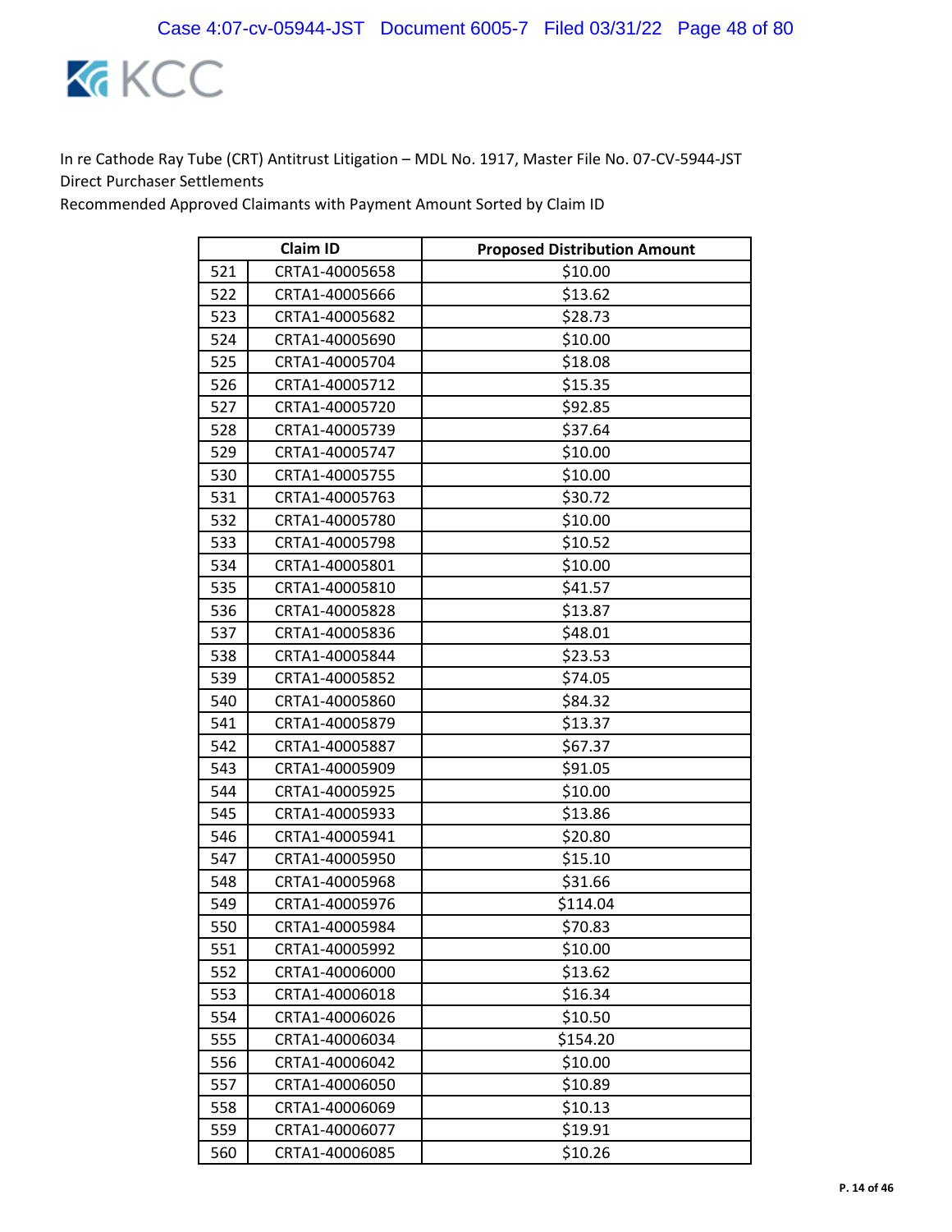In re Cathode Ray Tube (CRT) Antitrust Litigation – MDL No. 1917, Master File No. 07-CV-5944-JST
Direct Purchaser Settlements
Recommended Approved Claimants with Payment Amount Sorted by Claim ID

| | Claim ID | Proposed Distribution Amount |
|---|---|---|
| 521 | CRTA1-40005658 | $10.00 |
| 522 | CRTA1-40005666 | $13.62 |
| 523 | CRTA1-40005682 | $28.73 |
| 524 | CRTA1-40005690 | $10.00 |
| 525 | CRTA1-40005704 | $18.08 |
| 526 | CRTA1-40005712 | $15.35 |
| 527 | CRTA1-40005720 | $92.85 |
| 528 | CRTA1-40005739 | $37.64 |
| 529 | CRTA1-40005747 | $10.00 |
| 530 | CRTA1-40005755 | $10.00 |
| 531 | CRTA1-40005763 | $30.72 |
| 532 | CRTA1-40005780 | $10.00 |
| 533 | CRTA1-40005798 | $10.52 |
| 534 | CRTA1-40005801 | $10.00 |
| 535 | CRTA1-40005810 | $41.57 |
| 536 | CRTA1-40005828 | $13.87 |
| 537 | CRTA1-40005836 | $48.01 |
| 538 | CRTA1-40005844 | $23.53 |
| 539 | CRTA1-40005852 | $74.05 |
| 540 | CRTA1-40005860 | $84.32 |
| 541 | CRTA1-40005879 | $13.37 |
| 542 | CRTA1-40005887 | $67.37 |
| 543 | CRTA1-40005909 | $91.05 |
| 544 | CRTA1-40005925 | $10.00 |
| 545 | CRTA1-40005933 | $13.86 |
| 546 | CRTA1-40005941 | $20.80 |
| 547 | CRTA1-40005950 | $15.10 |
| 548 | CRTA1-40005968 | $31.66 |
| 549 | CRTA1-40005976 | $114.04 |
| 550 | CRTA1-40005984 | $70.83 |
| 551 | CRTA1-40005992 | $10.00 |
| 552 | CRTA1-40006000 | $13.62 |
| 553 | CRTA1-40006018 | $16.34 |
| 554 | CRTA1-40006026 | $10.50 |
| 555 | CRTA1-40006034 | $154.20 |
| 556 | CRTA1-40006042 | $10.00 |
| 557 | CRTA1-40006050 | $10.89 |
| 558 | CRTA1-40006069 | $10.13 |
| 559 | CRTA1-40006077 | $19.91 |
| 560 | CRTA1-40006085 | $10.26 |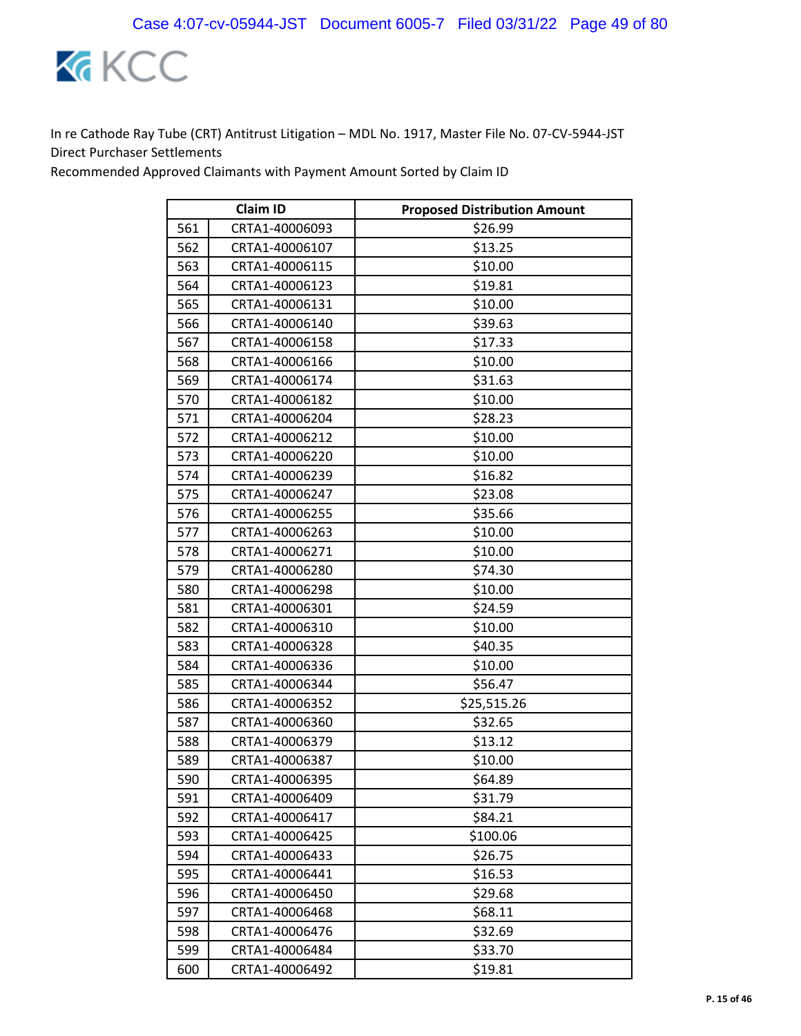In re Cathode Ray Tube (CRT) Antitrust Litigation – MDL No. 1917, Master File No. 07-CV-5944-JST
Direct Purchaser Settlements
Recommended Approved Claimants with Payment Amount Sorted by Claim ID

| | Claim ID | Proposed Distribution Amount |
|---|---|---|
| 561 | CRTA1-40006093 | $26.99 |
| 562 | CRTA1-40006107 | $13.25 |
| 563 | CRTA1-40006115 | $10.00 |
| 564 | CRTA1-40006123 | $19.81 |
| 565 | CRTA1-40006131 | $10.00 |
| 566 | CRTA1-40006140 | $39.63 |
| 567 | CRTA1-40006158 | $17.33 |
| 568 | CRTA1-40006166 | $10.00 |
| 569 | CRTA1-40006174 | $31.63 |
| 570 | CRTA1-40006182 | $10.00 |
| 571 | CRTA1-40006204 | $28.23 |
| 572 | CRTA1-40006212 | $10.00 |
| 573 | CRTA1-40006220 | $10.00 |
| 574 | CRTA1-40006239 | $16.82 |
| 575 | CRTA1-40006247 | $23.08 |
| 576 | CRTA1-40006255 | $35.66 |
| 577 | CRTA1-40006263 | $10.00 |
| 578 | CRTA1-40006271 | $10.00 |
| 579 | CRTA1-40006280 | $74.30 |
| 580 | CRTA1-40006298 | $10.00 |
| 581 | CRTA1-40006301 | $24.59 |
| 582 | CRTA1-40006310 | $10.00 |
| 583 | CRTA1-40006328 | $40.35 |
| 584 | CRTA1-40006336 | $10.00 |
| 585 | CRTA1-40006344 | $56.47 |
| 586 | CRTA1-40006352 | $25,515.26 |
| 587 | CRTA1-40006360 | $32.65 |
| 588 | CRTA1-40006379 | $13.12 |
| 589 | CRTA1-40006387 | $10.00 |
| 590 | CRTA1-40006395 | $64.89 |
| 591 | CRTA1-40006409 | $31.79 |
| 592 | CRTA1-40006417 | $84.21 |
| 593 | CRTA1-40006425 | $100.06 |
| 594 | CRTA1-40006433 | $26.75 |
| 595 | CRTA1-40006441 | $16.53 |
| 596 | CRTA1-40006450 | $29.68 |
| 597 | CRTA1-40006468 | $68.11 |
| 598 | CRTA1-40006476 | $32.69 |
| 599 | CRTA1-40006484 | $33.70 |
| 600 | CRTA1-40006492 | $19.81 |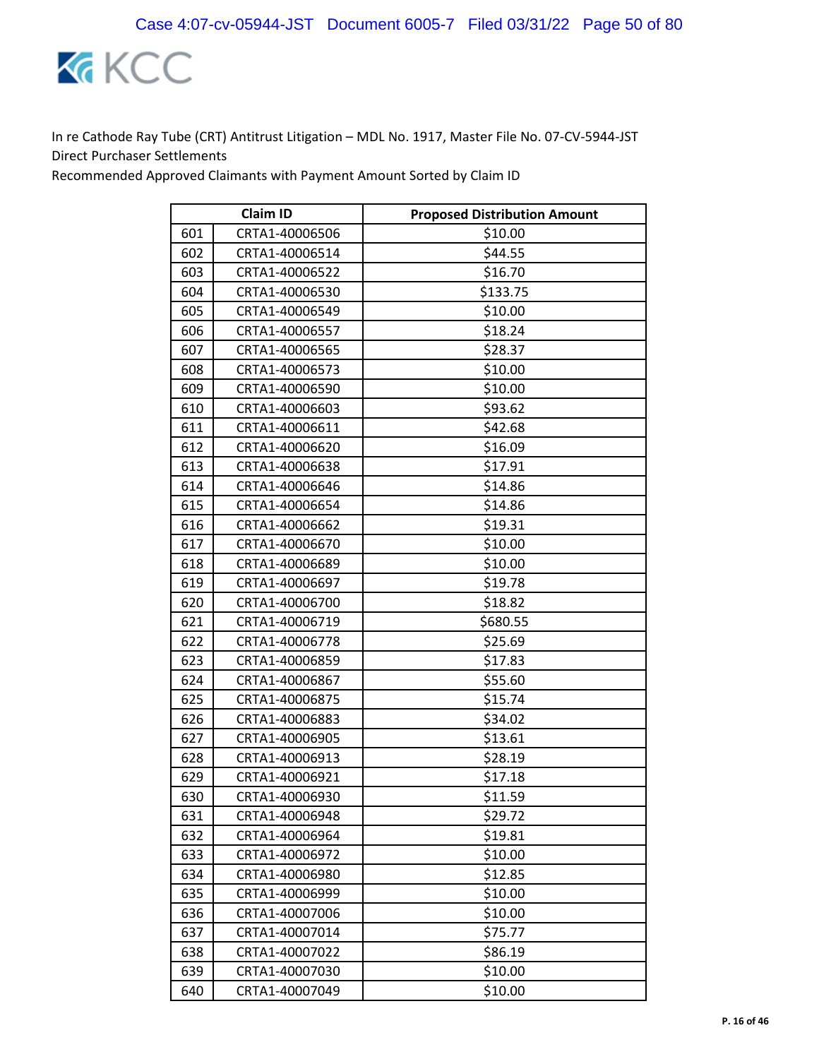In re Cathode Ray Tube (CRT) Antitrust Litigation – MDL No. 1917, Master File No. 07-CV-5944-JST
Direct Purchaser Settlements
Recommended Approved Claimants with Payment Amount Sorted by Claim ID

| | Claim ID | Proposed Distribution Amount |
|---|---|---|
| 601 | CRTA1-40006506 | $10.00 |
| 602 | CRTA1-40006514 | $44.55 |
| 603 | CRTA1-40006522 | $16.70 |
| 604 | CRTA1-40006530 | $133.75 |
| 605 | CRTA1-40006549 | $10.00 |
| 606 | CRTA1-40006557 | $18.24 |
| 607 | CRTA1-40006565 | $28.37 |
| 608 | CRTA1-40006573 | $10.00 |
| 609 | CRTA1-40006590 | $10.00 |
| 610 | CRTA1-40006603 | $93.62 |
| 611 | CRTA1-40006611 | $42.68 |
| 612 | CRTA1-40006620 | $16.09 |
| 613 | CRTA1-40006638 | $17.91 |
| 614 | CRTA1-40006646 | $14.86 |
| 615 | CRTA1-40006654 | $14.86 |
| 616 | CRTA1-40006662 | $19.31 |
| 617 | CRTA1-40006670 | $10.00 |
| 618 | CRTA1-40006689 | $10.00 |
| 619 | CRTA1-40006697 | $19.78 |
| 620 | CRTA1-40006700 | $18.82 |
| 621 | CRTA1-40006719 | $680.55 |
| 622 | CRTA1-40006778 | $25.69 |
| 623 | CRTA1-40006859 | $17.83 |
| 624 | CRTA1-40006867 | $55.60 |
| 625 | CRTA1-40006875 | $15.74 |
| 626 | CRTA1-40006883 | $34.02 |
| 627 | CRTA1-40006905 | $13.61 |
| 628 | CRTA1-40006913 | $28.19 |
| 629 | CRTA1-40006921 | $17.18 |
| 630 | CRTA1-40006930 | $11.59 |
| 631 | CRTA1-40006948 | $29.72 |
| 632 | CRTA1-40006964 | $19.81 |
| 633 | CRTA1-40006972 | $10.00 |
| 634 | CRTA1-40006980 | $12.85 |
| 635 | CRTA1-40006999 | $10.00 |
| 636 | CRTA1-40007006 | $10.00 |
| 637 | CRTA1-40007014 | $75.77 |
| 638 | CRTA1-40007022 | $86.19 |
| 639 | CRTA1-40007030 | $10.00 |
| 640 | CRTA1-40007049 | $10.00 |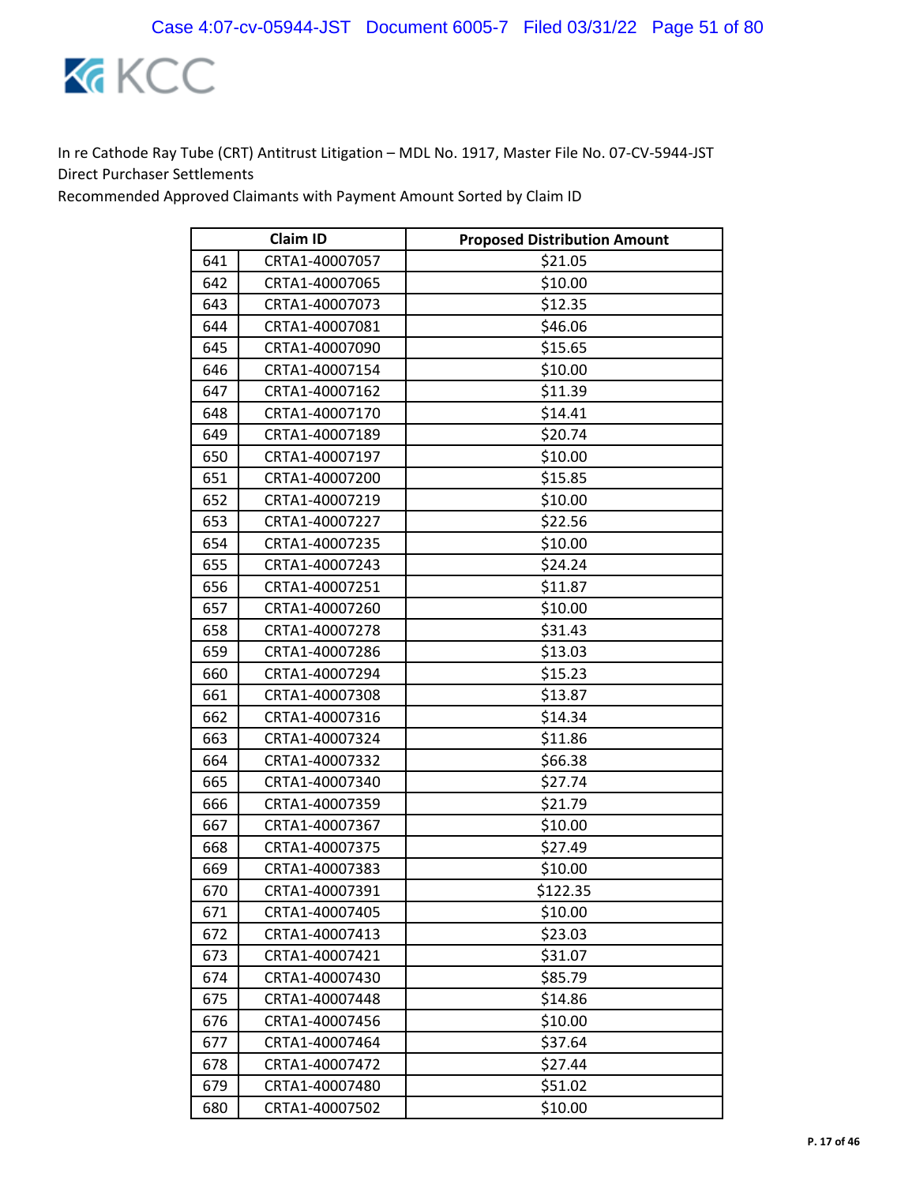In re Cathode Ray Tube (CRT) Antitrust Litigation – MDL No. 1917, Master File No. 07-CV-5944-JST
Direct Purchaser Settlements
Recommended Approved Claimants with Payment Amount Sorted by Claim ID

| | Claim ID | Proposed Distribution Amount |
|---|---|---|
| 641 | CRTA1-40007057 | $21.05 |
| 642 | CRTA1-40007065 | $10.00 |
| 643 | CRTA1-40007073 | $12.35 |
| 644 | CRTA1-40007081 | $46.06 |
| 645 | CRTA1-40007090 | $15.65 |
| 646 | CRTA1-40007154 | $10.00 |
| 647 | CRTA1-40007162 | $11.39 |
| 648 | CRTA1-40007170 | $14.41 |
| 649 | CRTA1-40007189 | $20.74 |
| 650 | CRTA1-40007197 | $10.00 |
| 651 | CRTA1-40007200 | $15.85 |
| 652 | CRTA1-40007219 | $10.00 |
| 653 | CRTA1-40007227 | $22.56 |
| 654 | CRTA1-40007235 | $10.00 |
| 655 | CRTA1-40007243 | $24.24 |
| 656 | CRTA1-40007251 | $11.87 |
| 657 | CRTA1-40007260 | $10.00 |
| 658 | CRTA1-40007278 | $31.43 |
| 659 | CRTA1-40007286 | $13.03 |
| 660 | CRTA1-40007294 | $15.23 |
| 661 | CRTA1-40007308 | $13.87 |
| 662 | CRTA1-40007316 | $14.34 |
| 663 | CRTA1-40007324 | $11.86 |
| 664 | CRTA1-40007332 | $66.38 |
| 665 | CRTA1-40007340 | $27.74 |
| 666 | CRTA1-40007359 | $21.79 |
| 667 | CRTA1-40007367 | $10.00 |
| 668 | CRTA1-40007375 | $27.49 |
| 669 | CRTA1-40007383 | $10.00 |
| 670 | CRTA1-40007391 | $122.35 |
| 671 | CRTA1-40007405 | $10.00 |
| 672 | CRTA1-40007413 | $23.03 |
| 673 | CRTA1-40007421 | $31.07 |
| 674 | CRTA1-40007430 | $85.79 |
| 675 | CRTA1-40007448 | $14.86 |
| 676 | CRTA1-40007456 | $10.00 |
| 677 | CRTA1-40007464 | $37.64 |
| 678 | CRTA1-40007472 | $27.44 |
| 679 | CRTA1-40007480 | $51.02 |
| 680 | CRTA1-40007502 | $10.00 |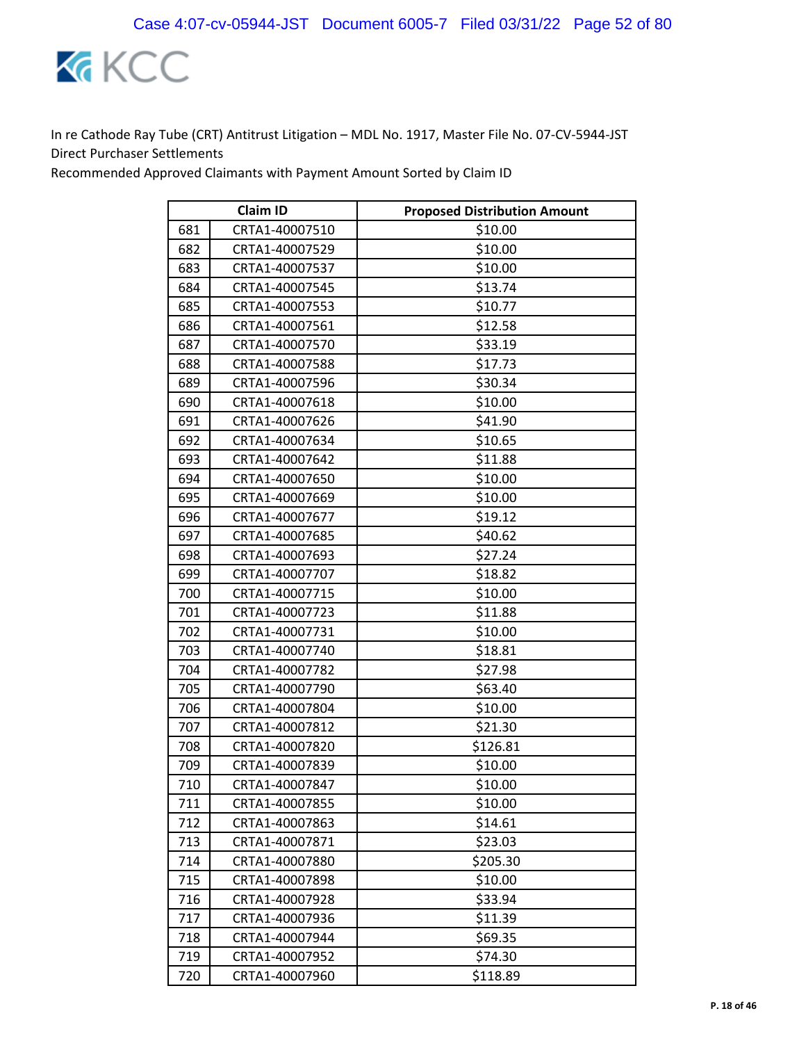In re Cathode Ray Tube (CRT) Antitrust Litigation – MDL No. 1917, Master File No. 07-CV-5944-JST
Direct Purchaser Settlements
Recommended Approved Claimants with Payment Amount Sorted by Claim ID

| | Claim ID | Proposed Distribution Amount |
|---|---|---|
| 681 | CRTA1-40007510 | $10.00 |
| 682 | CRTA1-40007529 | $10.00 |
| 683 | CRTA1-40007537 | $10.00 |
| 684 | CRTA1-40007545 | $13.74 |
| 685 | CRTA1-40007553 | $10.77 |
| 686 | CRTA1-40007561 | $12.58 |
| 687 | CRTA1-40007570 | $33.19 |
| 688 | CRTA1-40007588 | $17.73 |
| 689 | CRTA1-40007596 | $30.34 |
| 690 | CRTA1-40007618 | $10.00 |
| 691 | CRTA1-40007626 | $41.90 |
| 692 | CRTA1-40007634 | $10.65 |
| 693 | CRTA1-40007642 | $11.88 |
| 694 | CRTA1-40007650 | $10.00 |
| 695 | CRTA1-40007669 | $10.00 |
| 696 | CRTA1-40007677 | $19.12 |
| 697 | CRTA1-40007685 | $40.62 |
| 698 | CRTA1-40007693 | $27.24 |
| 699 | CRTA1-40007707 | $18.82 |
| 700 | CRTA1-40007715 | $10.00 |
| 701 | CRTA1-40007723 | $11.88 |
| 702 | CRTA1-40007731 | $10.00 |
| 703 | CRTA1-40007740 | $18.81 |
| 704 | CRTA1-40007782 | $27.98 |
| 705 | CRTA1-40007790 | $63.40 |
| 706 | CRTA1-40007804 | $10.00 |
| 707 | CRTA1-40007812 | $21.30 |
| 708 | CRTA1-40007820 | $126.81 |
| 709 | CRTA1-40007839 | $10.00 |
| 710 | CRTA1-40007847 | $10.00 |
| 711 | CRTA1-40007855 | $10.00 |
| 712 | CRTA1-40007863 | $14.61 |
| 713 | CRTA1-40007871 | $23.03 |
| 714 | CRTA1-40007880 | $205.30 |
| 715 | CRTA1-40007898 | $10.00 |
| 716 | CRTA1-40007928 | $33.94 |
| 717 | CRTA1-40007936 | $11.39 |
| 718 | CRTA1-40007944 | $69.35 |
| 719 | CRTA1-40007952 | $74.30 |
| 720 | CRTA1-40007960 | $118.89 |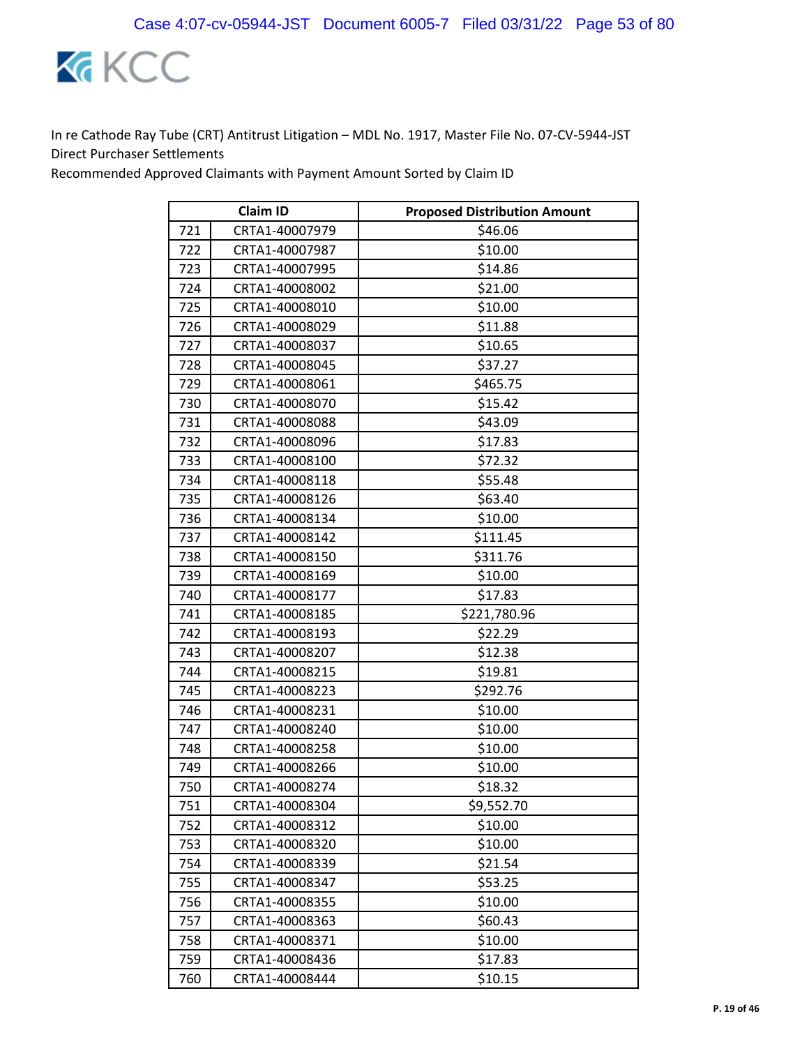In re Cathode Ray Tube (CRT) Antitrust Litigation – MDL No. 1917, Master File No. 07-CV-5944-JST
Direct Purchaser Settlements
Recommended Approved Claimants with Payment Amount Sorted by Claim ID

| | Claim ID | Proposed Distribution Amount |
|---|---|---|
| 721 | CRTA1-40007979 | $46.06 |
| 722 | CRTA1-40007987 | $10.00 |
| 723 | CRTA1-40007995 | $14.86 |
| 724 | CRTA1-40008002 | $21.00 |
| 725 | CRTA1-40008010 | $10.00 |
| 726 | CRTA1-40008029 | $11.88 |
| 727 | CRTA1-40008037 | $10.65 |
| 728 | CRTA1-40008045 | $37.27 |
| 729 | CRTA1-40008061 | $465.75 |
| 730 | CRTA1-40008070 | $15.42 |
| 731 | CRTA1-40008088 | $43.09 |
| 732 | CRTA1-40008096 | $17.83 |
| 733 | CRTA1-40008100 | $72.32 |
| 734 | CRTA1-40008118 | $55.48 |
| 735 | CRTA1-40008126 | $63.40 |
| 736 | CRTA1-40008134 | $10.00 |
| 737 | CRTA1-40008142 | $111.45 |
| 738 | CRTA1-40008150 | $311.76 |
| 739 | CRTA1-40008169 | $10.00 |
| 740 | CRTA1-40008177 | $17.83 |
| 741 | CRTA1-40008185 | $221,780.96 |
| 742 | CRTA1-40008193 | $22.29 |
| 743 | CRTA1-40008207 | $12.38 |
| 744 | CRTA1-40008215 | $19.81 |
| 745 | CRTA1-40008223 | $292.76 |
| 746 | CRTA1-40008231 | $10.00 |
| 747 | CRTA1-40008240 | $10.00 |
| 748 | CRTA1-40008258 | $10.00 |
| 749 | CRTA1-40008266 | $10.00 |
| 750 | CRTA1-40008274 | $18.32 |
| 751 | CRTA1-40008304 | $9,552.70 |
| 752 | CRTA1-40008312 | $10.00 |
| 753 | CRTA1-40008320 | $10.00 |
| 754 | CRTA1-40008339 | $21.54 |
| 755 | CRTA1-40008347 | $53.25 |
| 756 | CRTA1-40008355 | $10.00 |
| 757 | CRTA1-40008363 | $60.43 |
| 758 | CRTA1-40008371 | $10.00 |
| 759 | CRTA1-40008436 | $17.83 |
| 760 | CRTA1-40008444 | $10.15 |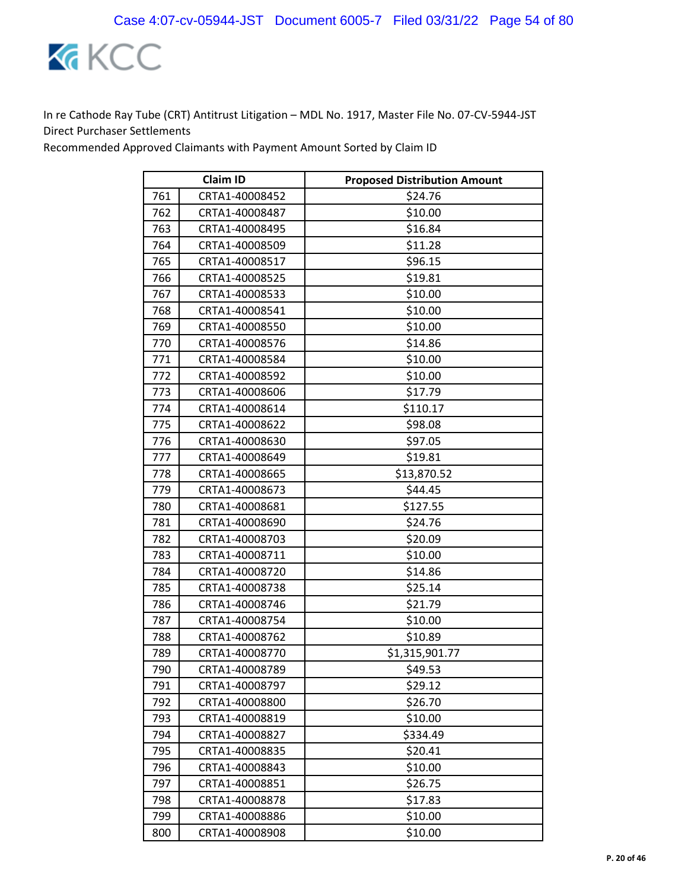In re Cathode Ray Tube (CRT) Antitrust Litigation – MDL No. 1917, Master File No. 07-CV-5944-JST
Direct Purchaser Settlements
Recommended Approved Claimants with Payment Amount Sorted by Claim ID

| | Claim ID | Proposed Distribution Amount |
|---|---|---|
| 761 | CRTA1-40008452 | $24.76 |
| 762 | CRTA1-40008487 | $10.00 |
| 763 | CRTA1-40008495 | $16.84 |
| 764 | CRTA1-40008509 | $11.28 |
| 765 | CRTA1-40008517 | $96.15 |
| 766 | CRTA1-40008525 | $19.81 |
| 767 | CRTA1-40008533 | $10.00 |
| 768 | CRTA1-40008541 | $10.00 |
| 769 | CRTA1-40008550 | $10.00 |
| 770 | CRTA1-40008576 | $14.86 |
| 771 | CRTA1-40008584 | $10.00 |
| 772 | CRTA1-40008592 | $10.00 |
| 773 | CRTA1-40008606 | $17.79 |
| 774 | CRTA1-40008614 | $110.17 |
| 775 | CRTA1-40008622 | $98.08 |
| 776 | CRTA1-40008630 | $97.05 |
| 777 | CRTA1-40008649 | $19.81 |
| 778 | CRTA1-40008665 | $13,870.52 |
| 779 | CRTA1-40008673 | $44.45 |
| 780 | CRTA1-40008681 | $127.55 |
| 781 | CRTA1-40008690 | $24.76 |
| 782 | CRTA1-40008703 | $20.09 |
| 783 | CRTA1-40008711 | $10.00 |
| 784 | CRTA1-40008720 | $14.86 |
| 785 | CRTA1-40008738 | $25.14 |
| 786 | CRTA1-40008746 | $21.79 |
| 787 | CRTA1-40008754 | $10.00 |
| 788 | CRTA1-40008762 | $10.89 |
| 789 | CRTA1-40008770 | $1,315,901.77 |
| 790 | CRTA1-40008789 | $49.53 |
| 791 | CRTA1-40008797 | $29.12 |
| 792 | CRTA1-40008800 | $26.70 |
| 793 | CRTA1-40008819 | $10.00 |
| 794 | CRTA1-40008827 | $334.49 |
| 795 | CRTA1-40008835 | $20.41 |
| 796 | CRTA1-40008843 | $10.00 |
| 797 | CRTA1-40008851 | $26.75 |
| 798 | CRTA1-40008878 | $17.83 |
| 799 | CRTA1-40008886 | $10.00 |
| 800 | CRTA1-40008908 | $10.00 |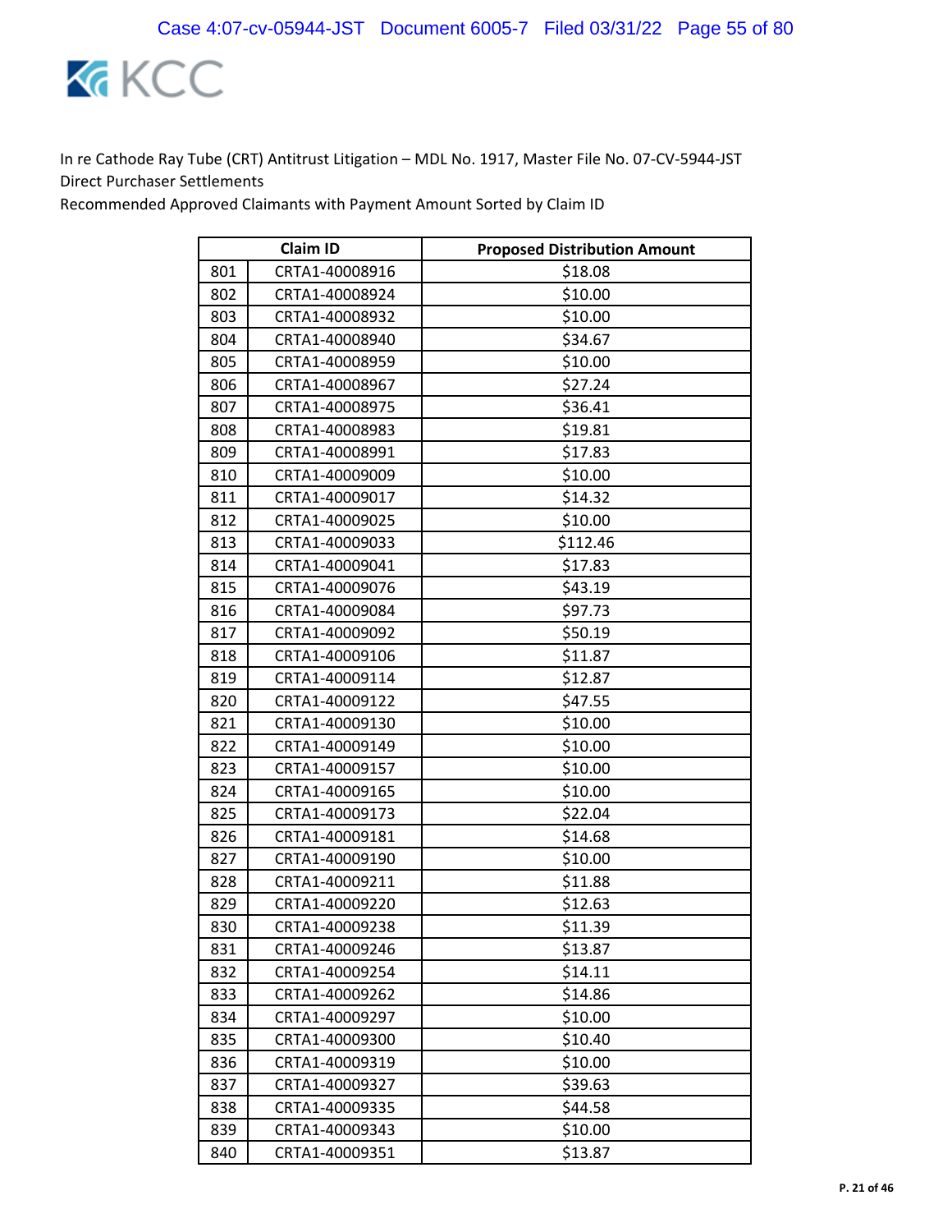In re Cathode Ray Tube (CRT) Antitrust Litigation – MDL No. 1917, Master File No. 07-CV-5944-JST
Direct Purchaser Settlements
Recommended Approved Claimants with Payment Amount Sorted by Claim ID

| | Claim ID | Proposed Distribution Amount |
|---|---|---|
| 801 | CRTA1-40008916 | $18.08 |
| 802 | CRTA1-40008924 | $10.00 |
| 803 | CRTA1-40008932 | $10.00 |
| 804 | CRTA1-40008940 | $34.67 |
| 805 | CRTA1-40008959 | $10.00 |
| 806 | CRTA1-40008967 | $27.24 |
| 807 | CRTA1-40008975 | $36.41 |
| 808 | CRTA1-40008983 | $19.81 |
| 809 | CRTA1-40008991 | $17.83 |
| 810 | CRTA1-40009009 | $10.00 |
| 811 | CRTA1-40009017 | $14.32 |
| 812 | CRTA1-40009025 | $10.00 |
| 813 | CRTA1-40009033 | $112.46 |
| 814 | CRTA1-40009041 | $17.83 |
| 815 | CRTA1-40009076 | $43.19 |
| 816 | CRTA1-40009084 | $97.73 |
| 817 | CRTA1-40009092 | $50.19 |
| 818 | CRTA1-40009106 | $11.87 |
| 819 | CRTA1-40009114 | $12.87 |
| 820 | CRTA1-40009122 | $47.55 |
| 821 | CRTA1-40009130 | $10.00 |
| 822 | CRTA1-40009149 | $10.00 |
| 823 | CRTA1-40009157 | $10.00 |
| 824 | CRTA1-40009165 | $10.00 |
| 825 | CRTA1-40009173 | $22.04 |
| 826 | CRTA1-40009181 | $14.68 |
| 827 | CRTA1-40009190 | $10.00 |
| 828 | CRTA1-40009211 | $11.88 |
| 829 | CRTA1-40009220 | $12.63 |
| 830 | CRTA1-40009238 | $11.39 |
| 831 | CRTA1-40009246 | $13.87 |
| 832 | CRTA1-40009254 | $14.11 |
| 833 | CRTA1-40009262 | $14.86 |
| 834 | CRTA1-40009297 | $10.00 |
| 835 | CRTA1-40009300 | $10.40 |
| 836 | CRTA1-40009319 | $10.00 |
| 837 | CRTA1-40009327 | $39.63 |
| 838 | CRTA1-40009335 | $44.58 |
| 839 | CRTA1-40009343 | $10.00 |
| 840 | CRTA1-40009351 | $13.87 |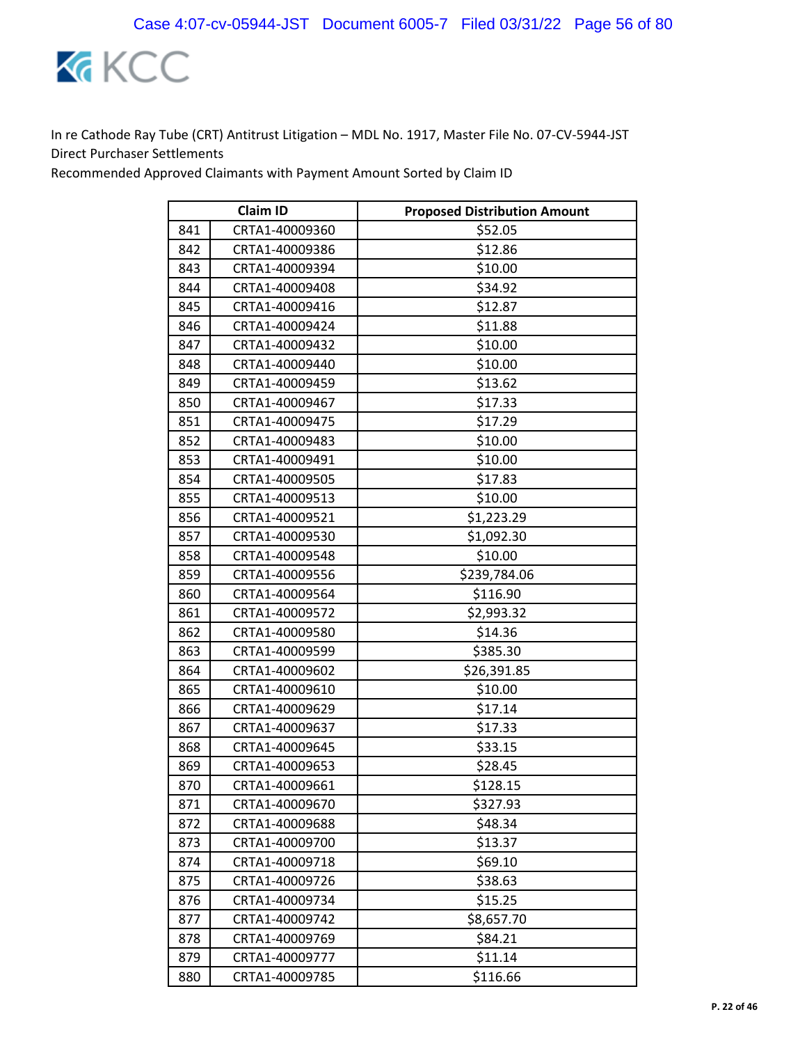In re Cathode Ray Tube (CRT) Antitrust Litigation – MDL No. 1917, Master File No. 07-CV-5944-JST
Direct Purchaser Settlements
Recommended Approved Claimants with Payment Amount Sorted by Claim ID

| | Claim ID | Proposed Distribution Amount |
|---|---|---|
| 841 | CRTA1-40009360 | $52.05 |
| 842 | CRTA1-40009386 | $12.86 |
| 843 | CRTA1-40009394 | $10.00 |
| 844 | CRTA1-40009408 | $34.92 |
| 845 | CRTA1-40009416 | $12.87 |
| 846 | CRTA1-40009424 | $11.88 |
| 847 | CRTA1-40009432 | $10.00 |
| 848 | CRTA1-40009440 | $10.00 |
| 849 | CRTA1-40009459 | $13.62 |
| 850 | CRTA1-40009467 | $17.33 |
| 851 | CRTA1-40009475 | $17.29 |
| 852 | CRTA1-40009483 | $10.00 |
| 853 | CRTA1-40009491 | $10.00 |
| 854 | CRTA1-40009505 | $17.83 |
| 855 | CRTA1-40009513 | $10.00 |
| 856 | CRTA1-40009521 | $1,223.29 |
| 857 | CRTA1-40009530 | $1,092.30 |
| 858 | CRTA1-40009548 | $10.00 |
| 859 | CRTA1-40009556 | $239,784.06 |
| 860 | CRTA1-40009564 | $116.90 |
| 861 | CRTA1-40009572 | $2,993.32 |
| 862 | CRTA1-40009580 | $14.36 |
| 863 | CRTA1-40009599 | $385.30 |
| 864 | CRTA1-40009602 | $26,391.85 |
| 865 | CRTA1-40009610 | $10.00 |
| 866 | CRTA1-40009629 | $17.14 |
| 867 | CRTA1-40009637 | $17.33 |
| 868 | CRTA1-40009645 | $33.15 |
| 869 | CRTA1-40009653 | $28.45 |
| 870 | CRTA1-40009661 | $128.15 |
| 871 | CRTA1-40009670 | $327.93 |
| 872 | CRTA1-40009688 | $48.34 |
| 873 | CRTA1-40009700 | $13.37 |
| 874 | CRTA1-40009718 | $69.10 |
| 875 | CRTA1-40009726 | $38.63 |
| 876 | CRTA1-40009734 | $15.25 |
| 877 | CRTA1-40009742 | $8,657.70 |
| 878 | CRTA1-40009769 | $84.21 |
| 879 | CRTA1-40009777 | $11.14 |
| 880 | CRTA1-40009785 | $116.66 |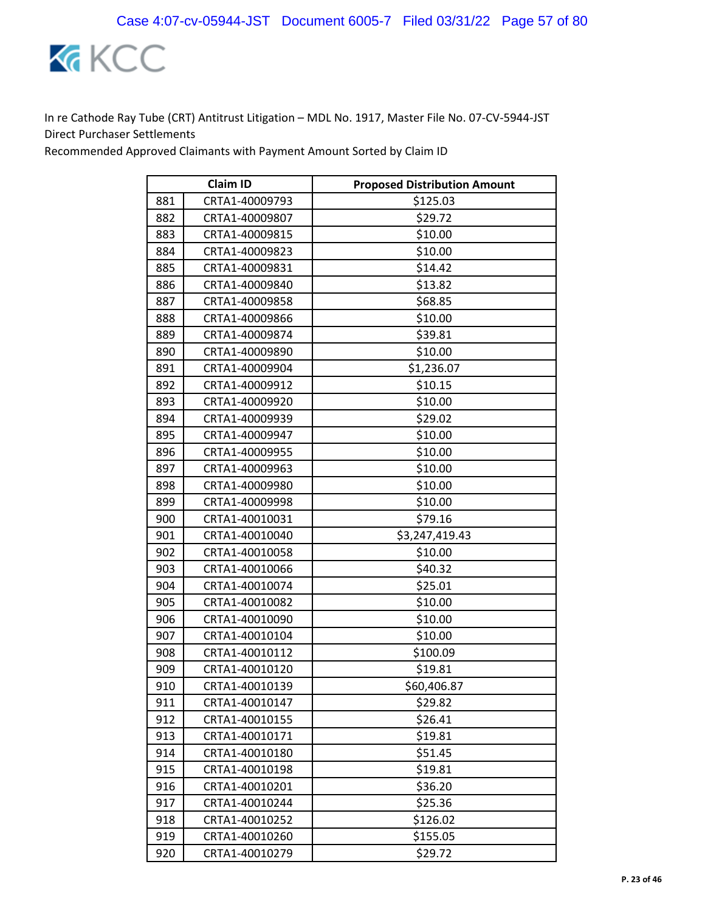In re Cathode Ray Tube (CRT) Antitrust Litigation – MDL No. 1917, Master File No. 07-CV-5944-JST
Direct Purchaser Settlements
Recommended Approved Claimants with Payment Amount Sorted by Claim ID

| | Claim ID | Proposed Distribution Amount |
|---|---|---|
| 881 | CRTA1-40009793 | $125.03 |
| 882 | CRTA1-40009807 | $29.72 |
| 883 | CRTA1-40009815 | $10.00 |
| 884 | CRTA1-40009823 | $10.00 |
| 885 | CRTA1-40009831 | $14.42 |
| 886 | CRTA1-40009840 | $13.82 |
| 887 | CRTA1-40009858 | $68.85 |
| 888 | CRTA1-40009866 | $10.00 |
| 889 | CRTA1-40009874 | $39.81 |
| 890 | CRTA1-40009890 | $10.00 |
| 891 | CRTA1-40009904 | $1,236.07 |
| 892 | CRTA1-40009912 | $10.15 |
| 893 | CRTA1-40009920 | $10.00 |
| 894 | CRTA1-40009939 | $29.02 |
| 895 | CRTA1-40009947 | $10.00 |
| 896 | CRTA1-40009955 | $10.00 |
| 897 | CRTA1-40009963 | $10.00 |
| 898 | CRTA1-40009980 | $10.00 |
| 899 | CRTA1-40009998 | $10.00 |
| 900 | CRTA1-40010031 | $79.16 |
| 901 | CRTA1-40010040 | $3,247,419.43 |
| 902 | CRTA1-40010058 | $10.00 |
| 903 | CRTA1-40010066 | $40.32 |
| 904 | CRTA1-40010074 | $25.01 |
| 905 | CRTA1-40010082 | $10.00 |
| 906 | CRTA1-40010090 | $10.00 |
| 907 | CRTA1-40010104 | $10.00 |
| 908 | CRTA1-40010112 | $100.09 |
| 909 | CRTA1-40010120 | $19.81 |
| 910 | CRTA1-40010139 | $60,406.87 |
| 911 | CRTA1-40010147 | $29.82 |
| 912 | CRTA1-40010155 | $26.41 |
| 913 | CRTA1-40010171 | $19.81 |
| 914 | CRTA1-40010180 | $51.45 |
| 915 | CRTA1-40010198 | $19.81 |
| 916 | CRTA1-40010201 | $36.20 |
| 917 | CRTA1-40010244 | $25.36 |
| 918 | CRTA1-40010252 | $126.02 |
| 919 | CRTA1-40010260 | $155.05 |
| 920 | CRTA1-40010279 | $29.72 |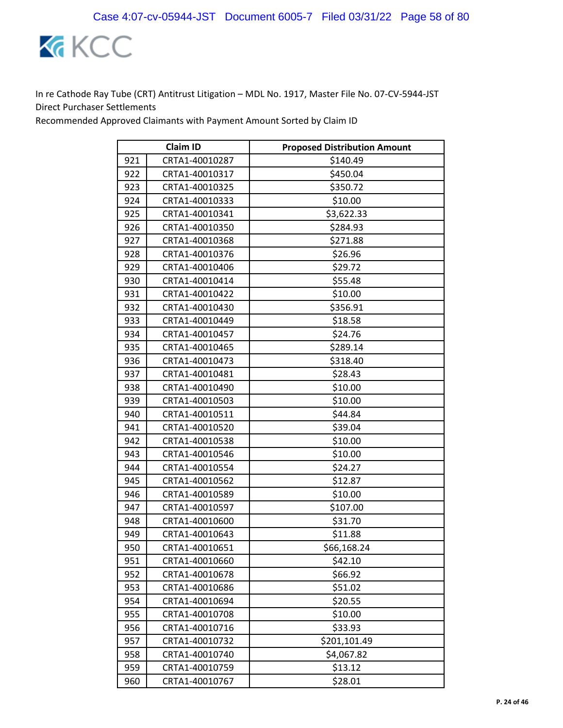In re Cathode Ray Tube (CRT) Antitrust Litigation – MDL No. 1917, Master File No. 07-CV-5944-JST
Direct Purchaser Settlements
Recommended Approved Claimants with Payment Amount Sorted by Claim ID

| | Claim ID | Proposed Distribution Amount |
|---|---|---|
| 921 | CRTA1-40010287 | $140.49 |
| 922 | CRTA1-40010317 | $450.04 |
| 923 | CRTA1-40010325 | $350.72 |
| 924 | CRTA1-40010333 | $10.00 |
| 925 | CRTA1-40010341 | $3,622.33 |
| 926 | CRTA1-40010350 | $284.93 |
| 927 | CRTA1-40010368 | $271.88 |
| 928 | CRTA1-40010376 | $26.96 |
| 929 | CRTA1-40010406 | $29.72 |
| 930 | CRTA1-40010414 | $55.48 |
| 931 | CRTA1-40010422 | $10.00 |
| 932 | CRTA1-40010430 | $356.91 |
| 933 | CRTA1-40010449 | $18.58 |
| 934 | CRTA1-40010457 | $24.76 |
| 935 | CRTA1-40010465 | $289.14 |
| 936 | CRTA1-40010473 | $318.40 |
| 937 | CRTA1-40010481 | $28.43 |
| 938 | CRTA1-40010490 | $10.00 |
| 939 | CRTA1-40010503 | $10.00 |
| 940 | CRTA1-40010511 | $44.84 |
| 941 | CRTA1-40010520 | $39.04 |
| 942 | CRTA1-40010538 | $10.00 |
| 943 | CRTA1-40010546 | $10.00 |
| 944 | CRTA1-40010554 | $24.27 |
| 945 | CRTA1-40010562 | $12.87 |
| 946 | CRTA1-40010589 | $10.00 |
| 947 | CRTA1-40010597 | $107.00 |
| 948 | CRTA1-40010600 | $31.70 |
| 949 | CRTA1-40010643 | $11.88 |
| 950 | CRTA1-40010651 | $66,168.24 |
| 951 | CRTA1-40010660 | $42.10 |
| 952 | CRTA1-40010678 | $66.92 |
| 953 | CRTA1-40010686 | $51.02 |
| 954 | CRTA1-40010694 | $20.55 |
| 955 | CRTA1-40010708 | $10.00 |
| 956 | CRTA1-40010716 | $33.93 |
| 957 | CRTA1-40010732 | $201,101.49 |
| 958 | CRTA1-40010740 | $4,067.82 |
| 959 | CRTA1-40010759 | $13.12 |
| 960 | CRTA1-40010767 | $28.01 |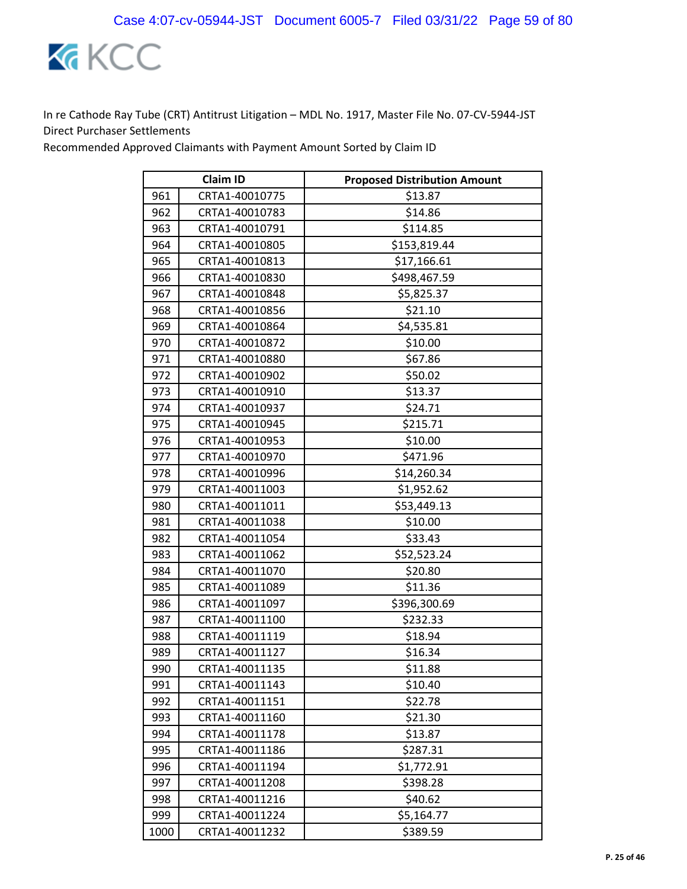In re Cathode Ray Tube (CRT) Antitrust Litigation – MDL No. 1917, Master File No. 07-CV-5944-JST
Direct Purchaser Settlements
Recommended Approved Claimants with Payment Amount Sorted by Claim ID

| | Claim ID | Proposed Distribution Amount |
|---|---|---|
| 961 | CRTA1-40010775 | $13.87 |
| 962 | CRTA1-40010783 | $14.86 |
| 963 | CRTA1-40010791 | $114.85 |
| 964 | CRTA1-40010805 | $153,819.44 |
| 965 | CRTA1-40010813 | $17,166.61 |
| 966 | CRTA1-40010830 | $498,467.59 |
| 967 | CRTA1-40010848 | $5,825.37 |
| 968 | CRTA1-40010856 | $21.10 |
| 969 | CRTA1-40010864 | $4,535.81 |
| 970 | CRTA1-40010872 | $10.00 |
| 971 | CRTA1-40010880 | $67.86 |
| 972 | CRTA1-40010902 | $50.02 |
| 973 | CRTA1-40010910 | $13.37 |
| 974 | CRTA1-40010937 | $24.71 |
| 975 | CRTA1-40010945 | $215.71 |
| 976 | CRTA1-40010953 | $10.00 |
| 977 | CRTA1-40010970 | $471.96 |
| 978 | CRTA1-40010996 | $14,260.34 |
| 979 | CRTA1-40011003 | $1,952.62 |
| 980 | CRTA1-40011011 | $53,449.13 |
| 981 | CRTA1-40011038 | $10.00 |
| 982 | CRTA1-40011054 | $33.43 |
| 983 | CRTA1-40011062 | $52,523.24 |
| 984 | CRTA1-40011070 | $20.80 |
| 985 | CRTA1-40011089 | $11.36 |
| 986 | CRTA1-40011097 | $396,300.69 |
| 987 | CRTA1-40011100 | $232.33 |
| 988 | CRTA1-40011119 | $18.94 |
| 989 | CRTA1-40011127 | $16.34 |
| 990 | CRTA1-40011135 | $11.88 |
| 991 | CRTA1-40011143 | $10.40 |
| 992 | CRTA1-40011151 | $22.78 |
| 993 | CRTA1-40011160 | $21.30 |
| 994 | CRTA1-40011178 | $13.87 |
| 995 | CRTA1-40011186 | $287.31 |
| 996 | CRTA1-40011194 | $1,772.91 |
| 997 | CRTA1-40011208 | $398.28 |
| 998 | CRTA1-40011216 | $40.62 |
| 999 | CRTA1-40011224 | $5,164.77 |
| 1000 | CRTA1-40011232 | $389.59 |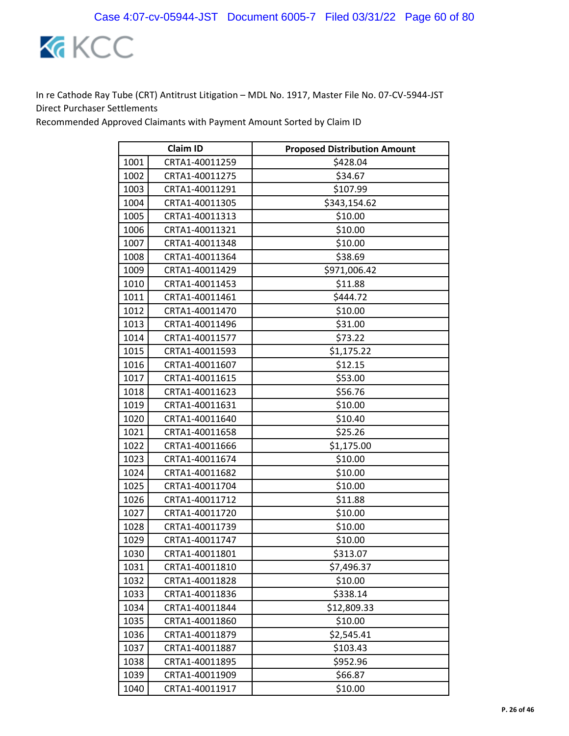In re Cathode Ray Tube (CRT) Antitrust Litigation – MDL No. 1917, Master File No. 07-CV-5944-JST
Direct Purchaser Settlements
Recommended Approved Claimants with Payment Amount Sorted by Claim ID

| Claim ID | | Proposed Distribution Amount |
|---|---|---|
| 1001 | CRTA1-40011259 | $428.04 |
| 1002 | CRTA1-40011275 | $34.67 |
| 1003 | CRTA1-40011291 | $107.99 |
| 1004 | CRTA1-40011305 | $343,154.62 |
| 1005 | CRTA1-40011313 | $10.00 |
| 1006 | CRTA1-40011321 | $10.00 |
| 1007 | CRTA1-40011348 | $10.00 |
| 1008 | CRTA1-40011364 | $38.69 |
| 1009 | CRTA1-40011429 | $971,006.42 |
| 1010 | CRTA1-40011453 | $11.88 |
| 1011 | CRTA1-40011461 | $444.72 |
| 1012 | CRTA1-40011470 | $10.00 |
| 1013 | CRTA1-40011496 | $31.00 |
| 1014 | CRTA1-40011577 | $73.22 |
| 1015 | CRTA1-40011593 | $1,175.22 |
| 1016 | CRTA1-40011607 | $12.15 |
| 1017 | CRTA1-40011615 | $53.00 |
| 1018 | CRTA1-40011623 | $56.76 |
| 1019 | CRTA1-40011631 | $10.00 |
| 1020 | CRTA1-40011640 | $10.40 |
| 1021 | CRTA1-40011658 | $25.26 |
| 1022 | CRTA1-40011666 | $1,175.00 |
| 1023 | CRTA1-40011674 | $10.00 |
| 1024 | CRTA1-40011682 | $10.00 |
| 1025 | CRTA1-40011704 | $10.00 |
| 1026 | CRTA1-40011712 | $11.88 |
| 1027 | CRTA1-40011720 | $10.00 |
| 1028 | CRTA1-40011739 | $10.00 |
| 1029 | CRTA1-40011747 | $10.00 |
| 1030 | CRTA1-40011801 | $313.07 |
| 1031 | CRTA1-40011810 | $7,496.37 |
| 1032 | CRTA1-40011828 | $10.00 |
| 1033 | CRTA1-40011836 | $338.14 |
| 1034 | CRTA1-40011844 | $12,809.33 |
| 1035 | CRTA1-40011860 | $10.00 |
| 1036 | CRTA1-40011879 | $2,545.41 |
| 1037 | CRTA1-40011887 | $103.43 |
| 1038 | CRTA1-40011895 | $952.96 |
| 1039 | CRTA1-40011909 | $66.87 |
| 1040 | CRTA1-40011917 | $10.00 |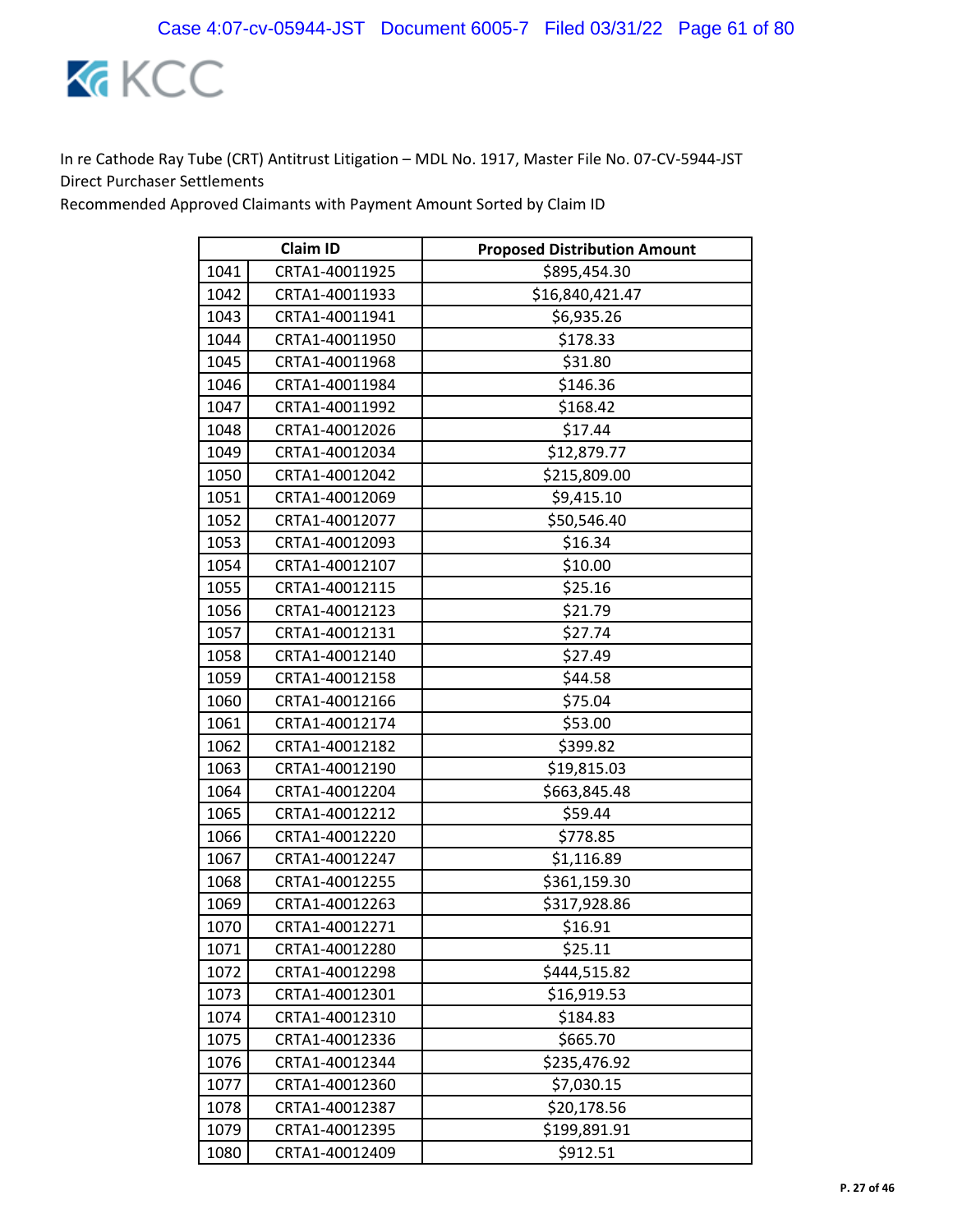In re Cathode Ray Tube (CRT) Antitrust Litigation – MDL No. 1917, Master File No. 07-CV-5944-JST
Direct Purchaser Settlements
Recommended Approved Claimants with Payment Amount Sorted by Claim ID

| Claim ID | | Proposed Distribution Amount |
|---|---|---|
| 1041 | CRTA1-40011925 | $895,454.30 |
| 1042 | CRTA1-40011933 | $16,840,421.47 |
| 1043 | CRTA1-40011941 | $6,935.26 |
| 1044 | CRTA1-40011950 | $178.33 |
| 1045 | CRTA1-40011968 | $31.80 |
| 1046 | CRTA1-40011984 | $146.36 |
| 1047 | CRTA1-40011992 | $168.42 |
| 1048 | CRTA1-40012026 | $17.44 |
| 1049 | CRTA1-40012034 | $12,879.77 |
| 1050 | CRTA1-40012042 | $215,809.00 |
| 1051 | CRTA1-40012069 | $9,415.10 |
| 1052 | CRTA1-40012077 | $50,546.40 |
| 1053 | CRTA1-40012093 | $16.34 |
| 1054 | CRTA1-40012107 | $10.00 |
| 1055 | CRTA1-40012115 | $25.16 |
| 1056 | CRTA1-40012123 | $21.79 |
| 1057 | CRTA1-40012131 | $27.74 |
| 1058 | CRTA1-40012140 | $27.49 |
| 1059 | CRTA1-40012158 | $44.58 |
| 1060 | CRTA1-40012166 | $75.04 |
| 1061 | CRTA1-40012174 | $53.00 |
| 1062 | CRTA1-40012182 | $399.82 |
| 1063 | CRTA1-40012190 | $19,815.03 |
| 1064 | CRTA1-40012204 | $663,845.48 |
| 1065 | CRTA1-40012212 | $59.44 |
| 1066 | CRTA1-40012220 | $778.85 |
| 1067 | CRTA1-40012247 | $1,116.89 |
| 1068 | CRTA1-40012255 | $361,159.30 |
| 1069 | CRTA1-40012263 | $317,928.86 |
| 1070 | CRTA1-40012271 | $16.91 |
| 1071 | CRTA1-40012280 | $25.11 |
| 1072 | CRTA1-40012298 | $444,515.82 |
| 1073 | CRTA1-40012301 | $16,919.53 |
| 1074 | CRTA1-40012310 | $184.83 |
| 1075 | CRTA1-40012336 | $665.70 |
| 1076 | CRTA1-40012344 | $235,476.92 |
| 1077 | CRTA1-40012360 | $7,030.15 |
| 1078 | CRTA1-40012387 | $20,178.56 |
| 1079 | CRTA1-40012395 | $199,891.91 |
| 1080 | CRTA1-40012409 | $912.51 |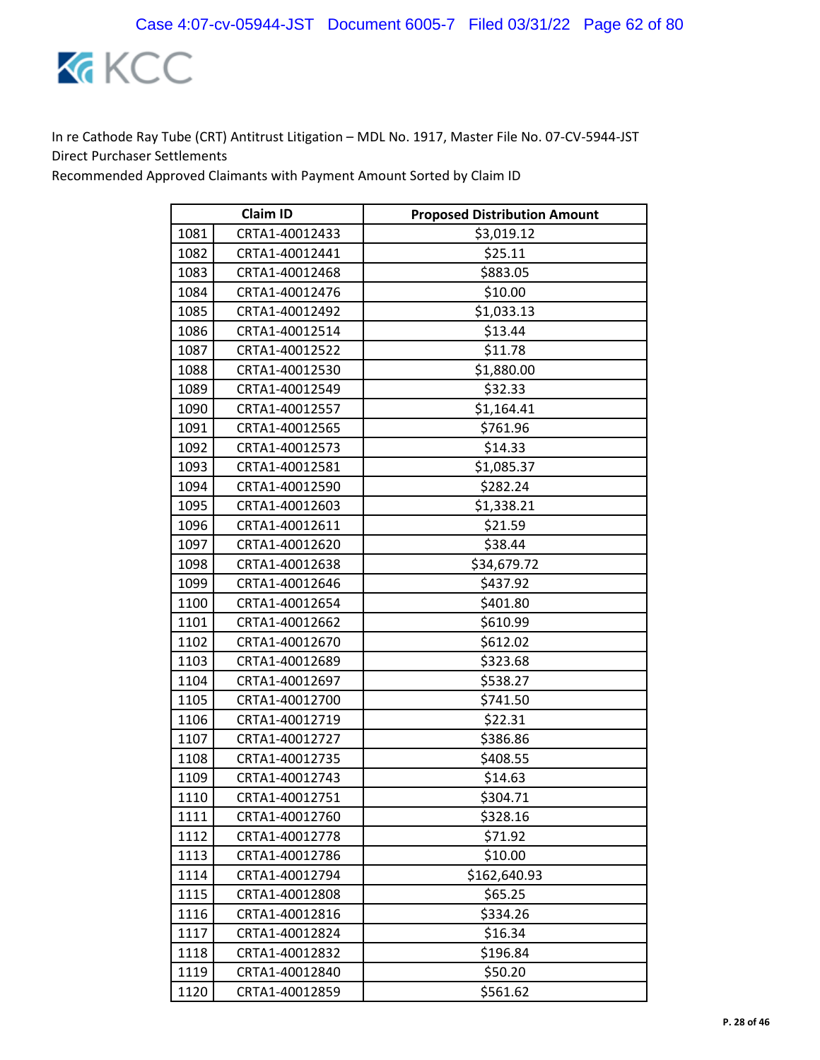In re Cathode Ray Tube (CRT) Antitrust Litigation – MDL No. 1917, Master File No. 07-CV-5944-JST
Direct Purchaser Settlements
Recommended Approved Claimants with Payment Amount Sorted by Claim ID

| | Claim ID | Proposed Distribution Amount |
|---|---|---|
| 1081 | CRTA1-40012433 | $3,019.12 |
| 1082 | CRTA1-40012441 | $25.11 |
| 1083 | CRTA1-40012468 | $883.05 |
| 1084 | CRTA1-40012476 | $10.00 |
| 1085 | CRTA1-40012492 | $1,033.13 |
| 1086 | CRTA1-40012514 | $13.44 |
| 1087 | CRTA1-40012522 | $11.78 |
| 1088 | CRTA1-40012530 | $1,880.00 |
| 1089 | CRTA1-40012549 | $32.33 |
| 1090 | CRTA1-40012557 | $1,164.41 |
| 1091 | CRTA1-40012565 | $761.96 |
| 1092 | CRTA1-40012573 | $14.33 |
| 1093 | CRTA1-40012581 | $1,085.37 |
| 1094 | CRTA1-40012590 | $282.24 |
| 1095 | CRTA1-40012603 | $1,338.21 |
| 1096 | CRTA1-40012611 | $21.59 |
| 1097 | CRTA1-40012620 | $38.44 |
| 1098 | CRTA1-40012638 | $34,679.72 |
| 1099 | CRTA1-40012646 | $437.92 |
| 1100 | CRTA1-40012654 | $401.80 |
| 1101 | CRTA1-40012662 | $610.99 |
| 1102 | CRTA1-40012670 | $612.02 |
| 1103 | CRTA1-40012689 | $323.68 |
| 1104 | CRTA1-40012697 | $538.27 |
| 1105 | CRTA1-40012700 | $741.50 |
| 1106 | CRTA1-40012719 | $22.31 |
| 1107 | CRTA1-40012727 | $386.86 |
| 1108 | CRTA1-40012735 | $408.55 |
| 1109 | CRTA1-40012743 | $14.63 |
| 1110 | CRTA1-40012751 | $304.71 |
| 1111 | CRTA1-40012760 | $328.16 |
| 1112 | CRTA1-40012778 | $71.92 |
| 1113 | CRTA1-40012786 | $10.00 |
| 1114 | CRTA1-40012794 | $162,640.93 |
| 1115 | CRTA1-40012808 | $65.25 |
| 1116 | CRTA1-40012816 | $334.26 |
| 1117 | CRTA1-40012824 | $16.34 |
| 1118 | CRTA1-40012832 | $196.84 |
| 1119 | CRTA1-40012840 | $50.20 |
| 1120 | CRTA1-40012859 | $561.62 |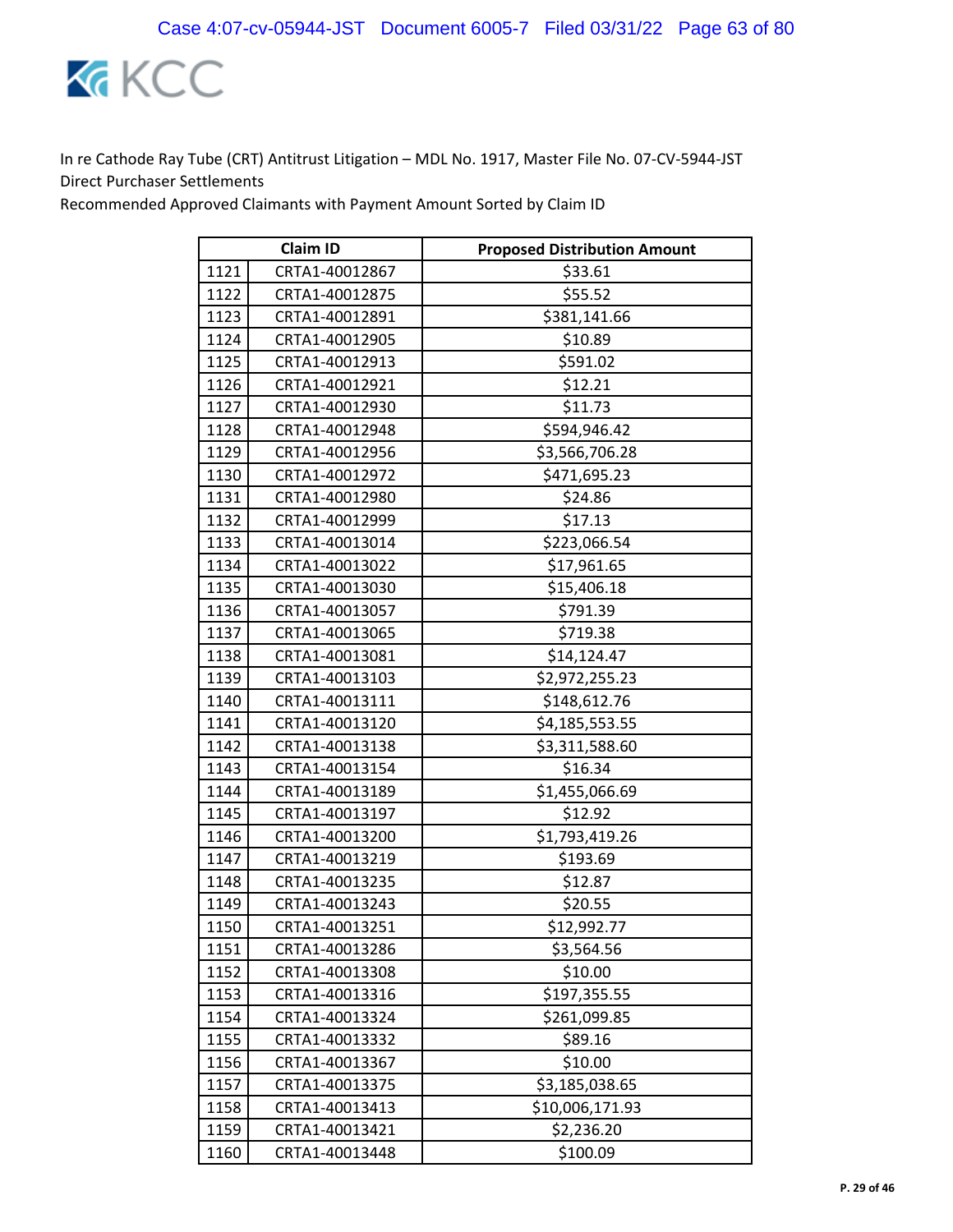In re Cathode Ray Tube (CRT) Antitrust Litigation – MDL No. 1917, Master File No. 07-CV-5944-JST
Direct Purchaser Settlements
Recommended Approved Claimants with Payment Amount Sorted by Claim ID

| | Claim ID | Proposed Distribution Amount |
|---|---|---|
| 1121 | CRTA1-40012867 | $33.61 |
| 1122 | CRTA1-40012875 | $55.52 |
| 1123 | CRTA1-40012891 | $381,141.66 |
| 1124 | CRTA1-40012905 | $10.89 |
| 1125 | CRTA1-40012913 | $591.02 |
| 1126 | CRTA1-40012921 | $12.21 |
| 1127 | CRTA1-40012930 | $11.73 |
| 1128 | CRTA1-40012948 | $594,946.42 |
| 1129 | CRTA1-40012956 | $3,566,706.28 |
| 1130 | CRTA1-40012972 | $471,695.23 |
| 1131 | CRTA1-40012980 | $24.86 |
| 1132 | CRTA1-40012999 | $17.13 |
| 1133 | CRTA1-40013014 | $223,066.54 |
| 1134 | CRTA1-40013022 | $17,961.65 |
| 1135 | CRTA1-40013030 | $15,406.18 |
| 1136 | CRTA1-40013057 | $791.39 |
| 1137 | CRTA1-40013065 | $719.38 |
| 1138 | CRTA1-40013081 | $14,124.47 |
| 1139 | CRTA1-40013103 | $2,972,255.23 |
| 1140 | CRTA1-40013111 | $148,612.76 |
| 1141 | CRTA1-40013120 | $4,185,553.55 |
| 1142 | CRTA1-40013138 | $3,311,588.60 |
| 1143 | CRTA1-40013154 | $16.34 |
| 1144 | CRTA1-40013189 | $1,455,066.69 |
| 1145 | CRTA1-40013197 | $12.92 |
| 1146 | CRTA1-40013200 | $1,793,419.26 |
| 1147 | CRTA1-40013219 | $193.69 |
| 1148 | CRTA1-40013235 | $12.87 |
| 1149 | CRTA1-40013243 | $20.55 |
| 1150 | CRTA1-40013251 | $12,992.77 |
| 1151 | CRTA1-40013286 | $3,564.56 |
| 1152 | CRTA1-40013308 | $10.00 |
| 1153 | CRTA1-40013316 | $197,355.55 |
| 1154 | CRTA1-40013324 | $261,099.85 |
| 1155 | CRTA1-40013332 | $89.16 |
| 1156 | CRTA1-40013367 | $10.00 |
| 1157 | CRTA1-40013375 | $3,185,038.65 |
| 1158 | CRTA1-40013413 | $10,006,171.93 |
| 1159 | CRTA1-40013421 | $2,236.20 |
| 1160 | CRTA1-40013448 | $100.09 |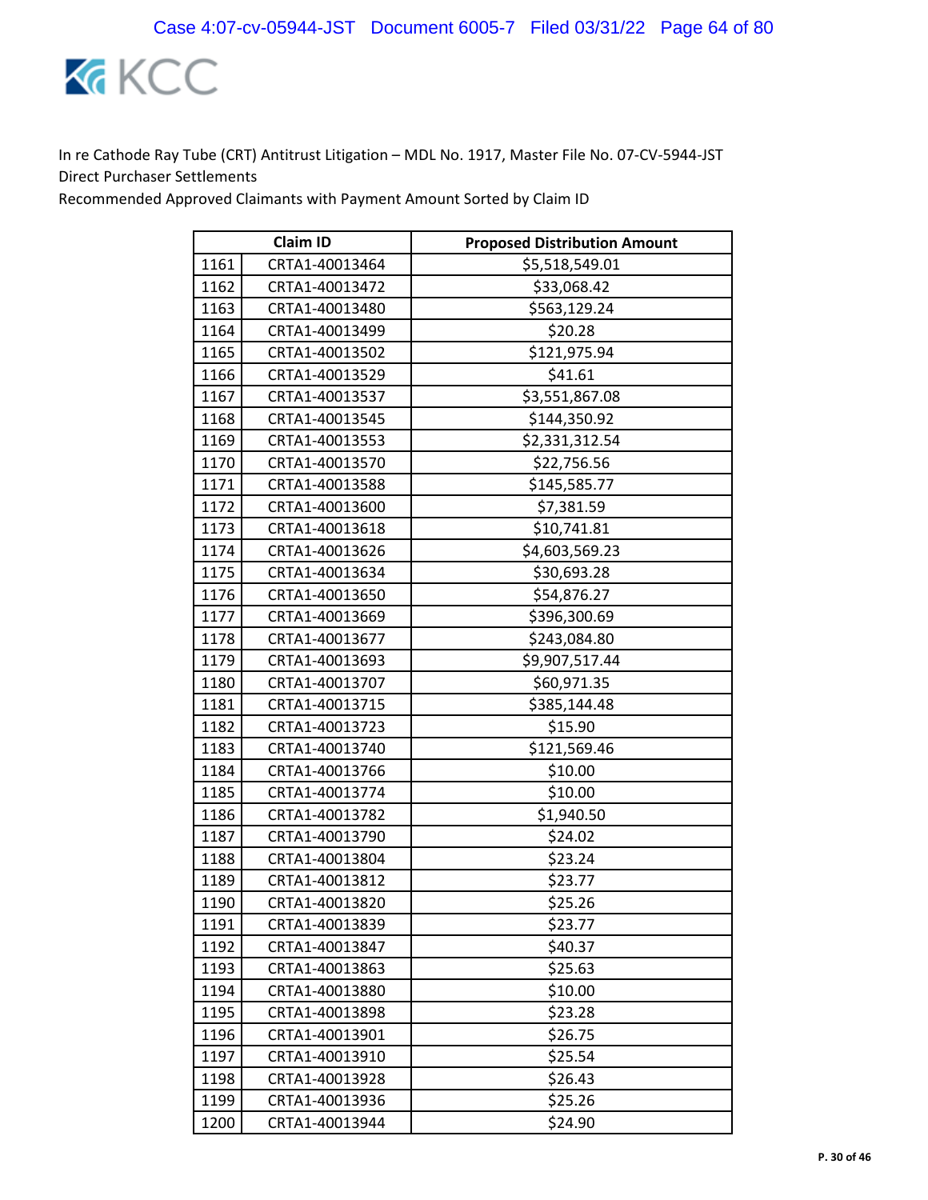In re Cathode Ray Tube (CRT) Antitrust Litigation – MDL No. 1917, Master File No. 07-CV-5944-JST
Direct Purchaser Settlements
Recommended Approved Claimants with Payment Amount Sorted by Claim ID

| | Claim ID | Proposed Distribution Amount |
|---|---|---|
| 1161 | CRTA1-40013464 | $5,518,549.01 |
| 1162 | CRTA1-40013472 | $33,068.42 |
| 1163 | CRTA1-40013480 | $563,129.24 |
| 1164 | CRTA1-40013499 | $20.28 |
| 1165 | CRTA1-40013502 | $121,975.94 |
| 1166 | CRTA1-40013529 | $41.61 |
| 1167 | CRTA1-40013537 | $3,551,867.08 |
| 1168 | CRTA1-40013545 | $144,350.92 |
| 1169 | CRTA1-40013553 | $2,331,312.54 |
| 1170 | CRTA1-40013570 | $22,756.56 |
| 1171 | CRTA1-40013588 | $145,585.77 |
| 1172 | CRTA1-40013600 | $7,381.59 |
| 1173 | CRTA1-40013618 | $10,741.81 |
| 1174 | CRTA1-40013626 | $4,603,569.23 |
| 1175 | CRTA1-40013634 | $30,693.28 |
| 1176 | CRTA1-40013650 | $54,876.27 |
| 1177 | CRTA1-40013669 | $396,300.69 |
| 1178 | CRTA1-40013677 | $243,084.80 |
| 1179 | CRTA1-40013693 | $9,907,517.44 |
| 1180 | CRTA1-40013707 | $60,971.35 |
| 1181 | CRTA1-40013715 | $385,144.48 |
| 1182 | CRTA1-40013723 | $15.90 |
| 1183 | CRTA1-40013740 | $121,569.46 |
| 1184 | CRTA1-40013766 | $10.00 |
| 1185 | CRTA1-40013774 | $10.00 |
| 1186 | CRTA1-40013782 | $1,940.50 |
| 1187 | CRTA1-40013790 | $24.02 |
| 1188 | CRTA1-40013804 | $23.24 |
| 1189 | CRTA1-40013812 | $23.77 |
| 1190 | CRTA1-40013820 | $25.26 |
| 1191 | CRTA1-40013839 | $23.77 |
| 1192 | CRTA1-40013847 | $40.37 |
| 1193 | CRTA1-40013863 | $25.63 |
| 1194 | CRTA1-40013880 | $10.00 |
| 1195 | CRTA1-40013898 | $23.28 |
| 1196 | CRTA1-40013901 | $26.75 |
| 1197 | CRTA1-40013910 | $25.54 |
| 1198 | CRTA1-40013928 | $26.43 |
| 1199 | CRTA1-40013936 | $25.26 |
| 1200 | CRTA1-40013944 | $24.90 |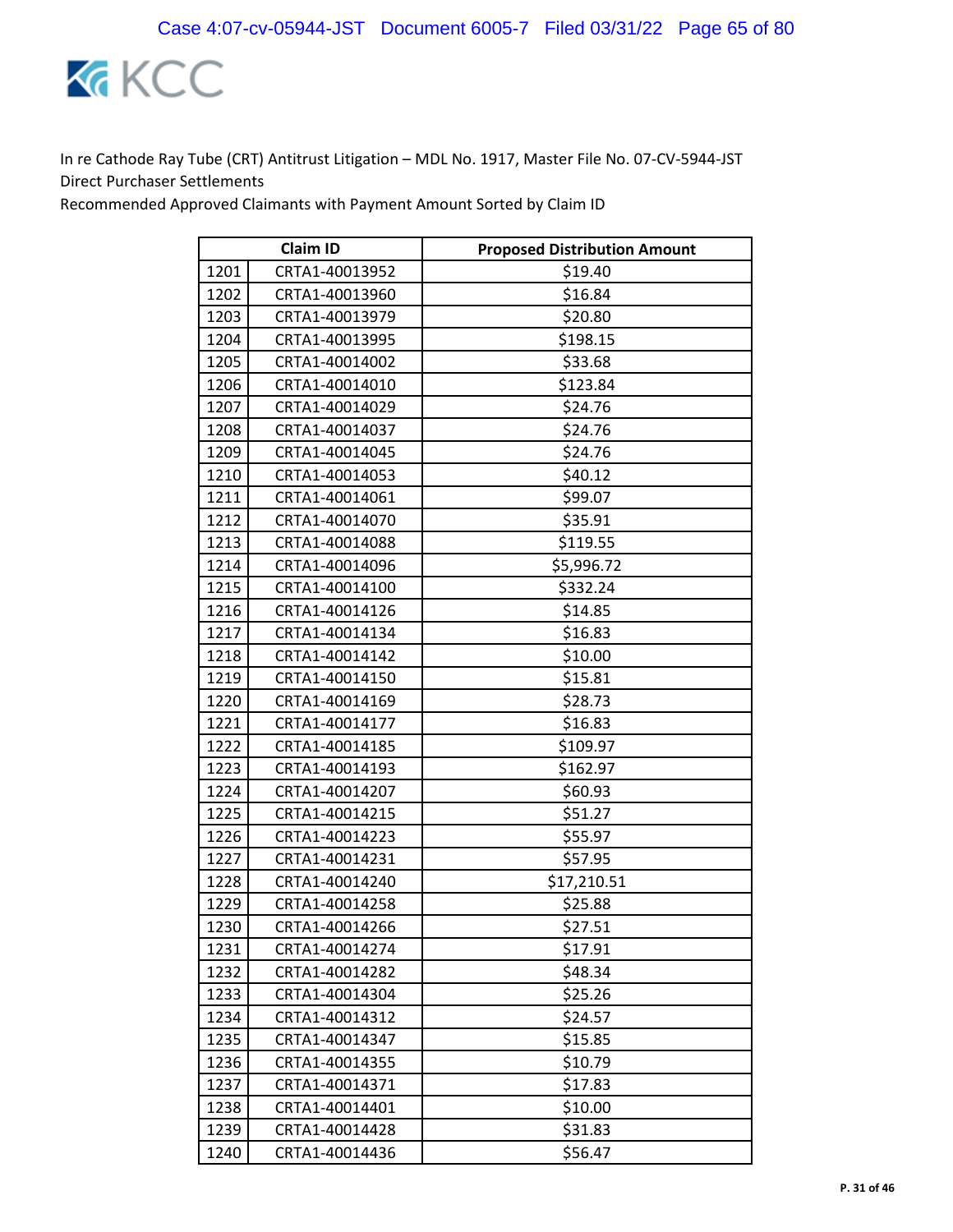In re Cathode Ray Tube (CRT) Antitrust Litigation – MDL No. 1917, Master File No. 07-CV-5944-JST
Direct Purchaser Settlements
Recommended Approved Claimants with Payment Amount Sorted by Claim ID

| | Claim ID | Proposed Distribution Amount |
|---|---|---|
| 1201 | CRTA1-40013952 | $19.40 |
| 1202 | CRTA1-40013960 | $16.84 |
| 1203 | CRTA1-40013979 | $20.80 |
| 1204 | CRTA1-40013995 | $198.15 |
| 1205 | CRTA1-40014002 | $33.68 |
| 1206 | CRTA1-40014010 | $123.84 |
| 1207 | CRTA1-40014029 | $24.76 |
| 1208 | CRTA1-40014037 | $24.76 |
| 1209 | CRTA1-40014045 | $24.76 |
| 1210 | CRTA1-40014053 | $40.12 |
| 1211 | CRTA1-40014061 | $99.07 |
| 1212 | CRTA1-40014070 | $35.91 |
| 1213 | CRTA1-40014088 | $119.55 |
| 1214 | CRTA1-40014096 | $5,996.72 |
| 1215 | CRTA1-40014100 | $332.24 |
| 1216 | CRTA1-40014126 | $14.85 |
| 1217 | CRTA1-40014134 | $16.83 |
| 1218 | CRTA1-40014142 | $10.00 |
| 1219 | CRTA1-40014150 | $15.81 |
| 1220 | CRTA1-40014169 | $28.73 |
| 1221 | CRTA1-40014177 | $16.83 |
| 1222 | CRTA1-40014185 | $109.97 |
| 1223 | CRTA1-40014193 | $162.97 |
| 1224 | CRTA1-40014207 | $60.93 |
| 1225 | CRTA1-40014215 | $51.27 |
| 1226 | CRTA1-40014223 | $55.97 |
| 1227 | CRTA1-40014231 | $57.95 |
| 1228 | CRTA1-40014240 | $17,210.51 |
| 1229 | CRTA1-40014258 | $25.88 |
| 1230 | CRTA1-40014266 | $27.51 |
| 1231 | CRTA1-40014274 | $17.91 |
| 1232 | CRTA1-40014282 | $48.34 |
| 1233 | CRTA1-40014304 | $25.26 |
| 1234 | CRTA1-40014312 | $24.57 |
| 1235 | CRTA1-40014347 | $15.85 |
| 1236 | CRTA1-40014355 | $10.79 |
| 1237 | CRTA1-40014371 | $17.83 |
| 1238 | CRTA1-40014401 | $10.00 |
| 1239 | CRTA1-40014428 | $31.83 |
| 1240 | CRTA1-40014436 | $56.47 |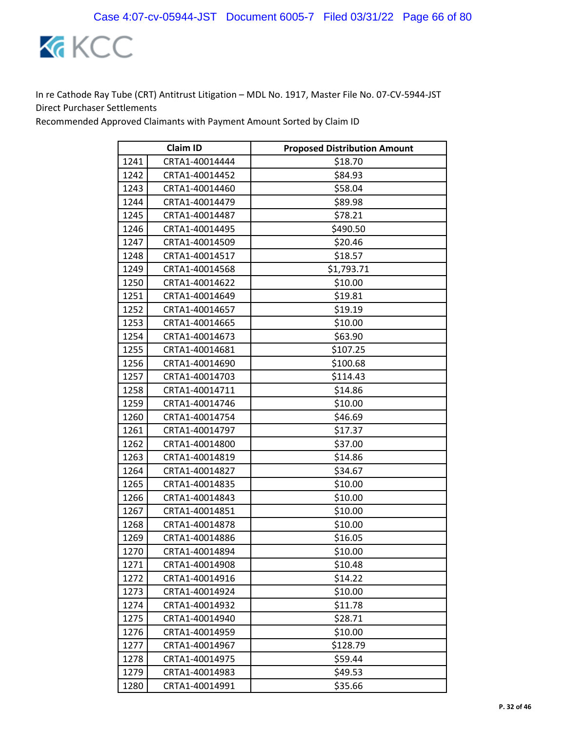In re Cathode Ray Tube (CRT) Antitrust Litigation – MDL No. 1917, Master File No. 07-CV-5944-JST
Direct Purchaser Settlements
Recommended Approved Claimants with Payment Amount Sorted by Claim ID

| | Claim ID | Proposed Distribution Amount |
|---|---|---|
| 1241 | CRTA1-40014444 | $18.70 |
| 1242 | CRTA1-40014452 | $84.93 |
| 1243 | CRTA1-40014460 | $58.04 |
| 1244 | CRTA1-40014479 | $89.98 |
| 1245 | CRTA1-40014487 | $78.21 |
| 1246 | CRTA1-40014495 | $490.50 |
| 1247 | CRTA1-40014509 | $20.46 |
| 1248 | CRTA1-40014517 | $18.57 |
| 1249 | CRTA1-40014568 | $1,793.71 |
| 1250 | CRTA1-40014622 | $10.00 |
| 1251 | CRTA1-40014649 | $19.81 |
| 1252 | CRTA1-40014657 | $19.19 |
| 1253 | CRTA1-40014665 | $10.00 |
| 1254 | CRTA1-40014673 | $63.90 |
| 1255 | CRTA1-40014681 | $107.25 |
| 1256 | CRTA1-40014690 | $100.68 |
| 1257 | CRTA1-40014703 | $114.43 |
| 1258 | CRTA1-40014711 | $14.86 |
| 1259 | CRTA1-40014746 | $10.00 |
| 1260 | CRTA1-40014754 | $46.69 |
| 1261 | CRTA1-40014797 | $17.37 |
| 1262 | CRTA1-40014800 | $37.00 |
| 1263 | CRTA1-40014819 | $14.86 |
| 1264 | CRTA1-40014827 | $34.67 |
| 1265 | CRTA1-40014835 | $10.00 |
| 1266 | CRTA1-40014843 | $10.00 |
| 1267 | CRTA1-40014851 | $10.00 |
| 1268 | CRTA1-40014878 | $10.00 |
| 1269 | CRTA1-40014886 | $16.05 |
| 1270 | CRTA1-40014894 | $10.00 |
| 1271 | CRTA1-40014908 | $10.48 |
| 1272 | CRTA1-40014916 | $14.22 |
| 1273 | CRTA1-40014924 | $10.00 |
| 1274 | CRTA1-40014932 | $11.78 |
| 1275 | CRTA1-40014940 | $28.71 |
| 1276 | CRTA1-40014959 | $10.00 |
| 1277 | CRTA1-40014967 | $128.79 |
| 1278 | CRTA1-40014975 | $59.44 |
| 1279 | CRTA1-40014983 | $49.53 |
| 1280 | CRTA1-40014991 | $35.66 |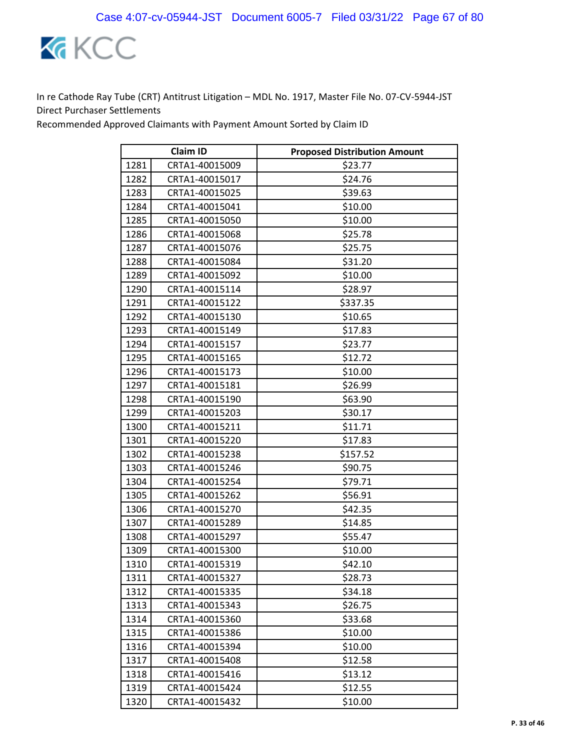In re Cathode Ray Tube (CRT) Antitrust Litigation – MDL No. 1917, Master File No. 07-CV-5944-JST
Direct Purchaser Settlements
Recommended Approved Claimants with Payment Amount Sorted by Claim ID

| | Claim ID | Proposed Distribution Amount |
|---|---|---|
| 1281 | CRTA1-40015009 | $23.77 |
| 1282 | CRTA1-40015017 | $24.76 |
| 1283 | CRTA1-40015025 | $39.63 |
| 1284 | CRTA1-40015041 | $10.00 |
| 1285 | CRTA1-40015050 | $10.00 |
| 1286 | CRTA1-40015068 | $25.78 |
| 1287 | CRTA1-40015076 | $25.75 |
| 1288 | CRTA1-40015084 | $31.20 |
| 1289 | CRTA1-40015092 | $10.00 |
| 1290 | CRTA1-40015114 | $28.97 |
| 1291 | CRTA1-40015122 | $337.35 |
| 1292 | CRTA1-40015130 | $10.65 |
| 1293 | CRTA1-40015149 | $17.83 |
| 1294 | CRTA1-40015157 | $23.77 |
| 1295 | CRTA1-40015165 | $12.72 |
| 1296 | CRTA1-40015173 | $10.00 |
| 1297 | CRTA1-40015181 | $26.99 |
| 1298 | CRTA1-40015190 | $63.90 |
| 1299 | CRTA1-40015203 | $30.17 |
| 1300 | CRTA1-40015211 | $11.71 |
| 1301 | CRTA1-40015220 | $17.83 |
| 1302 | CRTA1-40015238 | $157.52 |
| 1303 | CRTA1-40015246 | $90.75 |
| 1304 | CRTA1-40015254 | $79.71 |
| 1305 | CRTA1-40015262 | $56.91 |
| 1306 | CRTA1-40015270 | $42.35 |
| 1307 | CRTA1-40015289 | $14.85 |
| 1308 | CRTA1-40015297 | $55.47 |
| 1309 | CRTA1-40015300 | $10.00 |
| 1310 | CRTA1-40015319 | $42.10 |
| 1311 | CRTA1-40015327 | $28.73 |
| 1312 | CRTA1-40015335 | $34.18 |
| 1313 | CRTA1-40015343 | $26.75 |
| 1314 | CRTA1-40015360 | $33.68 |
| 1315 | CRTA1-40015386 | $10.00 |
| 1316 | CRTA1-40015394 | $10.00 |
| 1317 | CRTA1-40015408 | $12.58 |
| 1318 | CRTA1-40015416 | $13.12 |
| 1319 | CRTA1-40015424 | $12.55 |
| 1320 | CRTA1-40015432 | $10.00 |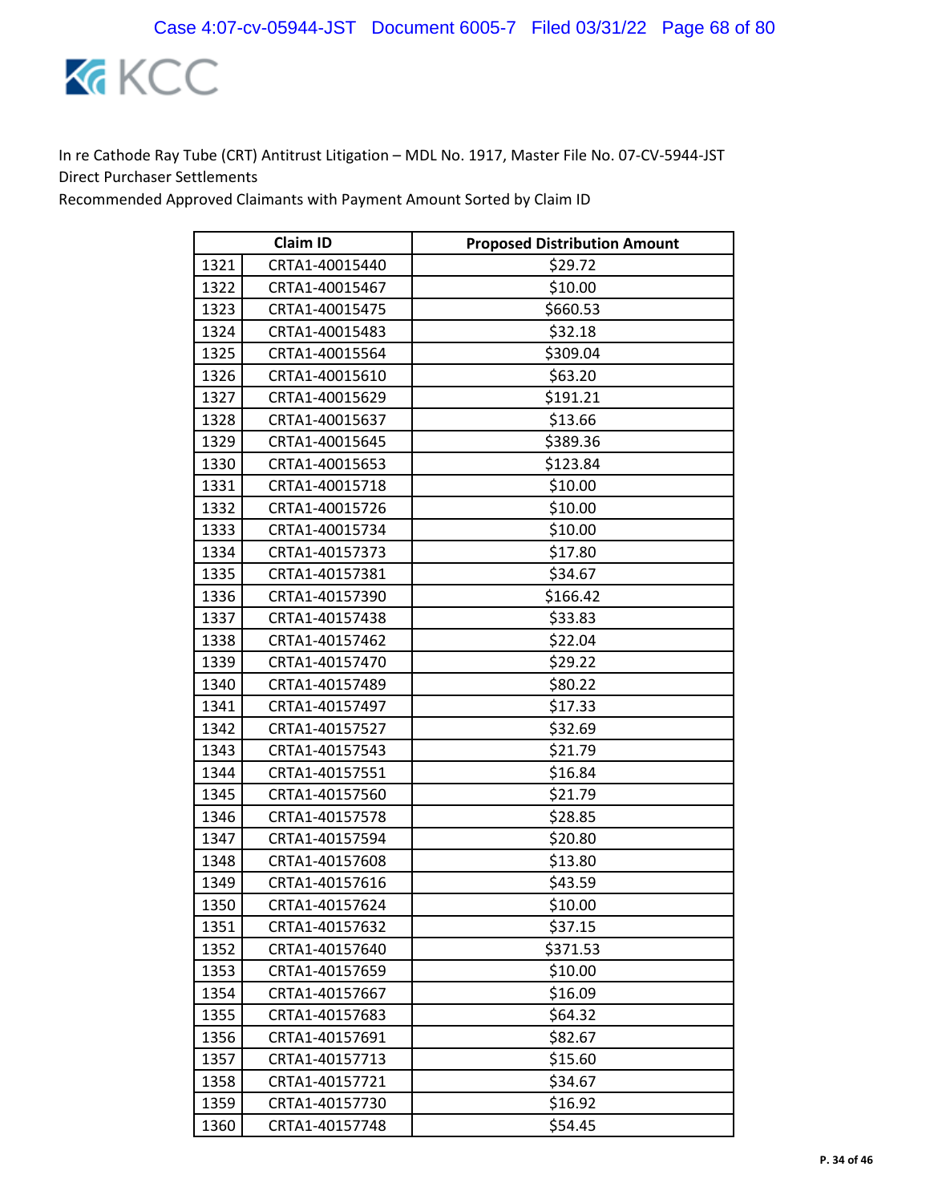In re Cathode Ray Tube (CRT) Antitrust Litigation – MDL No. 1917, Master File No. 07-CV-5944-JST
Direct Purchaser Settlements
Recommended Approved Claimants with Payment Amount Sorted by Claim ID

| | Claim ID | Proposed Distribution Amount |
|---|---|---|
| 1321 | CRTA1-40015440 | $29.72 |
| 1322 | CRTA1-40015467 | $10.00 |
| 1323 | CRTA1-40015475 | $660.53 |
| 1324 | CRTA1-40015483 | $32.18 |
| 1325 | CRTA1-40015564 | $309.04 |
| 1326 | CRTA1-40015610 | $63.20 |
| 1327 | CRTA1-40015629 | $191.21 |
| 1328 | CRTA1-40015637 | $13.66 |
| 1329 | CRTA1-40015645 | $389.36 |
| 1330 | CRTA1-40015653 | $123.84 |
| 1331 | CRTA1-40015718 | $10.00 |
| 1332 | CRTA1-40015726 | $10.00 |
| 1333 | CRTA1-40015734 | $10.00 |
| 1334 | CRTA1-40157373 | $17.80 |
| 1335 | CRTA1-40157381 | $34.67 |
| 1336 | CRTA1-40157390 | $166.42 |
| 1337 | CRTA1-40157438 | $33.83 |
| 1338 | CRTA1-40157462 | $22.04 |
| 1339 | CRTA1-40157470 | $29.22 |
| 1340 | CRTA1-40157489 | $80.22 |
| 1341 | CRTA1-40157497 | $17.33 |
| 1342 | CRTA1-40157527 | $32.69 |
| 1343 | CRTA1-40157543 | $21.79 |
| 1344 | CRTA1-40157551 | $16.84 |
| 1345 | CRTA1-40157560 | $21.79 |
| 1346 | CRTA1-40157578 | $28.85 |
| 1347 | CRTA1-40157594 | $20.80 |
| 1348 | CRTA1-40157608 | $13.80 |
| 1349 | CRTA1-40157616 | $43.59 |
| 1350 | CRTA1-40157624 | $10.00 |
| 1351 | CRTA1-40157632 | $37.15 |
| 1352 | CRTA1-40157640 | $371.53 |
| 1353 | CRTA1-40157659 | $10.00 |
| 1354 | CRTA1-40157667 | $16.09 |
| 1355 | CRTA1-40157683 | $64.32 |
| 1356 | CRTA1-40157691 | $82.67 |
| 1357 | CRTA1-40157713 | $15.60 |
| 1358 | CRTA1-40157721 | $34.67 |
| 1359 | CRTA1-40157730 | $16.92 |
| 1360 | CRTA1-40157748 | $54.45 |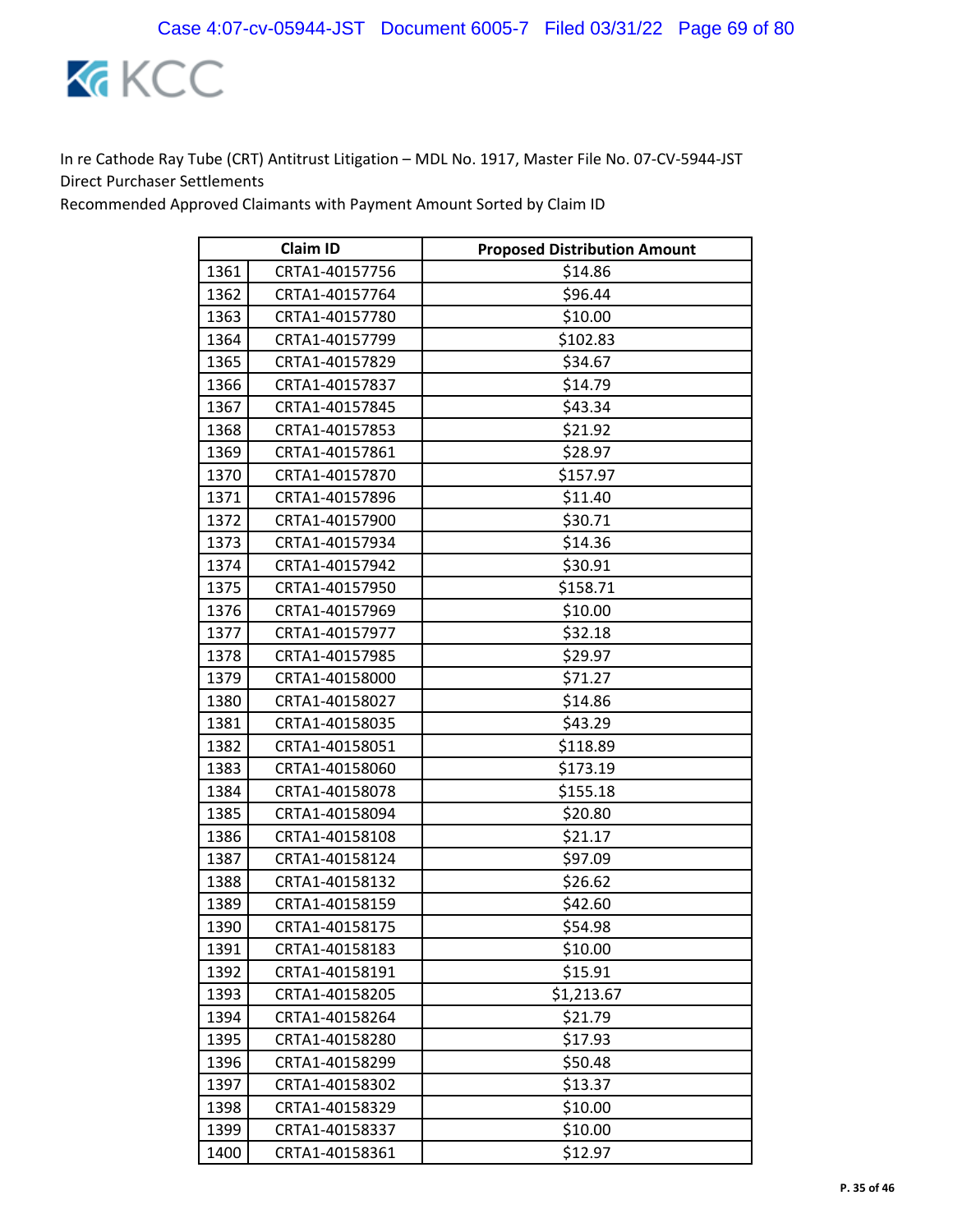In re Cathode Ray Tube (CRT) Antitrust Litigation – MDL No. 1917, Master File No. 07-CV-5944-JST
Direct Purchaser Settlements
Recommended Approved Claimants with Payment Amount Sorted by Claim ID

| | Claim ID | Proposed Distribution Amount |
|---|---|---|
| 1361 | CRTA1-40157756 | $14.86 |
| 1362 | CRTA1-40157764 | $96.44 |
| 1363 | CRTA1-40157780 | $10.00 |
| 1364 | CRTA1-40157799 | $102.83 |
| 1365 | CRTA1-40157829 | $34.67 |
| 1366 | CRTA1-40157837 | $14.79 |
| 1367 | CRTA1-40157845 | $43.34 |
| 1368 | CRTA1-40157853 | $21.92 |
| 1369 | CRTA1-40157861 | $28.97 |
| 1370 | CRTA1-40157870 | $157.97 |
| 1371 | CRTA1-40157896 | $11.40 |
| 1372 | CRTA1-40157900 | $30.71 |
| 1373 | CRTA1-40157934 | $14.36 |
| 1374 | CRTA1-40157942 | $30.91 |
| 1375 | CRTA1-40157950 | $158.71 |
| 1376 | CRTA1-40157969 | $10.00 |
| 1377 | CRTA1-40157977 | $32.18 |
| 1378 | CRTA1-40157985 | $29.97 |
| 1379 | CRTA1-40158000 | $71.27 |
| 1380 | CRTA1-40158027 | $14.86 |
| 1381 | CRTA1-40158035 | $43.29 |
| 1382 | CRTA1-40158051 | $118.89 |
| 1383 | CRTA1-40158060 | $173.19 |
| 1384 | CRTA1-40158078 | $155.18 |
| 1385 | CRTA1-40158094 | $20.80 |
| 1386 | CRTA1-40158108 | $21.17 |
| 1387 | CRTA1-40158124 | $97.09 |
| 1388 | CRTA1-40158132 | $26.62 |
| 1389 | CRTA1-40158159 | $42.60 |
| 1390 | CRTA1-40158175 | $54.98 |
| 1391 | CRTA1-40158183 | $10.00 |
| 1392 | CRTA1-40158191 | $15.91 |
| 1393 | CRTA1-40158205 | $1,213.67 |
| 1394 | CRTA1-40158264 | $21.79 |
| 1395 | CRTA1-40158280 | $17.93 |
| 1396 | CRTA1-40158299 | $50.48 |
| 1397 | CRTA1-40158302 | $13.37 |
| 1398 | CRTA1-40158329 | $10.00 |
| 1399 | CRTA1-40158337 | $10.00 |
| 1400 | CRTA1-40158361 | $12.97 |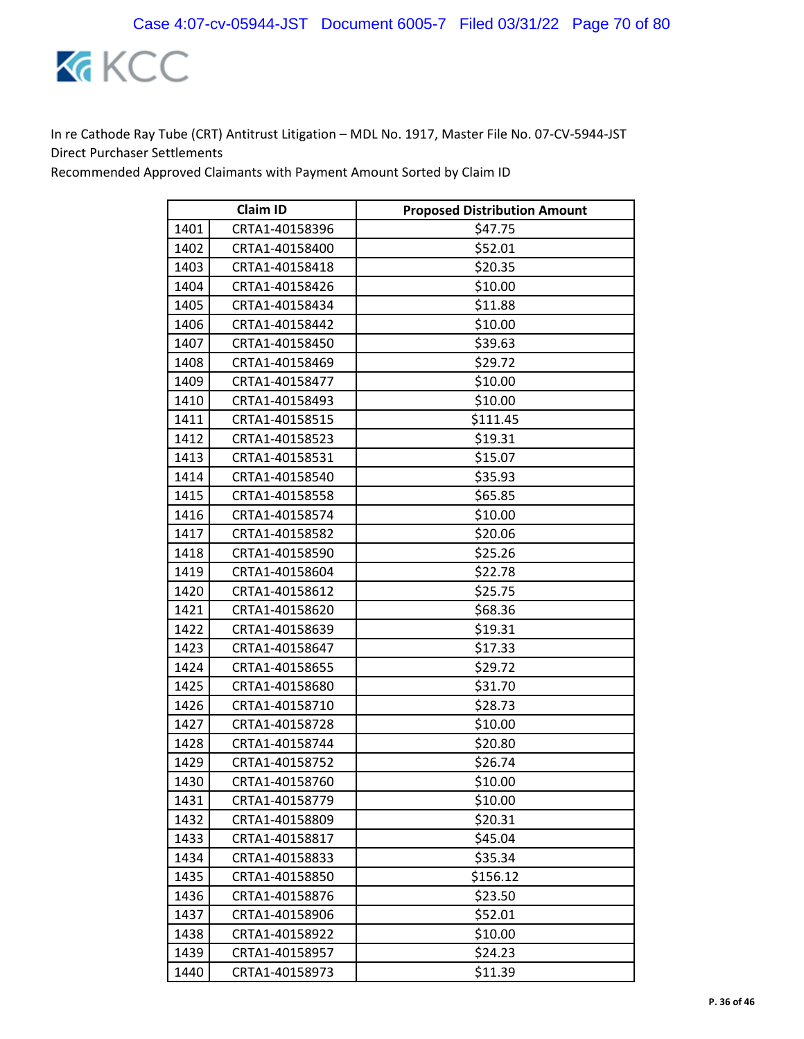In re Cathode Ray Tube (CRT) Antitrust Litigation – MDL No. 1917, Master File No. 07-CV-5944-JST
Direct Purchaser Settlements
Recommended Approved Claimants with Payment Amount Sorted by Claim ID

| Claim ID | | Proposed Distribution Amount |
|---|---|---|
| 1401 | CRTA1-40158396 | $47.75 |
| 1402 | CRTA1-40158400 | $52.01 |
| 1403 | CRTA1-40158418 | $20.35 |
| 1404 | CRTA1-40158426 | $10.00 |
| 1405 | CRTA1-40158434 | $11.88 |
| 1406 | CRTA1-40158442 | $10.00 |
| 1407 | CRTA1-40158450 | $39.63 |
| 1408 | CRTA1-40158469 | $29.72 |
| 1409 | CRTA1-40158477 | $10.00 |
| 1410 | CRTA1-40158493 | $10.00 |
| 1411 | CRTA1-40158515 | $111.45 |
| 1412 | CRTA1-40158523 | $19.31 |
| 1413 | CRTA1-40158531 | $15.07 |
| 1414 | CRTA1-40158540 | $35.93 |
| 1415 | CRTA1-40158558 | $65.85 |
| 1416 | CRTA1-40158574 | $10.00 |
| 1417 | CRTA1-40158582 | $20.06 |
| 1418 | CRTA1-40158590 | $25.26 |
| 1419 | CRTA1-40158604 | $22.78 |
| 1420 | CRTA1-40158612 | $25.75 |
| 1421 | CRTA1-40158620 | $68.36 |
| 1422 | CRTA1-40158639 | $19.31 |
| 1423 | CRTA1-40158647 | $17.33 |
| 1424 | CRTA1-40158655 | $29.72 |
| 1425 | CRTA1-40158680 | $31.70 |
| 1426 | CRTA1-40158710 | $28.73 |
| 1427 | CRTA1-40158728 | $10.00 |
| 1428 | CRTA1-40158744 | $20.80 |
| 1429 | CRTA1-40158752 | $26.74 |
| 1430 | CRTA1-40158760 | $10.00 |
| 1431 | CRTA1-40158779 | $10.00 |
| 1432 | CRTA1-40158809 | $20.31 |
| 1433 | CRTA1-40158817 | $45.04 |
| 1434 | CRTA1-40158833 | $35.34 |
| 1435 | CRTA1-40158850 | $156.12 |
| 1436 | CRTA1-40158876 | $23.50 |
| 1437 | CRTA1-40158906 | $52.01 |
| 1438 | CRTA1-40158922 | $10.00 |
| 1439 | CRTA1-40158957 | $24.23 |
| 1440 | CRTA1-40158973 | $11.39 |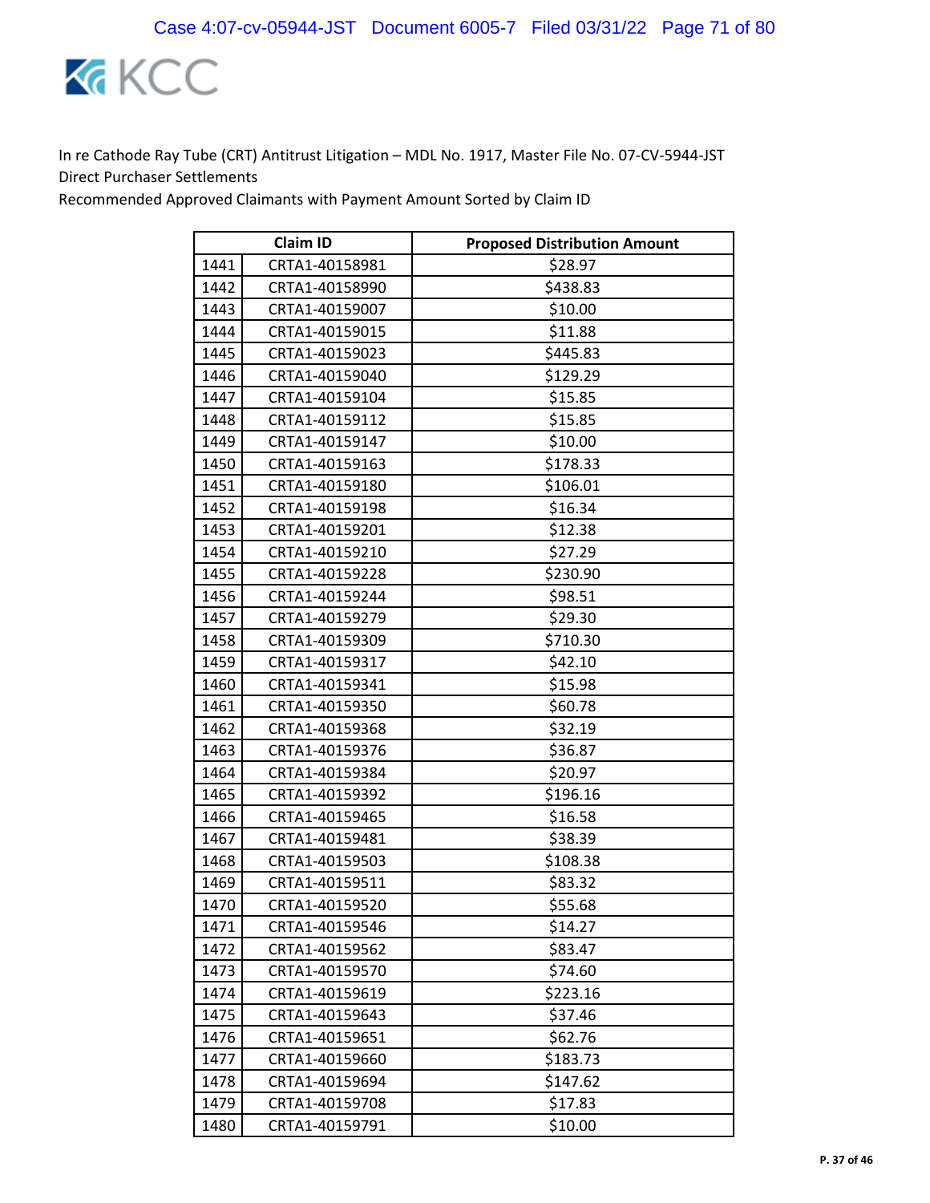In re Cathode Ray Tube (CRT) Antitrust Litigation – MDL No. 1917, Master File No. 07-CV-5944-JST
Direct Purchaser Settlements
Recommended Approved Claimants with Payment Amount Sorted by Claim ID

| | Claim ID | Proposed Distribution Amount |
|---|---|---|
| 1441 | CRTA1-40158981 | $28.97 |
| 1442 | CRTA1-40158990 | $438.83 |
| 1443 | CRTA1-40159007 | $10.00 |
| 1444 | CRTA1-40159015 | $11.88 |
| 1445 | CRTA1-40159023 | $445.83 |
| 1446 | CRTA1-40159040 | $129.29 |
| 1447 | CRTA1-40159104 | $15.85 |
| 1448 | CRTA1-40159112 | $15.85 |
| 1449 | CRTA1-40159147 | $10.00 |
| 1450 | CRTA1-40159163 | $178.33 |
| 1451 | CRTA1-40159180 | $106.01 |
| 1452 | CRTA1-40159198 | $16.34 |
| 1453 | CRTA1-40159201 | $12.38 |
| 1454 | CRTA1-40159210 | $27.29 |
| 1455 | CRTA1-40159228 | $230.90 |
| 1456 | CRTA1-40159244 | $98.51 |
| 1457 | CRTA1-40159279 | $29.30 |
| 1458 | CRTA1-40159309 | $710.30 |
| 1459 | CRTA1-40159317 | $42.10 |
| 1460 | CRTA1-40159341 | $15.98 |
| 1461 | CRTA1-40159350 | $60.78 |
| 1462 | CRTA1-40159368 | $32.19 |
| 1463 | CRTA1-40159376 | $36.87 |
| 1464 | CRTA1-40159384 | $20.97 |
| 1465 | CRTA1-40159392 | $196.16 |
| 1466 | CRTA1-40159465 | $16.58 |
| 1467 | CRTA1-40159481 | $38.39 |
| 1468 | CRTA1-40159503 | $108.38 |
| 1469 | CRTA1-40159511 | $83.32 |
| 1470 | CRTA1-40159520 | $55.68 |
| 1471 | CRTA1-40159546 | $14.27 |
| 1472 | CRTA1-40159562 | $83.47 |
| 1473 | CRTA1-40159570 | $74.60 |
| 1474 | CRTA1-40159619 | $223.16 |
| 1475 | CRTA1-40159643 | $37.46 |
| 1476 | CRTA1-40159651 | $62.76 |
| 1477 | CRTA1-40159660 | $183.73 |
| 1478 | CRTA1-40159694 | $147.62 |
| 1479 | CRTA1-40159708 | $17.83 |
| 1480 | CRTA1-40159791 | $10.00 |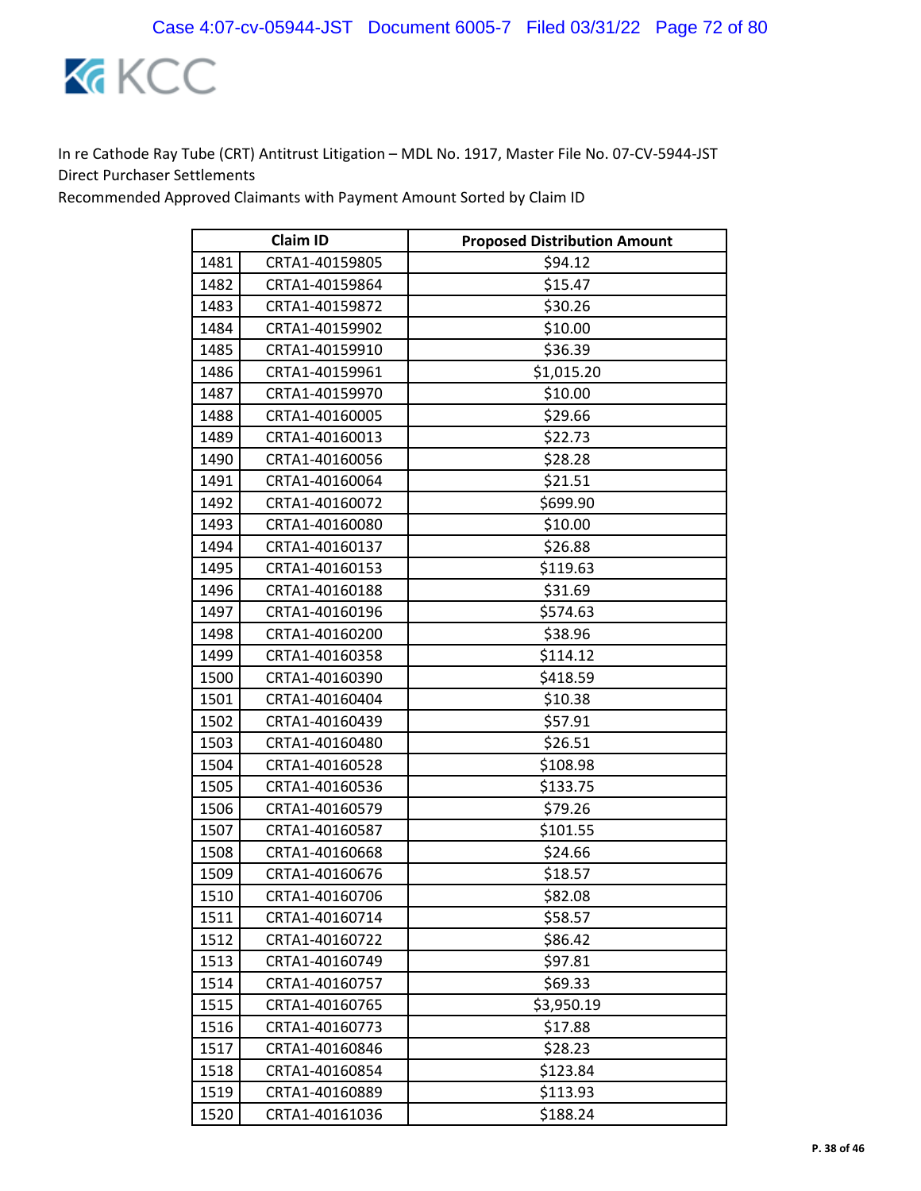In re Cathode Ray Tube (CRT) Antitrust Litigation – MDL No. 1917, Master File No. 07-CV-5944-JST
Direct Purchaser Settlements
Recommended Approved Claimants with Payment Amount Sorted by Claim ID

| Claim ID | | Proposed Distribution Amount |
|---|---|---|
| 1481 | CRTA1-40159805 | $94.12 |
| 1482 | CRTA1-40159864 | $15.47 |
| 1483 | CRTA1-40159872 | $30.26 |
| 1484 | CRTA1-40159902 | $10.00 |
| 1485 | CRTA1-40159910 | $36.39 |
| 1486 | CRTA1-40159961 | $1,015.20 |
| 1487 | CRTA1-40159970 | $10.00 |
| 1488 | CRTA1-40160005 | $29.66 |
| 1489 | CRTA1-40160013 | $22.73 |
| 1490 | CRTA1-40160056 | $28.28 |
| 1491 | CRTA1-40160064 | $21.51 |
| 1492 | CRTA1-40160072 | $699.90 |
| 1493 | CRTA1-40160080 | $10.00 |
| 1494 | CRTA1-40160137 | $26.88 |
| 1495 | CRTA1-40160153 | $119.63 |
| 1496 | CRTA1-40160188 | $31.69 |
| 1497 | CRTA1-40160196 | $574.63 |
| 1498 | CRTA1-40160200 | $38.96 |
| 1499 | CRTA1-40160358 | $114.12 |
| 1500 | CRTA1-40160390 | $418.59 |
| 1501 | CRTA1-40160404 | $10.38 |
| 1502 | CRTA1-40160439 | $57.91 |
| 1503 | CRTA1-40160480 | $26.51 |
| 1504 | CRTA1-40160528 | $108.98 |
| 1505 | CRTA1-40160536 | $133.75 |
| 1506 | CRTA1-40160579 | $79.26 |
| 1507 | CRTA1-40160587 | $101.55 |
| 1508 | CRTA1-40160668 | $24.66 |
| 1509 | CRTA1-40160676 | $18.57 |
| 1510 | CRTA1-40160706 | $82.08 |
| 1511 | CRTA1-40160714 | $58.57 |
| 1512 | CRTA1-40160722 | $86.42 |
| 1513 | CRTA1-40160749 | $97.81 |
| 1514 | CRTA1-40160757 | $69.33 |
| 1515 | CRTA1-40160765 | $3,950.19 |
| 1516 | CRTA1-40160773 | $17.88 |
| 1517 | CRTA1-40160846 | $28.23 |
| 1518 | CRTA1-40160854 | $123.84 |
| 1519 | CRTA1-40160889 | $113.93 |
| 1520 | CRTA1-40161036 | $188.24 |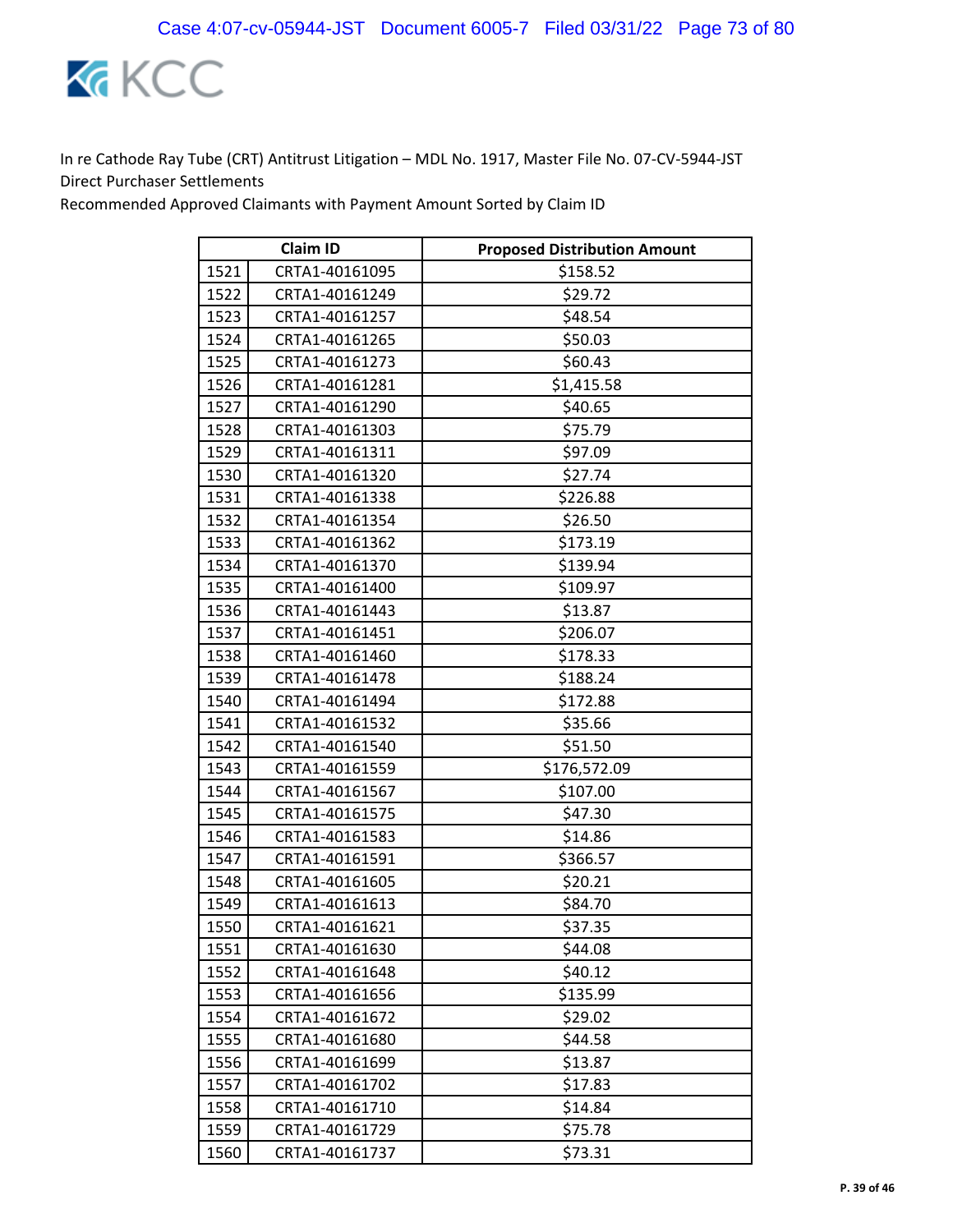In re Cathode Ray Tube (CRT) Antitrust Litigation – MDL No. 1917, Master File No. 07-CV-5944-JST
Direct Purchaser Settlements
Recommended Approved Claimants with Payment Amount Sorted by Claim ID

| | Claim ID | Proposed Distribution Amount |
|---|---|---|
| 1521 | CRTA1-40161095 | $158.52 |
| 1522 | CRTA1-40161249 | $29.72 |
| 1523 | CRTA1-40161257 | $48.54 |
| 1524 | CRTA1-40161265 | $50.03 |
| 1525 | CRTA1-40161273 | $60.43 |
| 1526 | CRTA1-40161281 | $1,415.58 |
| 1527 | CRTA1-40161290 | $40.65 |
| 1528 | CRTA1-40161303 | $75.79 |
| 1529 | CRTA1-40161311 | $97.09 |
| 1530 | CRTA1-40161320 | $27.74 |
| 1531 | CRTA1-40161338 | $226.88 |
| 1532 | CRTA1-40161354 | $26.50 |
| 1533 | CRTA1-40161362 | $173.19 |
| 1534 | CRTA1-40161370 | $139.94 |
| 1535 | CRTA1-40161400 | $109.97 |
| 1536 | CRTA1-40161443 | $13.87 |
| 1537 | CRTA1-40161451 | $206.07 |
| 1538 | CRTA1-40161460 | $178.33 |
| 1539 | CRTA1-40161478 | $188.24 |
| 1540 | CRTA1-40161494 | $172.88 |
| 1541 | CRTA1-40161532 | $35.66 |
| 1542 | CRTA1-40161540 | $51.50 |
| 1543 | CRTA1-40161559 | $176,572.09 |
| 1544 | CRTA1-40161567 | $107.00 |
| 1545 | CRTA1-40161575 | $47.30 |
| 1546 | CRTA1-40161583 | $14.86 |
| 1547 | CRTA1-40161591 | $366.57 |
| 1548 | CRTA1-40161605 | $20.21 |
| 1549 | CRTA1-40161613 | $84.70 |
| 1550 | CRTA1-40161621 | $37.35 |
| 1551 | CRTA1-40161630 | $44.08 |
| 1552 | CRTA1-40161648 | $40.12 |
| 1553 | CRTA1-40161656 | $135.99 |
| 1554 | CRTA1-40161672 | $29.02 |
| 1555 | CRTA1-40161680 | $44.58 |
| 1556 | CRTA1-40161699 | $13.87 |
| 1557 | CRTA1-40161702 | $17.83 |
| 1558 | CRTA1-40161710 | $14.84 |
| 1559 | CRTA1-40161729 | $75.78 |
| 1560 | CRTA1-40161737 | $73.31 |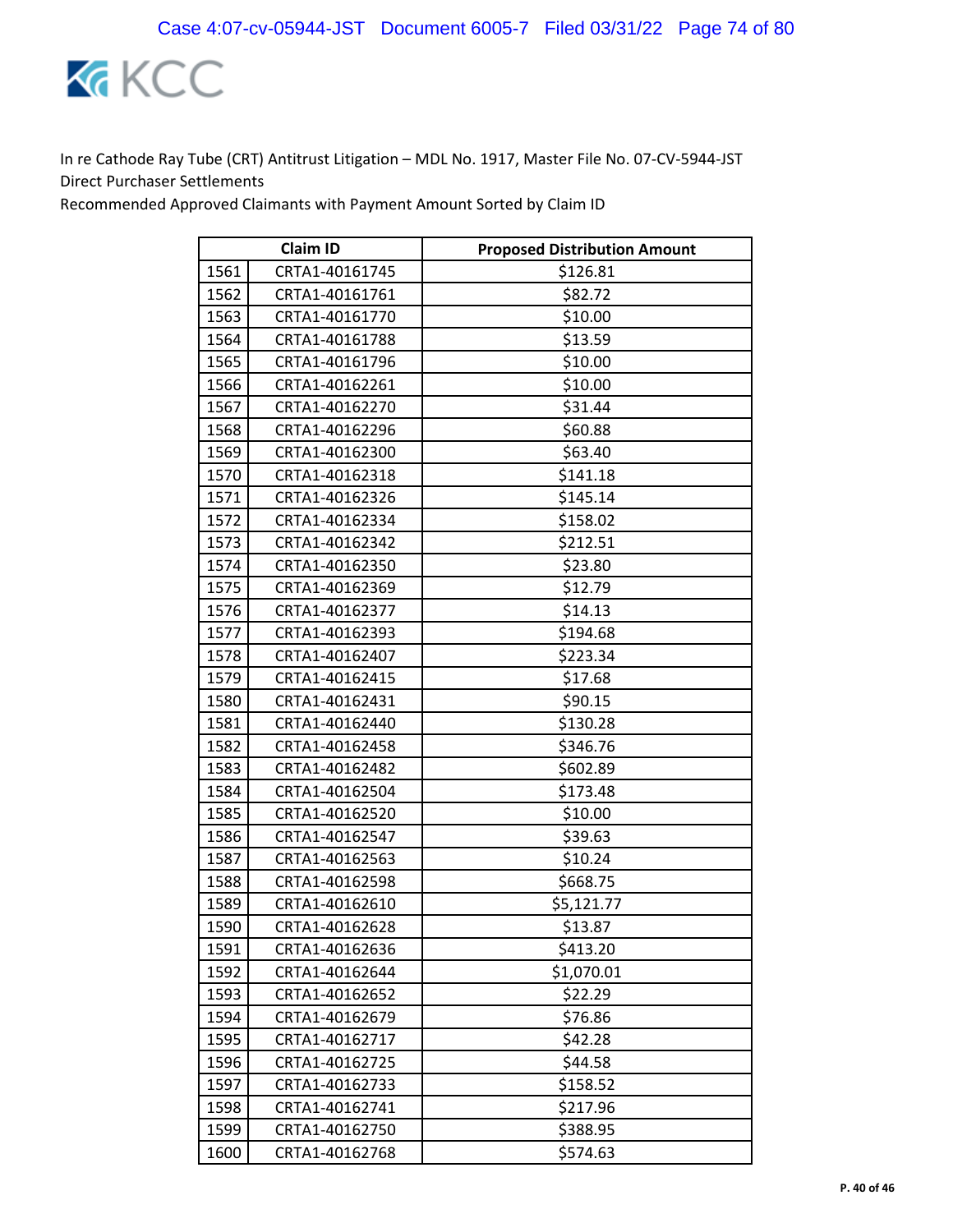In re Cathode Ray Tube (CRT) Antitrust Litigation – MDL No. 1917, Master File No. 07-CV-5944-JST
Direct Purchaser Settlements
Recommended Approved Claimants with Payment Amount Sorted by Claim ID

| Claim ID | | Proposed Distribution Amount |
|---|---|---|
| 1561 | CRTA1-40161745 | $126.81 |
| 1562 | CRTA1-40161761 | $82.72 |
| 1563 | CRTA1-40161770 | $10.00 |
| 1564 | CRTA1-40161788 | $13.59 |
| 1565 | CRTA1-40161796 | $10.00 |
| 1566 | CRTA1-40162261 | $10.00 |
| 1567 | CRTA1-40162270 | $31.44 |
| 1568 | CRTA1-40162296 | $60.88 |
| 1569 | CRTA1-40162300 | $63.40 |
| 1570 | CRTA1-40162318 | $141.18 |
| 1571 | CRTA1-40162326 | $145.14 |
| 1572 | CRTA1-40162334 | $158.02 |
| 1573 | CRTA1-40162342 | $212.51 |
| 1574 | CRTA1-40162350 | $23.80 |
| 1575 | CRTA1-40162369 | $12.79 |
| 1576 | CRTA1-40162377 | $14.13 |
| 1577 | CRTA1-40162393 | $194.68 |
| 1578 | CRTA1-40162407 | $223.34 |
| 1579 | CRTA1-40162415 | $17.68 |
| 1580 | CRTA1-40162431 | $90.15 |
| 1581 | CRTA1-40162440 | $130.28 |
| 1582 | CRTA1-40162458 | $346.76 |
| 1583 | CRTA1-40162482 | $602.89 |
| 1584 | CRTA1-40162504 | $173.48 |
| 1585 | CRTA1-40162520 | $10.00 |
| 1586 | CRTA1-40162547 | $39.63 |
| 1587 | CRTA1-40162563 | $10.24 |
| 1588 | CRTA1-40162598 | $668.75 |
| 1589 | CRTA1-40162610 | $5,121.77 |
| 1590 | CRTA1-40162628 | $13.87 |
| 1591 | CRTA1-40162636 | $413.20 |
| 1592 | CRTA1-40162644 | $1,070.01 |
| 1593 | CRTA1-40162652 | $22.29 |
| 1594 | CRTA1-40162679 | $76.86 |
| 1595 | CRTA1-40162717 | $42.28 |
| 1596 | CRTA1-40162725 | $44.58 |
| 1597 | CRTA1-40162733 | $158.52 |
| 1598 | CRTA1-40162741 | $217.96 |
| 1599 | CRTA1-40162750 | $388.95 |
| 1600 | CRTA1-40162768 | $574.63 |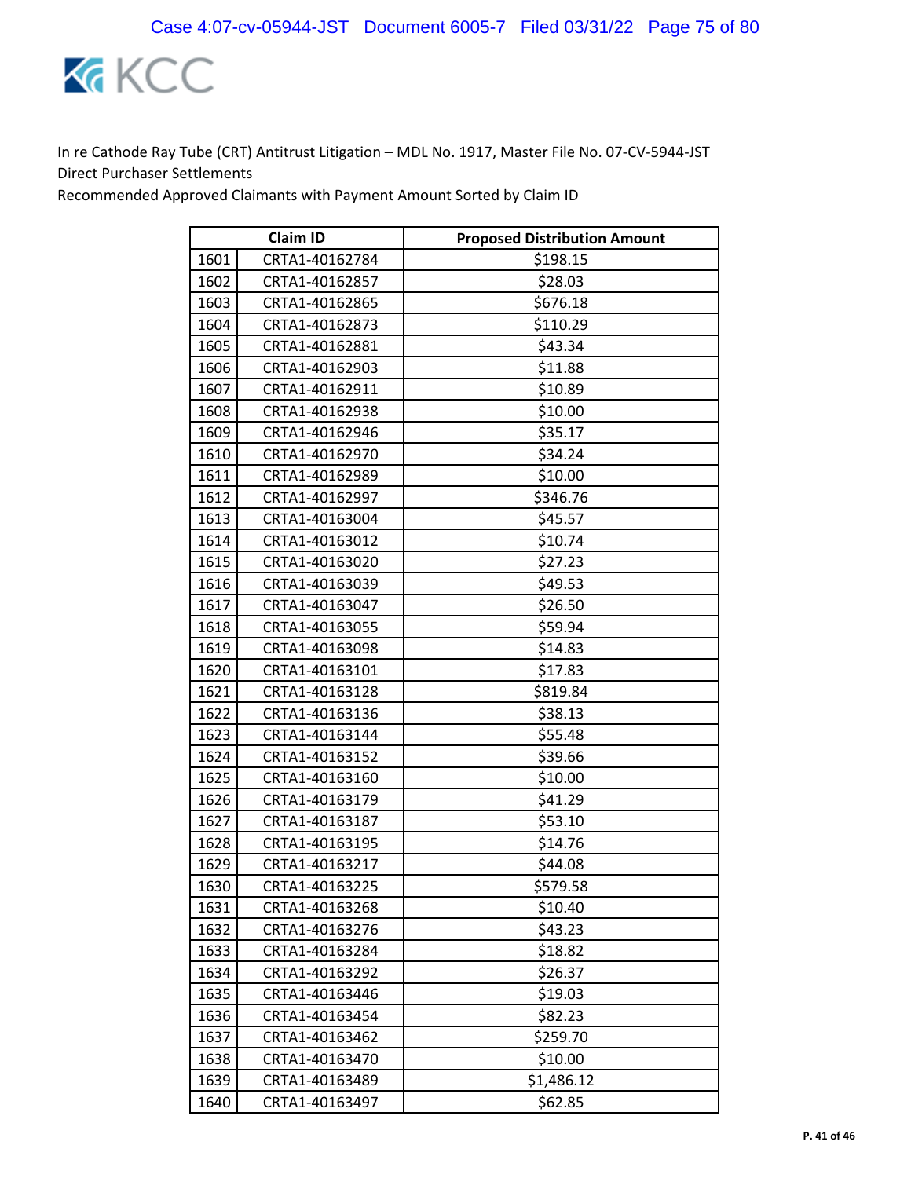In re Cathode Ray Tube (CRT) Antitrust Litigation – MDL No. 1917, Master File No. 07-CV-5944-JST
Direct Purchaser Settlements
Recommended Approved Claimants with Payment Amount Sorted by Claim ID

| | Claim ID | Proposed Distribution Amount |
|---|---|---|
| 1601 | CRTA1-40162784 | $198.15 |
| 1602 | CRTA1-40162857 | $28.03 |
| 1603 | CRTA1-40162865 | $676.18 |
| 1604 | CRTA1-40162873 | $110.29 |
| 1605 | CRTA1-40162881 | $43.34 |
| 1606 | CRTA1-40162903 | $11.88 |
| 1607 | CRTA1-40162911 | $10.89 |
| 1608 | CRTA1-40162938 | $10.00 |
| 1609 | CRTA1-40162946 | $35.17 |
| 1610 | CRTA1-40162970 | $34.24 |
| 1611 | CRTA1-40162989 | $10.00 |
| 1612 | CRTA1-40162997 | $346.76 |
| 1613 | CRTA1-40163004 | $45.57 |
| 1614 | CRTA1-40163012 | $10.74 |
| 1615 | CRTA1-40163020 | $27.23 |
| 1616 | CRTA1-40163039 | $49.53 |
| 1617 | CRTA1-40163047 | $26.50 |
| 1618 | CRTA1-40163055 | $59.94 |
| 1619 | CRTA1-40163098 | $14.83 |
| 1620 | CRTA1-40163101 | $17.83 |
| 1621 | CRTA1-40163128 | $819.84 |
| 1622 | CRTA1-40163136 | $38.13 |
| 1623 | CRTA1-40163144 | $55.48 |
| 1624 | CRTA1-40163152 | $39.66 |
| 1625 | CRTA1-40163160 | $10.00 |
| 1626 | CRTA1-40163179 | $41.29 |
| 1627 | CRTA1-40163187 | $53.10 |
| 1628 | CRTA1-40163195 | $14.76 |
| 1629 | CRTA1-40163217 | $44.08 |
| 1630 | CRTA1-40163225 | $579.58 |
| 1631 | CRTA1-40163268 | $10.40 |
| 1632 | CRTA1-40163276 | $43.23 |
| 1633 | CRTA1-40163284 | $18.82 |
| 1634 | CRTA1-40163292 | $26.37 |
| 1635 | CRTA1-40163446 | $19.03 |
| 1636 | CRTA1-40163454 | $82.23 |
| 1637 | CRTA1-40163462 | $259.70 |
| 1638 | CRTA1-40163470 | $10.00 |
| 1639 | CRTA1-40163489 | $1,486.12 |
| 1640 | CRTA1-40163497 | $62.85 |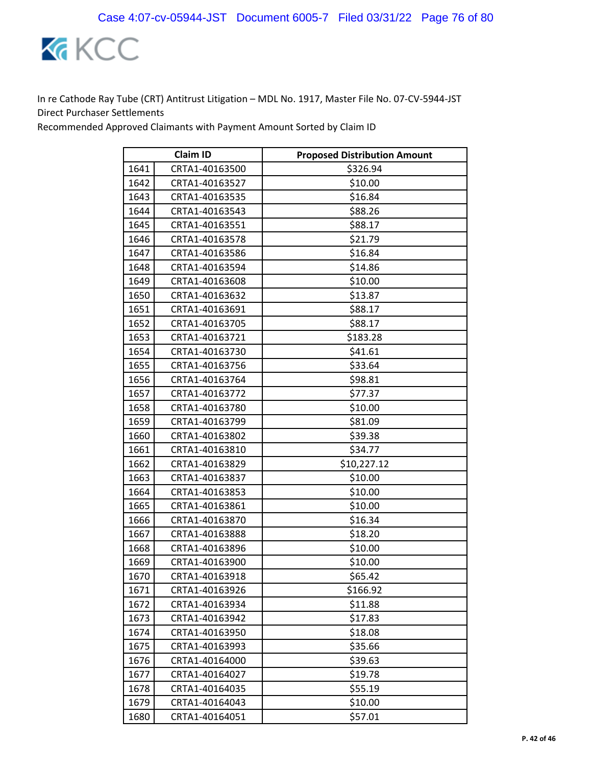In re Cathode Ray Tube (CRT) Antitrust Litigation – MDL No. 1917, Master File No. 07-CV-5944-JST
Direct Purchaser Settlements
Recommended Approved Claimants with Payment Amount Sorted by Claim ID

| | Claim ID | Proposed Distribution Amount |
|---|---|---|
| 1641 | CRTA1-40163500 | $326.94 |
| 1642 | CRTA1-40163527 | $10.00 |
| 1643 | CRTA1-40163535 | $16.84 |
| 1644 | CRTA1-40163543 | $88.26 |
| 1645 | CRTA1-40163551 | $88.17 |
| 1646 | CRTA1-40163578 | $21.79 |
| 1647 | CRTA1-40163586 | $16.84 |
| 1648 | CRTA1-40163594 | $14.86 |
| 1649 | CRTA1-40163608 | $10.00 |
| 1650 | CRTA1-40163632 | $13.87 |
| 1651 | CRTA1-40163691 | $88.17 |
| 1652 | CRTA1-40163705 | $88.17 |
| 1653 | CRTA1-40163721 | $183.28 |
| 1654 | CRTA1-40163730 | $41.61 |
| 1655 | CRTA1-40163756 | $33.64 |
| 1656 | CRTA1-40163764 | $98.81 |
| 1657 | CRTA1-40163772 | $77.37 |
| 1658 | CRTA1-40163780 | $10.00 |
| 1659 | CRTA1-40163799 | $81.09 |
| 1660 | CRTA1-40163802 | $39.38 |
| 1661 | CRTA1-40163810 | $34.77 |
| 1662 | CRTA1-40163829 | $10,227.12 |
| 1663 | CRTA1-40163837 | $10.00 |
| 1664 | CRTA1-40163853 | $10.00 |
| 1665 | CRTA1-40163861 | $10.00 |
| 1666 | CRTA1-40163870 | $16.34 |
| 1667 | CRTA1-40163888 | $18.20 |
| 1668 | CRTA1-40163896 | $10.00 |
| 1669 | CRTA1-40163900 | $10.00 |
| 1670 | CRTA1-40163918 | $65.42 |
| 1671 | CRTA1-40163926 | $166.92 |
| 1672 | CRTA1-40163934 | $11.88 |
| 1673 | CRTA1-40163942 | $17.83 |
| 1674 | CRTA1-40163950 | $18.08 |
| 1675 | CRTA1-40163993 | $35.66 |
| 1676 | CRTA1-40164000 | $39.63 |
| 1677 | CRTA1-40164027 | $19.78 |
| 1678 | CRTA1-40164035 | $55.19 |
| 1679 | CRTA1-40164043 | $10.00 |
| 1680 | CRTA1-40164051 | $57.01 |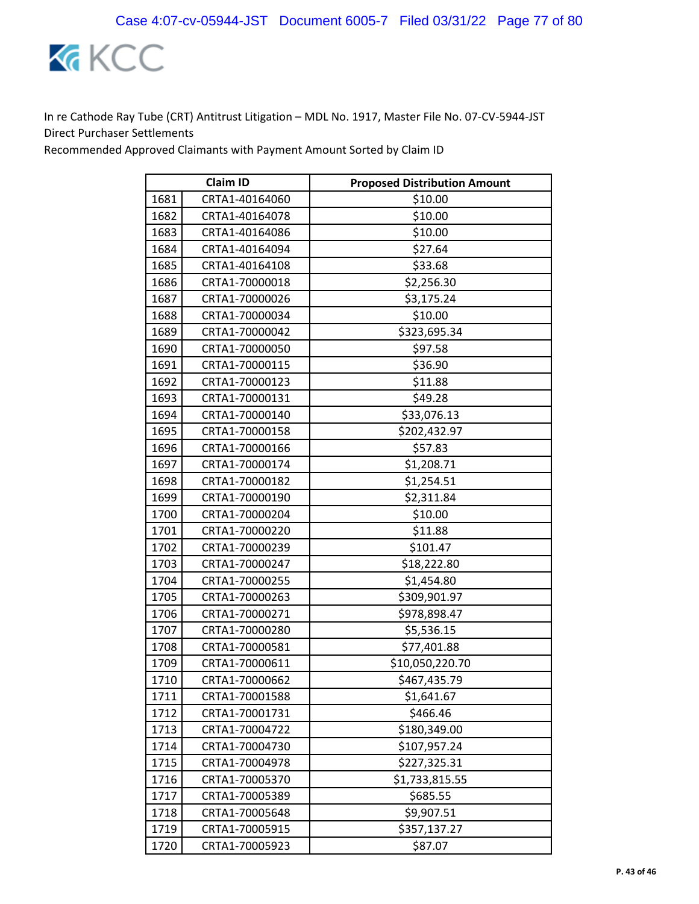In re Cathode Ray Tube (CRT) Antitrust Litigation – MDL No. 1917, Master File No. 07-CV-5944-JST
Direct Purchaser Settlements
Recommended Approved Claimants with Payment Amount Sorted by Claim ID

| | Claim ID | Proposed Distribution Amount |
|---|---|---|
| 1681 | CRTA1-40164060 | $10.00 |
| 1682 | CRTA1-40164078 | $10.00 |
| 1683 | CRTA1-40164086 | $10.00 |
| 1684 | CRTA1-40164094 | $27.64 |
| 1685 | CRTA1-40164108 | $33.68 |
| 1686 | CRTA1-70000018 | $2,256.30 |
| 1687 | CRTA1-70000026 | $3,175.24 |
| 1688 | CRTA1-70000034 | $10.00 |
| 1689 | CRTA1-70000042 | $323,695.34 |
| 1690 | CRTA1-70000050 | $97.58 |
| 1691 | CRTA1-70000115 | $36.90 |
| 1692 | CRTA1-70000123 | $11.88 |
| 1693 | CRTA1-70000131 | $49.28 |
| 1694 | CRTA1-70000140 | $33,076.13 |
| 1695 | CRTA1-70000158 | $202,432.97 |
| 1696 | CRTA1-70000166 | $57.83 |
| 1697 | CRTA1-70000174 | $1,208.71 |
| 1698 | CRTA1-70000182 | $1,254.51 |
| 1699 | CRTA1-70000190 | $2,311.84 |
| 1700 | CRTA1-70000204 | $10.00 |
| 1701 | CRTA1-70000220 | $11.88 |
| 1702 | CRTA1-70000239 | $101.47 |
| 1703 | CRTA1-70000247 | $18,222.80 |
| 1704 | CRTA1-70000255 | $1,454.80 |
| 1705 | CRTA1-70000263 | $309,901.97 |
| 1706 | CRTA1-70000271 | $978,898.47 |
| 1707 | CRTA1-70000280 | $5,536.15 |
| 1708 | CRTA1-70000581 | $77,401.88 |
| 1709 | CRTA1-70000611 | $10,050,220.70 |
| 1710 | CRTA1-70000662 | $467,435.79 |
| 1711 | CRTA1-70001588 | $1,641.67 |
| 1712 | CRTA1-70001731 | $466.46 |
| 1713 | CRTA1-70004722 | $180,349.00 |
| 1714 | CRTA1-70004730 | $107,957.24 |
| 1715 | CRTA1-70004978 | $227,325.31 |
| 1716 | CRTA1-70005370 | $1,733,815.55 |
| 1717 | CRTA1-70005389 | $685.55 |
| 1718 | CRTA1-70005648 | $9,907.51 |
| 1719 | CRTA1-70005915 | $357,137.27 |
| 1720 | CRTA1-70005923 | $87.07 |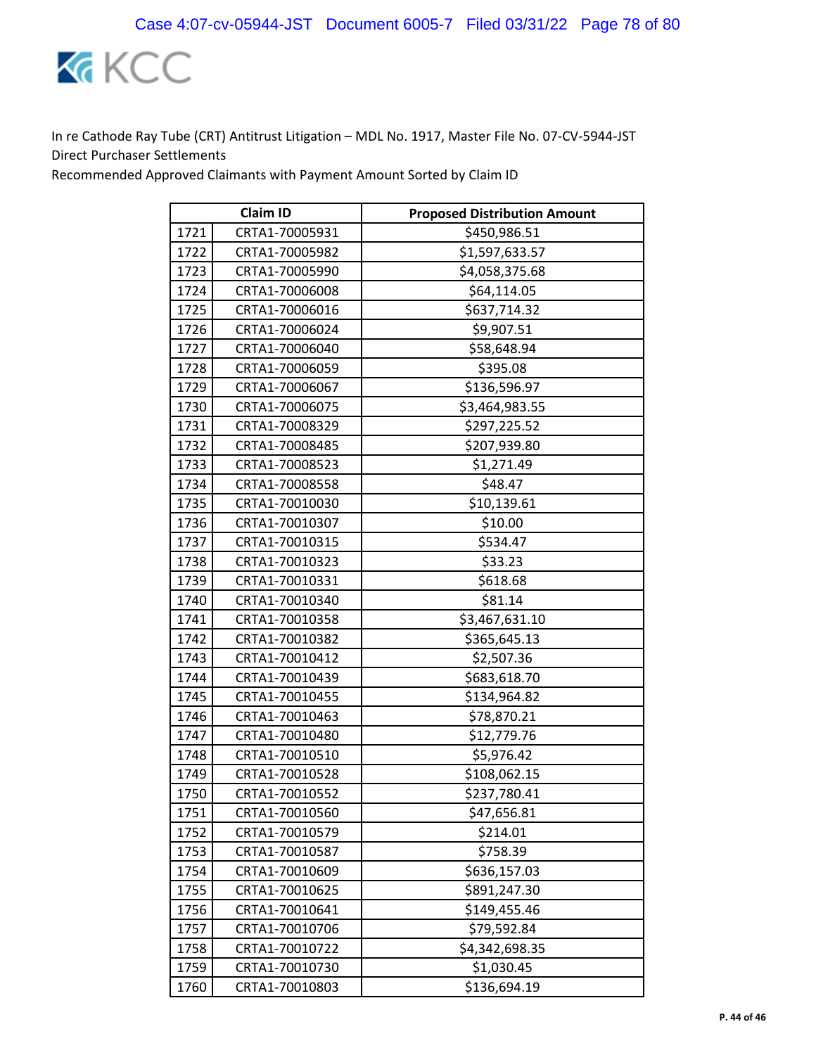In re Cathode Ray Tube (CRT) Antitrust Litigation – MDL No. 1917, Master File No. 07-CV-5944-JST
Direct Purchaser Settlements
Recommended Approved Claimants with Payment Amount Sorted by Claim ID

| Claim ID | | Proposed Distribution Amount |
|---|---|---|
| 1721 | CRTA1-70005931 | $450,986.51 |
| 1722 | CRTA1-70005982 | $1,597,633.57 |
| 1723 | CRTA1-70005990 | $4,058,375.68 |
| 1724 | CRTA1-70006008 | $64,114.05 |
| 1725 | CRTA1-70006016 | $637,714.32 |
| 1726 | CRTA1-70006024 | $9,907.51 |
| 1727 | CRTA1-70006040 | $58,648.94 |
| 1728 | CRTA1-70006059 | $395.08 |
| 1729 | CRTA1-70006067 | $136,596.97 |
| 1730 | CRTA1-70006075 | $3,464,983.55 |
| 1731 | CRTA1-70008329 | $297,225.52 |
| 1732 | CRTA1-70008485 | $207,939.80 |
| 1733 | CRTA1-70008523 | $1,271.49 |
| 1734 | CRTA1-70008558 | $48.47 |
| 1735 | CRTA1-70010030 | $10,139.61 |
| 1736 | CRTA1-70010307 | $10.00 |
| 1737 | CRTA1-70010315 | $534.47 |
| 1738 | CRTA1-70010323 | $33.23 |
| 1739 | CRTA1-70010331 | $618.68 |
| 1740 | CRTA1-70010340 | $81.14 |
| 1741 | CRTA1-70010358 | $3,467,631.10 |
| 1742 | CRTA1-70010382 | $365,645.13 |
| 1743 | CRTA1-70010412 | $2,507.36 |
| 1744 | CRTA1-70010439 | $683,618.70 |
| 1745 | CRTA1-70010455 | $134,964.82 |
| 1746 | CRTA1-70010463 | $78,870.21 |
| 1747 | CRTA1-70010480 | $12,779.76 |
| 1748 | CRTA1-70010510 | $5,976.42 |
| 1749 | CRTA1-70010528 | $108,062.15 |
| 1750 | CRTA1-70010552 | $237,780.41 |
| 1751 | CRTA1-70010560 | $47,656.81 |
| 1752 | CRTA1-70010579 | $214.01 |
| 1753 | CRTA1-70010587 | $758.39 |
| 1754 | CRTA1-70010609 | $636,157.03 |
| 1755 | CRTA1-70010625 | $891,247.30 |
| 1756 | CRTA1-70010641 | $149,455.46 |
| 1757 | CRTA1-70010706 | $79,592.84 |
| 1758 | CRTA1-70010722 | $4,342,698.35 |
| 1759 | CRTA1-70010730 | $1,030.45 |
| 1760 | CRTA1-70010803 | $136,694.19 |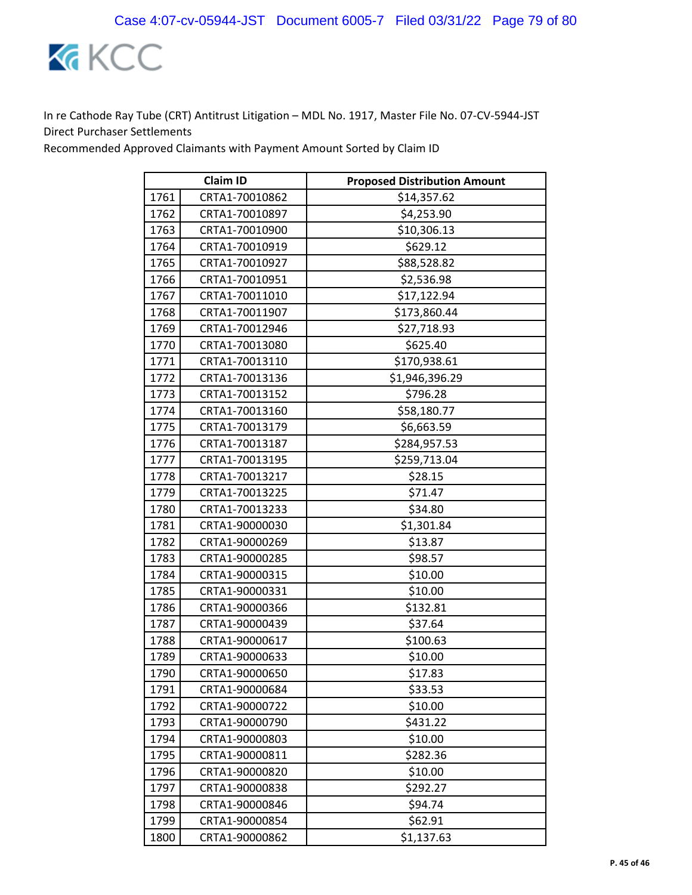In re Cathode Ray Tube (CRT) Antitrust Litigation – MDL No. 1917, Master File No. 07-CV-5944-JST
Direct Purchaser Settlements
Recommended Approved Claimants with Payment Amount Sorted by Claim ID

| Claim ID | | Proposed Distribution Amount |
|---|---|---|
| 1761 | CRTA1-70010862 | $14,357.62 |
| 1762 | CRTA1-70010897 | $4,253.90 |
| 1763 | CRTA1-70010900 | $10,306.13 |
| 1764 | CRTA1-70010919 | $629.12 |
| 1765 | CRTA1-70010927 | $88,528.82 |
| 1766 | CRTA1-70010951 | $2,536.98 |
| 1767 | CRTA1-70011010 | $17,122.94 |
| 1768 | CRTA1-70011907 | $173,860.44 |
| 1769 | CRTA1-70012946 | $27,718.93 |
| 1770 | CRTA1-70013080 | $625.40 |
| 1771 | CRTA1-70013110 | $170,938.61 |
| 1772 | CRTA1-70013136 | $1,946,396.29 |
| 1773 | CRTA1-70013152 | $796.28 |
| 1774 | CRTA1-70013160 | $58,180.77 |
| 1775 | CRTA1-70013179 | $6,663.59 |
| 1776 | CRTA1-70013187 | $284,957.53 |
| 1777 | CRTA1-70013195 | $259,713.04 |
| 1778 | CRTA1-70013217 | $28.15 |
| 1779 | CRTA1-70013225 | $71.47 |
| 1780 | CRTA1-70013233 | $34.80 |
| 1781 | CRTA1-90000030 | $1,301.84 |
| 1782 | CRTA1-90000269 | $13.87 |
| 1783 | CRTA1-90000285 | $98.57 |
| 1784 | CRTA1-90000315 | $10.00 |
| 1785 | CRTA1-90000331 | $10.00 |
| 1786 | CRTA1-90000366 | $132.81 |
| 1787 | CRTA1-90000439 | $37.64 |
| 1788 | CRTA1-90000617 | $100.63 |
| 1789 | CRTA1-90000633 | $10.00 |
| 1790 | CRTA1-90000650 | $17.83 |
| 1791 | CRTA1-90000684 | $33.53 |
| 1792 | CRTA1-90000722 | $10.00 |
| 1793 | CRTA1-90000790 | $431.22 |
| 1794 | CRTA1-90000803 | $10.00 |
| 1795 | CRTA1-90000811 | $282.36 |
| 1796 | CRTA1-90000820 | $10.00 |
| 1797 | CRTA1-90000838 | $292.27 |
| 1798 | CRTA1-90000846 | $94.74 |
| 1799 | CRTA1-90000854 | $62.91 |
| 1800 | CRTA1-90000862 | $1,137.63 |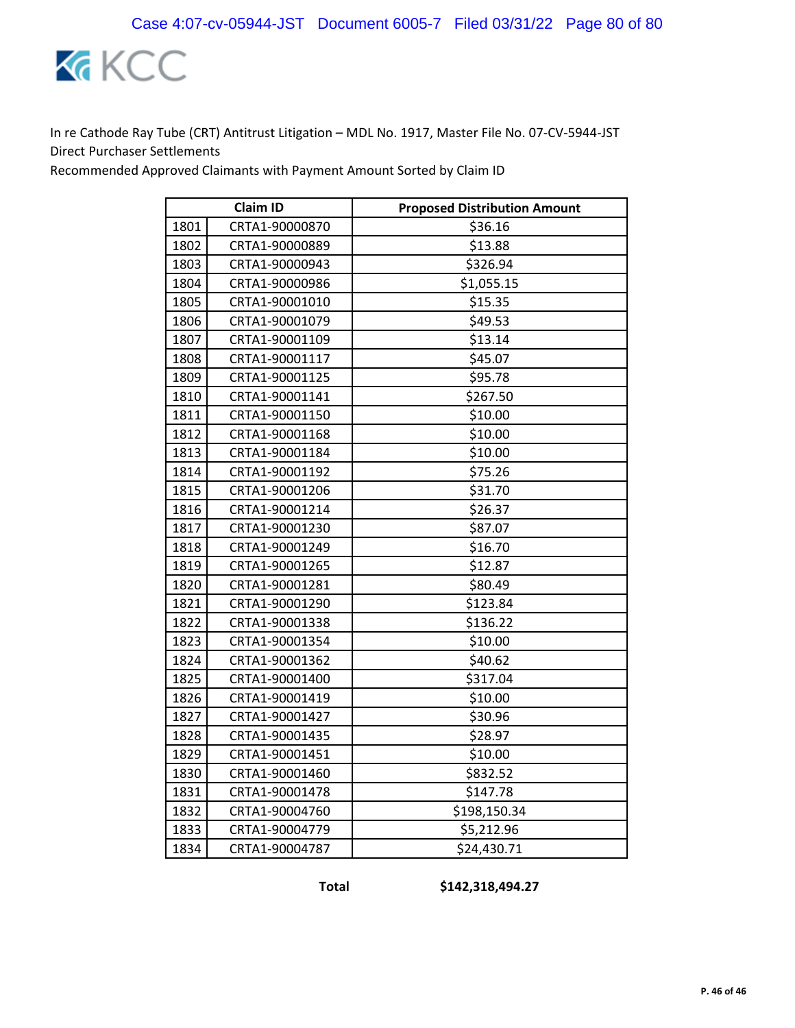In re Cathode Ray Tube (CRT) Antitrust Litigation – MDL No. 1917, Master File No. 07-CV-5944-JST
Direct Purchaser Settlements
Recommended Approved Claimants with Payment Amount Sorted by Claim ID

| Claim ID | | Proposed Distribution Amount |
|---|---|---|
| 1801 | CRTA1-90000870 | $36.16 |
| 1802 | CRTA1-90000889 | $13.88 |
| 1803 | CRTA1-90000943 | $326.94 |
| 1804 | CRTA1-90000986 | $1,055.15 |
| 1805 | CRTA1-90001010 | $15.35 |
| 1806 | CRTA1-90001079 | $49.53 |
| 1807 | CRTA1-90001109 | $13.14 |
| 1808 | CRTA1-90001117 | $45.07 |
| 1809 | CRTA1-90001125 | $95.78 |
| 1810 | CRTA1-90001141 | $267.50 |
| 1811 | CRTA1-90001150 | $10.00 |
| 1812 | CRTA1-90001168 | $10.00 |
| 1813 | CRTA1-90001184 | $10.00 |
| 1814 | CRTA1-90001192 | $75.26 |
| 1815 | CRTA1-90001206 | $31.70 |
| 1816 | CRTA1-90001214 | $26.37 |
| 1817 | CRTA1-90001230 | $87.07 |
| 1818 | CRTA1-90001249 | $16.70 |
| 1819 | CRTA1-90001265 | $12.87 |
| 1820 | CRTA1-90001281 | $80.49 |
| 1821 | CRTA1-90001290 | $123.84 |
| 1822 | CRTA1-90001338 | $136.22 |
| 1823 | CRTA1-90001354 | $10.00 |
| 1824 | CRTA1-90001362 | $40.62 |
| 1825 | CRTA1-90001400 | $317.04 |
| 1826 | CRTA1-90001419 | $10.00 |
| 1827 | CRTA1-90001427 | $30.96 |
| 1828 | CRTA1-90001435 | $28.97 |
| 1829 | CRTA1-90001451 | $10.00 |
| 1830 | CRTA1-90001460 | $832.52 |
| 1831 | CRTA1-90001478 | $147.78 |
| 1832 | CRTA1-90004760 | $198,150.34 |
| 1833 | CRTA1-90004779 | $5,212.96 |
| 1834 | CRTA1-90004787 | $24,430.71 |

**Total** **$142,318,494.27**